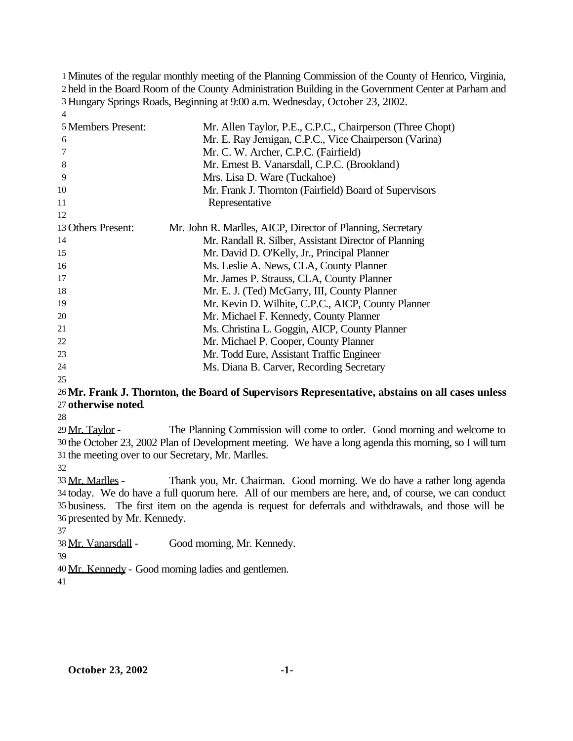Minutes of the regular monthly meeting of the Planning Commission of the County of Henrico, Virginia, held in the Board Room of the County Administration Building in the Government Center at Parham and Hungary Springs Roads, Beginning at 9:00 a.m. Wednesday, October 23, 2002.

| | |
|---|---|
| Members Present: | Mr. Allen Taylor, P.E., C.P.C., Chairperson (Three Chopt) |
| | Mr. E. Ray Jernigan, C.P.C., Vice Chairperson (Varina) |
| | Mr. C. W. Archer, C.P.C. (Fairfield) |
| | Mr. Ernest B. Vanarsdall, C.P.C. (Brookland) |
| | Mrs. Lisa D. Ware (Tuckahoe) |
| | Mr. Frank J. Thornton (Fairfield) Board of Supervisors Representative |
| Others Present: | Mr. John R. Marlles, AICP, Director of Planning, Secretary |
| | Mr. Randall R. Silber, Assistant Director of Planning |
| | Mr. David D. O'Kelly, Jr., Principal Planner |
| | Ms. Leslie A. News, CLA, County Planner |
| | Mr. James P. Strauss, CLA, County Planner |
| | Mr. E. J. (Ted) McGarry, III, County Planner |
| | Mr. Kevin D. Wilhite, C.P.C., AICP, County Planner |
| | Mr. Michael F. Kennedy, County Planner |
| | Ms. Christina L. Goggin, AICP, County Planner |
| | Mr. Michael P. Cooper, County Planner |
| | Mr. Todd Eure, Assistant Traffic Engineer |
| | Ms. Diana B. Carver, Recording Secretary |

**Mr. Frank J. Thornton, the Board of Supervisors Representative, abstains on all cases unless otherwise noted.**

Mr. Taylor - The Planning Commission will come to order. Good morning and welcome to the October 23, 2002 Plan of Development meeting. We have a long agenda this morning, so I will turn the meeting over to our Secretary, Mr. Marlles.

Mr. Marlles - Thank you, Mr. Chairman. Good morning. We do have a rather long agenda today. We do have a full quorum here. All of our members are here, and, of course, we can conduct business. The first item on the agenda is request for deferrals and withdrawals, and those will be presented by Mr. Kennedy.

Mr. Vanarsdall - Good morning, Mr. Kennedy.

Mr. Kennedy - Good morning ladies and gentlemen.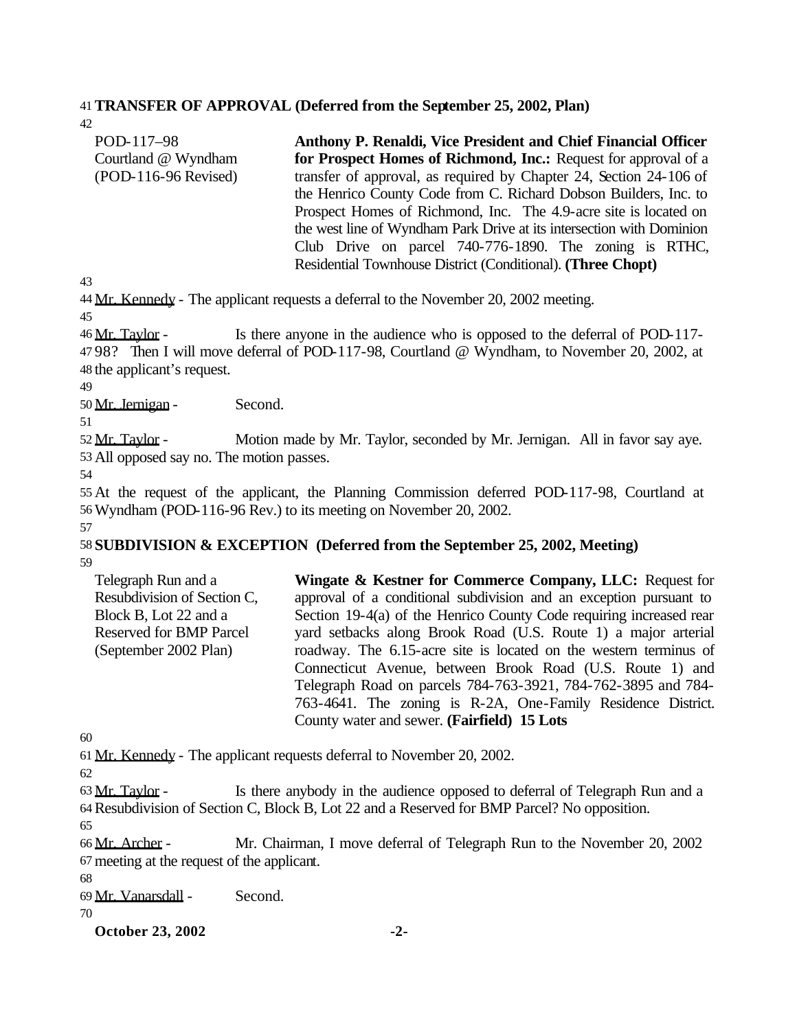**TRANSFER OF APPROVAL (Deferred from the September 25, 2002, Plan)**

POD-117–98
Courtland @ Wyndham
(POD-116-96 Revised)

**Anthony P. Renaldi, Vice President and Chief Financial Officer for Prospect Homes of Richmond, Inc.:** Request for approval of a transfer of approval, as required by Chapter 24, Section 24-106 of the Henrico County Code from C. Richard Dobson Builders, Inc. to Prospect Homes of Richmond, Inc. The 4.9-acre site is located on the west line of Wyndham Park Drive at its intersection with Dominion Club Drive on parcel 740-776-1890. The zoning is RTHC, Residential Townhouse District (Conditional). **(Three Chopt)**

Mr. Kennedy - The applicant requests a deferral to the November 20, 2002 meeting.

Mr. Taylor - Is there anyone in the audience who is opposed to the deferral of POD-117-98? Then I will move deferral of POD-117-98, Courtland @ Wyndham, to November 20, 2002, at the applicant's request.

Mr. Jernigan - Second.

Mr. Taylor - Motion made by Mr. Taylor, seconded by Mr. Jernigan. All in favor say aye. All opposed say no. The motion passes.

At the request of the applicant, the Planning Commission deferred POD-117-98, Courtland at Wyndham (POD-116-96 Rev.) to its meeting on November 20, 2002.

**SUBDIVISION & EXCEPTION (Deferred from the September 25, 2002, Meeting)**

Telegraph Run and a Resubdivision of Section C, Block B, Lot 22 and a Reserved for BMP Parcel (September 2002 Plan)

**Wingate & Kestner for Commerce Company, LLC:** Request for approval of a conditional subdivision and an exception pursuant to Section 19-4(a) of the Henrico County Code requiring increased rear yard setbacks along Brook Road (U.S. Route 1) a major arterial roadway. The 6.15-acre site is located on the western terminus of Connecticut Avenue, between Brook Road (U.S. Route 1) and Telegraph Road on parcels 784-763-3921, 784-762-3895 and 784-763-4641. The zoning is R-2A, One-Family Residence District. County water and sewer. **(Fairfield) 15 Lots**

Mr. Kennedy - The applicant requests deferral to November 20, 2002.

Mr. Taylor - Is there anybody in the audience opposed to deferral of Telegraph Run and a Resubdivision of Section C, Block B, Lot 22 and a Reserved for BMP Parcel? No opposition.

Mr. Archer - Mr. Chairman, I move deferral of Telegraph Run to the November 20, 2002 meeting at the request of the applicant.

Mr. Vanarsdall - Second.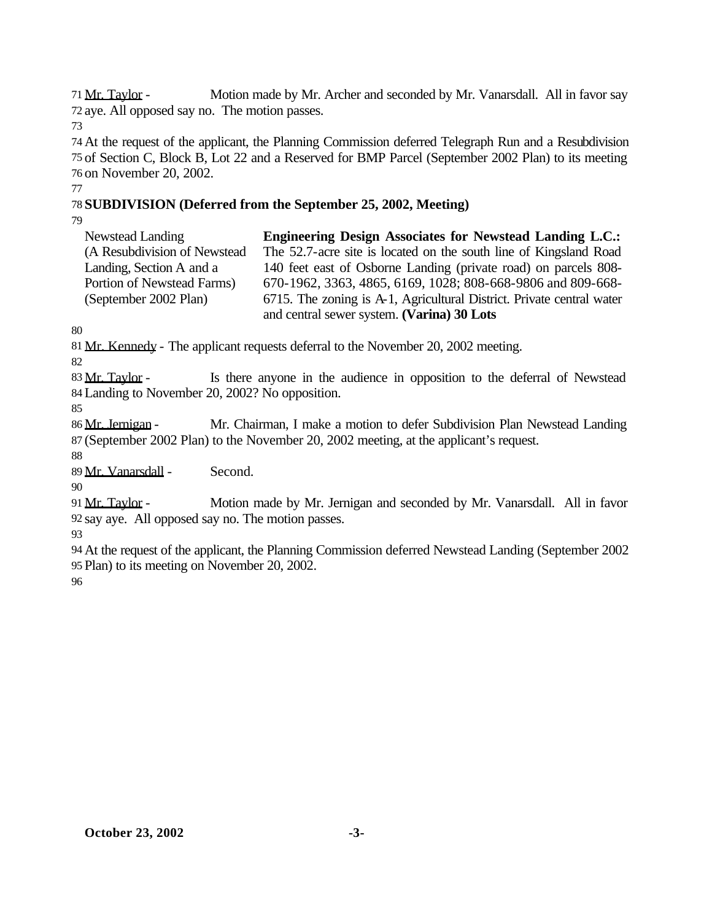Mr. Taylor - Motion made by Mr. Archer and seconded by Mr. Vanarsdall. All in favor say aye. All opposed say no. The motion passes.

At the request of the applicant, the Planning Commission deferred Telegraph Run and a Resubdivision of Section C, Block B, Lot 22 and a Reserved for BMP Parcel (September 2002 Plan) to its meeting on November 20, 2002.

**SUBDIVISION (Deferred from the September 25, 2002, Meeting)**

| | |
|---|---|
| Newstead Landing (A Resubdivision of Newstead Landing, Section A and a Portion of Newstead Farms) (September 2002 Plan) | **Engineering Design Associates for Newstead Landing L.C.:** The 52.7-acre site is located on the south line of Kingsland Road 140 feet east of Osborne Landing (private road) on parcels 808-670-1962, 3363, 4865, 6169, 1028; 808-668-9806 and 809-668-6715. The zoning is A-1, Agricultural District. Private central water and central sewer system. **(Varina) 30 Lots** |

Mr. Kennedy - The applicant requests deferral to the November 20, 2002 meeting.

Mr. Taylor - Is there anyone in the audience in opposition to the deferral of Newstead Landing to November 20, 2002? No opposition.

Mr. Jernigan - Mr. Chairman, I make a motion to defer Subdivision Plan Newstead Landing (September 2002 Plan) to the November 20, 2002 meeting, at the applicant's request.

Mr. Vanarsdall - Second.

Mr. Taylor - Motion made by Mr. Jernigan and seconded by Mr. Vanarsdall. All in favor say aye. All opposed say no. The motion passes.

At the request of the applicant, the Planning Commission deferred Newstead Landing (September 2002 Plan) to its meeting on November 20, 2002.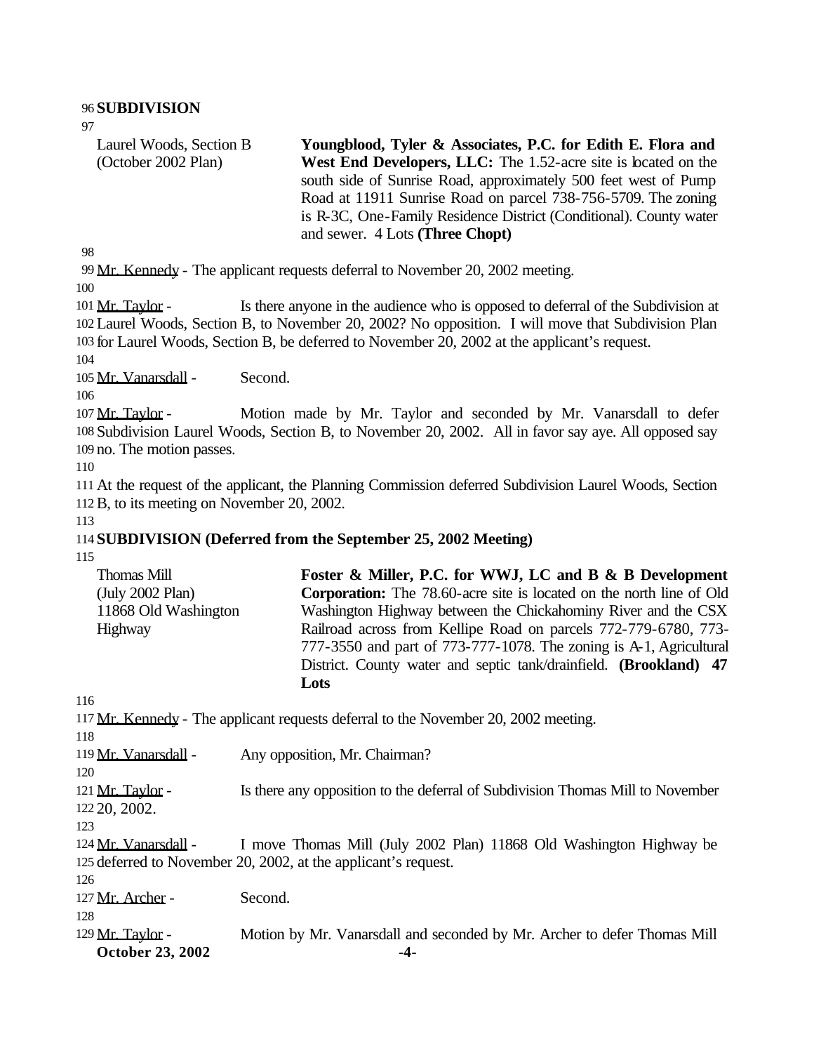**SUBDIVISION**

| | |
|---|---|
| Laurel Woods, Section B (October 2002 Plan) | **Youngblood, Tyler & Associates, P.C. for Edith E. Flora and West End Developers, LLC:** The 1.52-acre site is located on the south side of Sunrise Road, approximately 500 feet west of Pump Road at 11911 Sunrise Road on parcel 738-756-5709. The zoning is R-3C, One-Family Residence District (Conditional). County water and sewer. 4 Lots **(Three Chopt)** |

Mr. Kennedy - The applicant requests deferral to November 20, 2002 meeting.

Mr. Taylor - Is there anyone in the audience who is opposed to deferral of the Subdivision at Laurel Woods, Section B, to November 20, 2002? No opposition. I will move that Subdivision Plan for Laurel Woods, Section B, be deferred to November 20, 2002 at the applicant's request.

Mr. Vanarsdall - Second.

Mr. Taylor - Motion made by Mr. Taylor and seconded by Mr. Vanarsdall to defer Subdivision Laurel Woods, Section B, to November 20, 2002. All in favor say aye. All opposed say no. The motion passes.

At the request of the applicant, the Planning Commission deferred Subdivision Laurel Woods, Section B, to its meeting on November 20, 2002.

**SUBDIVISION (Deferred from the September 25, 2002 Meeting)**

| | |
|---|---|
| Thomas Mill (July 2002 Plan) 11868 Old Washington Highway | **Foster & Miller, P.C. for WWJ, LC and B & B Development Corporation:** The 78.60-acre site is located on the north line of Old Washington Highway between the Chickahominy River and the CSX Railroad across from Kellipe Road on parcels 772-779-6780, 773-777-3550 and part of 773-777-1078. The zoning is A-1, Agricultural District. County water and septic tank/drainfield. **(Brookland) 47 Lots** |

Mr. Kennedy - The applicant requests deferral to the November 20, 2002 meeting.

Mr. Vanarsdall - Any opposition, Mr. Chairman?

Mr. Taylor - Is there any opposition to the deferral of Subdivision Thomas Mill to November 20, 2002.

Mr. Vanarsdall - I move Thomas Mill (July 2002 Plan) 11868 Old Washington Highway be deferred to November 20, 2002, at the applicant's request.

Mr. Archer - Second.

Mr. Taylor - Motion by Mr. Vanarsdall and seconded by Mr. Archer to defer Thomas Mill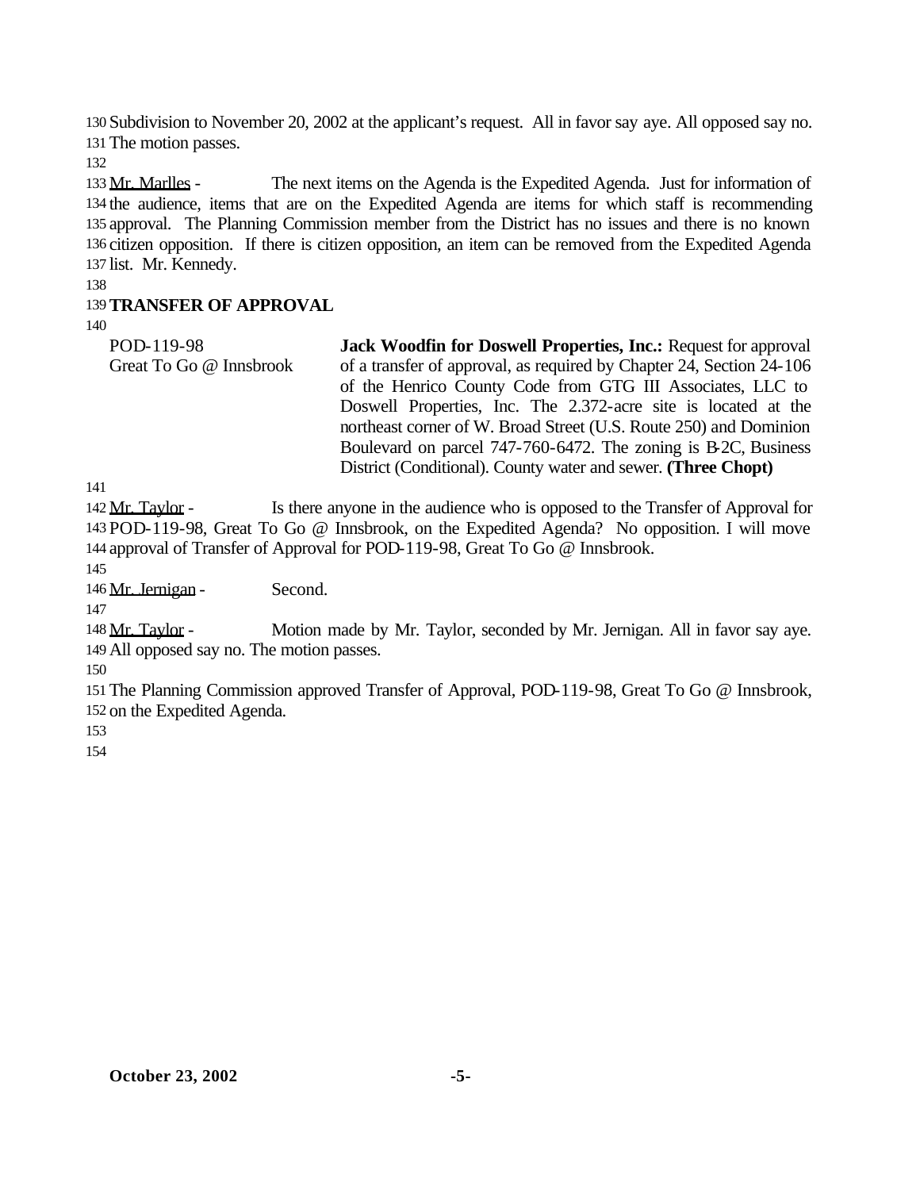Subdivision to November 20, 2002 at the applicant's request. All in favor say aye. All opposed say no. The motion passes.

Mr. Marlles - The next items on the Agenda is the Expedited Agenda. Just for information of the audience, items that are on the Expedited Agenda are items for which staff is recommending approval. The Planning Commission member from the District has no issues and there is no known citizen opposition. If there is citizen opposition, an item can be removed from the Expedited Agenda list. Mr. Kennedy.

## TRANSFER OF APPROVAL

POD-119-98
Great To Go @ Innsbrook

**Jack Woodfin for Doswell Properties, Inc.:** Request for approval of a transfer of approval, as required by Chapter 24, Section 24-106 of the Henrico County Code from GTG III Associates, LLC to Doswell Properties, Inc. The 2.372-acre site is located at the northeast corner of W. Broad Street (U.S. Route 250) and Dominion Boulevard on parcel 747-760-6472. The zoning is B-2C, Business District (Conditional). County water and sewer. **(Three Chopt)**

Mr. Taylor - Is there anyone in the audience who is opposed to the Transfer of Approval for POD-119-98, Great To Go @ Innsbrook, on the Expedited Agenda? No opposition. I will move approval of Transfer of Approval for POD-119-98, Great To Go @ Innsbrook.

Mr. Jernigan - Second.

Mr. Taylor - Motion made by Mr. Taylor, seconded by Mr. Jernigan. All in favor say aye. All opposed say no. The motion passes.

The Planning Commission approved Transfer of Approval, POD-119-98, Great To Go @ Innsbrook, on the Expedited Agenda.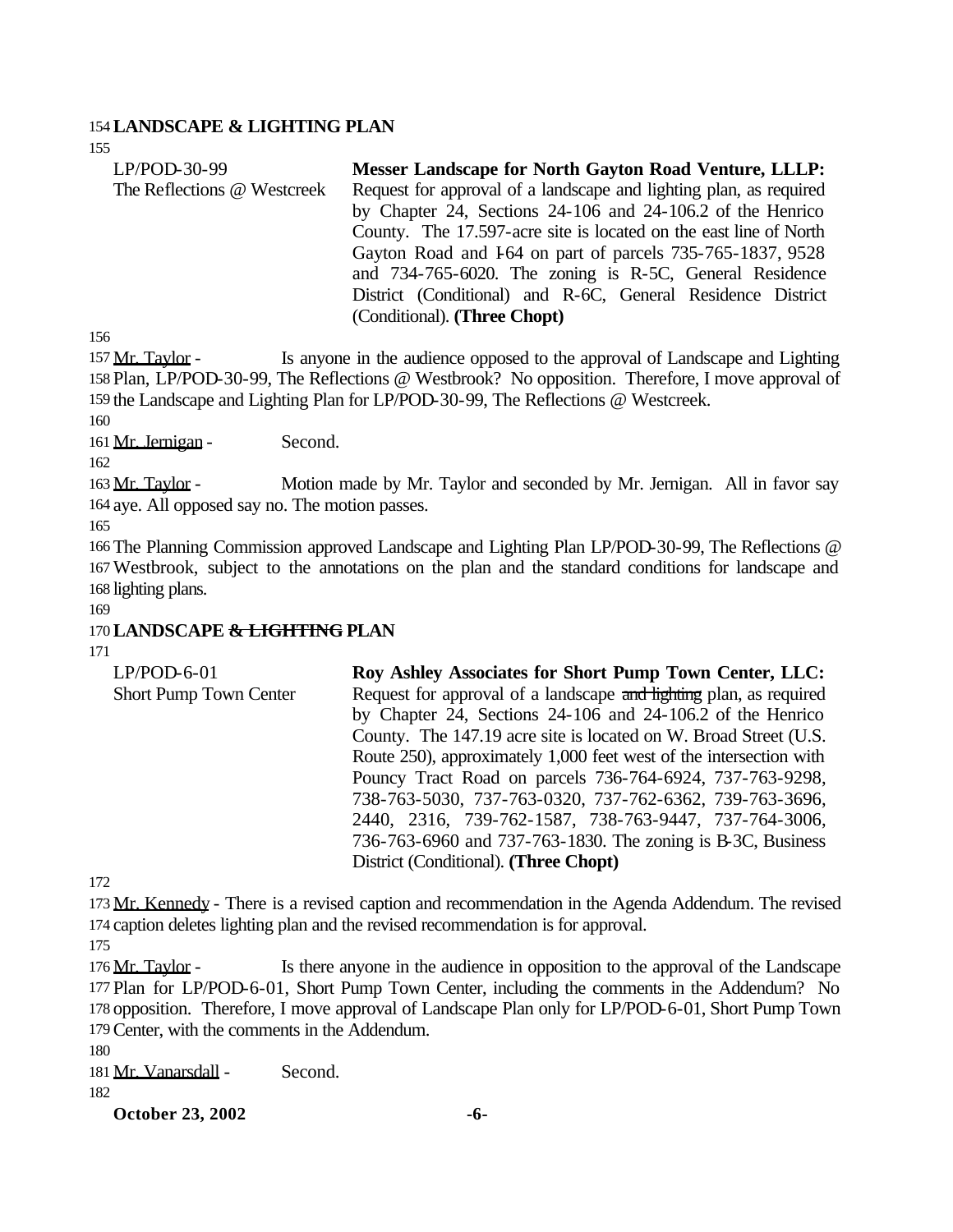**LANDSCAPE & LIGHTING PLAN**

| | |
|---|---|
| LP/POD-30-99<br>The Reflections @ Westcreek | **Messer Landscape for North Gayton Road Venture, LLLP:** Request for approval of a landscape and lighting plan, as required by Chapter 24, Sections 24-106 and 24-106.2 of the Henrico County. The 17.597-acre site is located on the east line of North Gayton Road and I-64 on part of parcels 735-765-1837, 9528 and 734-765-6020. The zoning is R-5C, General Residence District (Conditional) and R-6C, General Residence District (Conditional). **(Three Chopt)** |

Mr. Taylor - Is anyone in the audience opposed to the approval of Landscape and Lighting Plan, LP/POD-30-99, The Reflections @ Westbrook? No opposition. Therefore, I move approval of the Landscape and Lighting Plan for LP/POD-30-99, The Reflections @ Westcreek.

Mr. Jernigan - Second.

Mr. Taylor - Motion made by Mr. Taylor and seconded by Mr. Jernigan. All in favor say aye. All opposed say no. The motion passes.

The Planning Commission approved Landscape and Lighting Plan LP/POD-30-99, The Reflections @ Westbrook, subject to the annotations on the plan and the standard conditions for landscape and lighting plans.

**LANDSCAPE ~~& LIGHTING~~ PLAN**

| | |
|---|---|
| LP/POD-6-01<br>Short Pump Town Center | **Roy Ashley Associates for Short Pump Town Center, LLC:** Request for approval of a landscape ~~and lighting~~ plan, as required by Chapter 24, Sections 24-106 and 24-106.2 of the Henrico County. The 147.19 acre site is located on W. Broad Street (U.S. Route 250), approximately 1,000 feet west of the intersection with Pouncy Tract Road on parcels 736-764-6924, 737-763-9298, 738-763-5030, 737-763-0320, 737-762-6362, 739-763-3696, 2440, 2316, 739-762-1587, 738-763-9447, 737-764-3006, 736-763-6960 and 737-763-1830. The zoning is B-3C, Business District (Conditional). **(Three Chopt)** |

Mr. Kennedy - There is a revised caption and recommendation in the Agenda Addendum. The revised caption deletes lighting plan and the revised recommendation is for approval.

Mr. Taylor - Is there anyone in the audience in opposition to the approval of the Landscape Plan for LP/POD-6-01, Short Pump Town Center, including the comments in the Addendum? No opposition. Therefore, I move approval of Landscape Plan only for LP/POD-6-01, Short Pump Town Center, with the comments in the Addendum.

Mr. Vanarsdall - Second.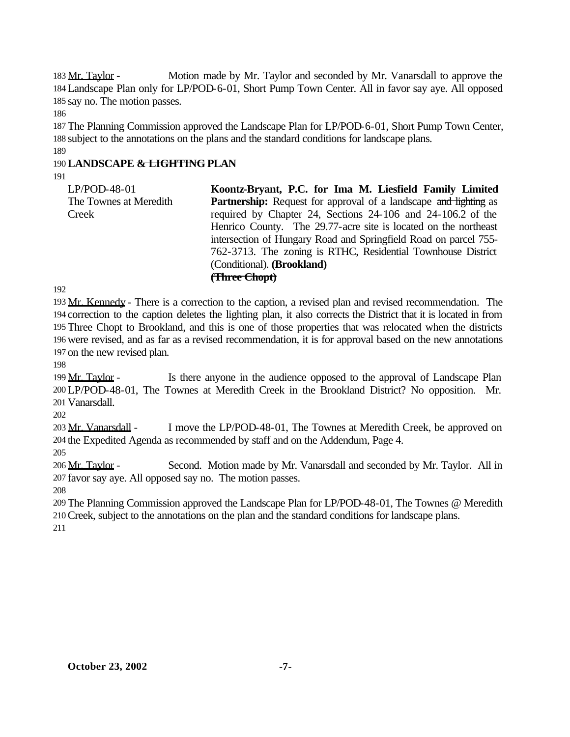Mr. Taylor - Motion made by Mr. Taylor and seconded by Mr. Vanarsdall to approve the Landscape Plan only for LP/POD-6-01, Short Pump Town Center. All in favor say aye. All opposed say no. The motion passes.

The Planning Commission approved the Landscape Plan for LP/POD-6-01, Short Pump Town Center, subject to the annotations on the plans and the standard conditions for landscape plans.

**LANDSCAPE ~~& LIGHTING~~ PLAN**

| | |
|---|---|
| LP/POD-48-01<br>The Townes at Meredith Creek | **Koontz-Bryant, P.C. for Ima M. Liesfield Family Limited Partnership:** Request for approval of a landscape ~~and lighting~~ as required by Chapter 24, Sections 24-106 and 24-106.2 of the Henrico County. The 29.77-acre site is located on the northeast intersection of Hungary Road and Springfield Road on parcel 755-762-3713. The zoning is RTHC, Residential Townhouse District (Conditional). **(Brookland)** **~~(Three Chopt)~~** |

Mr. Kennedy - There is a correction to the caption, a revised plan and revised recommendation. The correction to the caption deletes the lighting plan, it also corrects the District that it is located in from Three Chopt to Brookland, and this is one of those properties that was relocated when the districts were revised, and as far as a revised recommendation, it is for approval based on the new annotations on the new revised plan.

Mr. Taylor - Is there anyone in the audience opposed to the approval of Landscape Plan LP/POD-48-01, The Townes at Meredith Creek in the Brookland District? No opposition. Mr. Vanarsdall.

Mr. Vanarsdall - I move the LP/POD-48-01, The Townes at Meredith Creek, be approved on the Expedited Agenda as recommended by staff and on the Addendum, Page 4.

Mr. Taylor - Second. Motion made by Mr. Vanarsdall and seconded by Mr. Taylor. All in favor say aye. All opposed say no. The motion passes.

The Planning Commission approved the Landscape Plan for LP/POD-48-01, The Townes @ Meredith Creek, subject to the annotations on the plan and the standard conditions for landscape plans.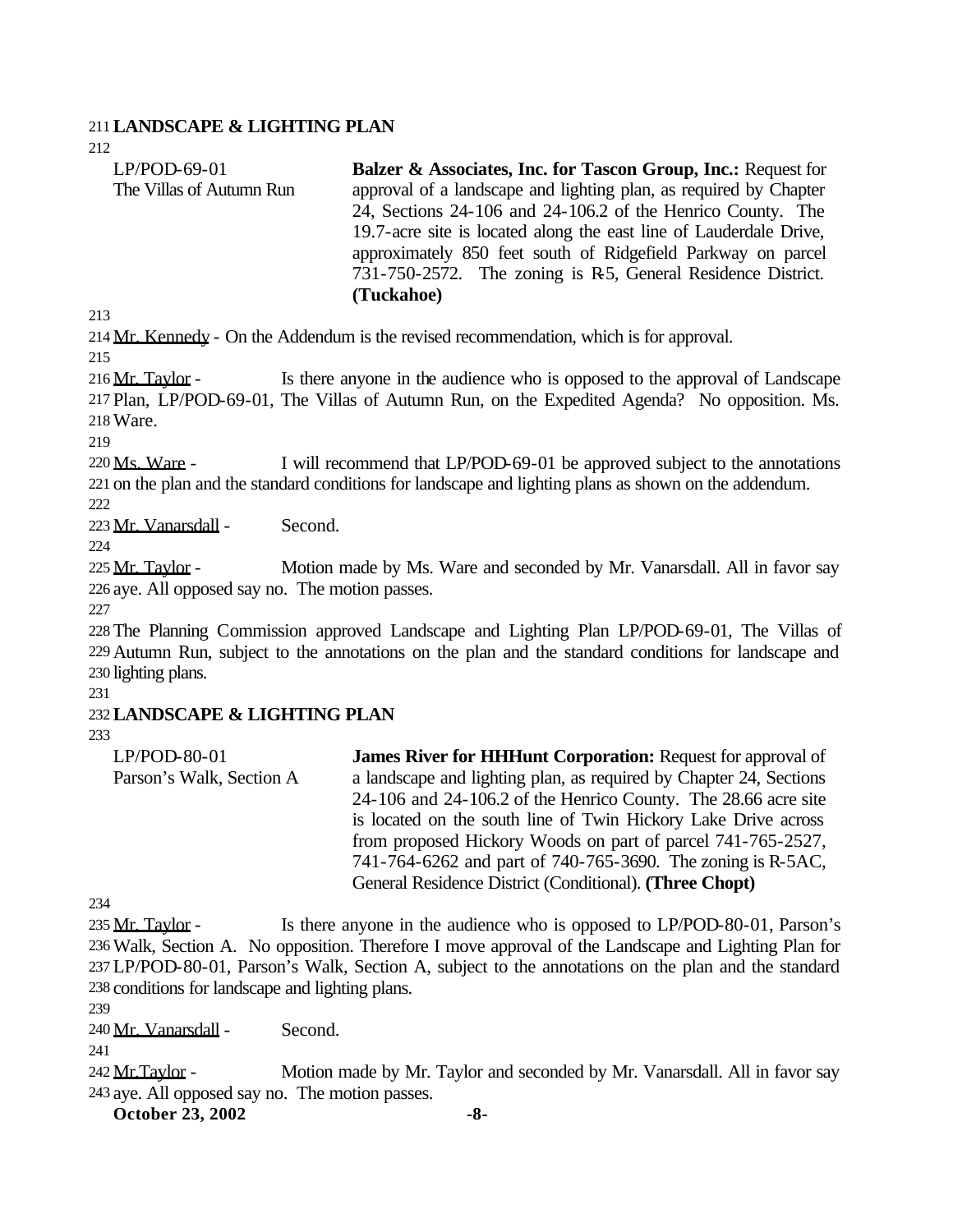**LANDSCAPE & LIGHTING PLAN**

LP/POD-69-01
The Villas of Autumn Run

**Balzer & Associates, Inc. for Tascon Group, Inc.:** Request for approval of a landscape and lighting plan, as required by Chapter 24, Sections 24-106 and 24-106.2 of the Henrico County. The 19.7-acre site is located along the east line of Lauderdale Drive, approximately 850 feet south of Ridgefield Parkway on parcel 731-750-2572. The zoning is R-5, General Residence District. **(Tuckahoe)**

Mr. Kennedy - On the Addendum is the revised recommendation, which is for approval.

Mr. Taylor - Is there anyone in the audience who is opposed to the approval of Landscape Plan, LP/POD-69-01, The Villas of Autumn Run, on the Expedited Agenda? No opposition. Ms. Ware.

Ms. Ware - I will recommend that LP/POD-69-01 be approved subject to the annotations on the plan and the standard conditions for landscape and lighting plans as shown on the addendum.

Mr. Vanarsdall - Second.

Mr. Taylor - Motion made by Ms. Ware and seconded by Mr. Vanarsdall. All in favor say aye. All opposed say no. The motion passes.

The Planning Commission approved Landscape and Lighting Plan LP/POD-69-01, The Villas of Autumn Run, subject to the annotations on the plan and the standard conditions for landscape and lighting plans.

**LANDSCAPE & LIGHTING PLAN**

LP/POD-80-01
Parson's Walk, Section A

**James River for HHHunt Corporation:** Request for approval of a landscape and lighting plan, as required by Chapter 24, Sections 24-106 and 24-106.2 of the Henrico County. The 28.66 acre site is located on the south line of Twin Hickory Lake Drive across from proposed Hickory Woods on part of parcel 741-765-2527, 741-764-6262 and part of 740-765-3690. The zoning is R-5AC, General Residence District (Conditional). **(Three Chopt)**

Mr. Taylor - Is there anyone in the audience who is opposed to LP/POD-80-01, Parson's Walk, Section A. No opposition. Therefore I move approval of the Landscape and Lighting Plan for LP/POD-80-01, Parson's Walk, Section A, subject to the annotations on the plan and the standard conditions for landscape and lighting plans.

Mr. Vanarsdall - Second.

Mr.Taylor - Motion made by Mr. Taylor and seconded by Mr. Vanarsdall. All in favor say aye. All opposed say no. The motion passes.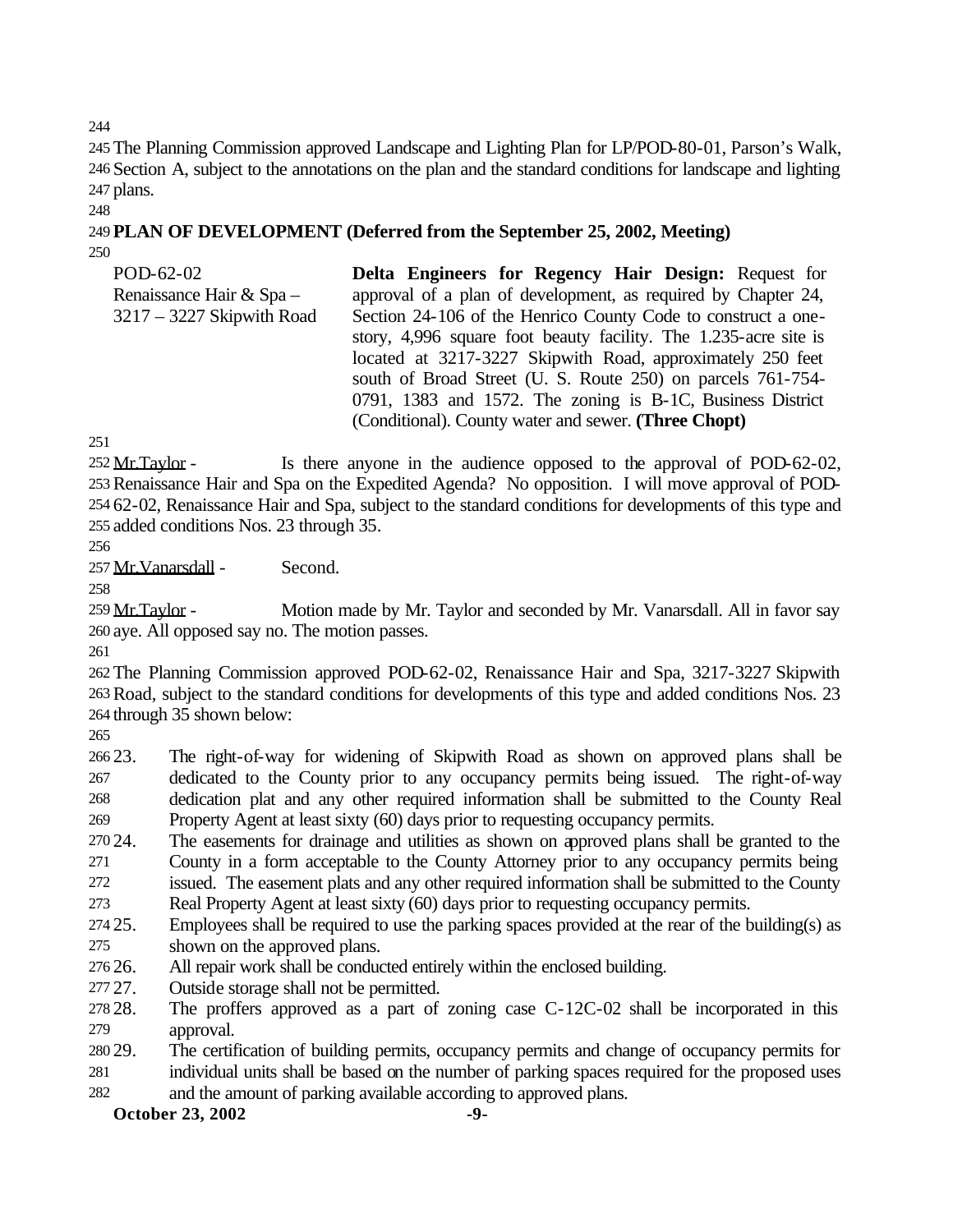The Planning Commission approved Landscape and Lighting Plan for LP/POD-80-01, Parson's Walk, Section A, subject to the annotations on the plan and the standard conditions for landscape and lighting plans.

**PLAN OF DEVELOPMENT (Deferred from the September 25, 2002, Meeting)**

| | |
|---|---|
| POD-62-02<br>Renaissance Hair & Spa –<br>3217 – 3227 Skipwith Road | **Delta Engineers for Regency Hair Design:** Request for approval of a plan of development, as required by Chapter 24, Section 24-106 of the Henrico County Code to construct a one-story, 4,996 square foot beauty facility. The 1.235-acre site is located at 3217-3227 Skipwith Road, approximately 250 feet south of Broad Street (U. S. Route 250) on parcels 761-754-0791, 1383 and 1572. The zoning is B-1C, Business District (Conditional). County water and sewer. **(Three Chopt)** |

Mr. Taylor - Is there anyone in the audience opposed to the approval of POD-62-02, Renaissance Hair and Spa on the Expedited Agenda? No opposition. I will move approval of POD-62-02, Renaissance Hair and Spa, subject to the standard conditions for developments of this type and added conditions Nos. 23 through 35.

Mr. Vanarsdall - Second.

Mr. Taylor - Motion made by Mr. Taylor and seconded by Mr. Vanarsdall. All in favor say aye. All opposed say no. The motion passes.

The Planning Commission approved POD-62-02, Renaissance Hair and Spa, 3217-3227 Skipwith Road, subject to the standard conditions for developments of this type and added conditions Nos. 23 through 35 shown below:

23. The right-of-way for widening of Skipwith Road as shown on approved plans shall be dedicated to the County prior to any occupancy permits being issued. The right-of-way dedication plat and any other required information shall be submitted to the County Real Property Agent at least sixty (60) days prior to requesting occupancy permits.
24. The easements for drainage and utilities as shown on approved plans shall be granted to the County in a form acceptable to the County Attorney prior to any occupancy permits being issued. The easement plats and any other required information shall be submitted to the County Real Property Agent at least sixty (60) days prior to requesting occupancy permits.
25. Employees shall be required to use the parking spaces provided at the rear of the building(s) as shown on the approved plans.
26. All repair work shall be conducted entirely within the enclosed building.
27. Outside storage shall not be permitted.
28. The proffers approved as a part of zoning case C-12C-02 shall be incorporated in this approval.
29. The certification of building permits, occupancy permits and change of occupancy permits for individual units shall be based on the number of parking spaces required for the proposed uses and the amount of parking available according to approved plans.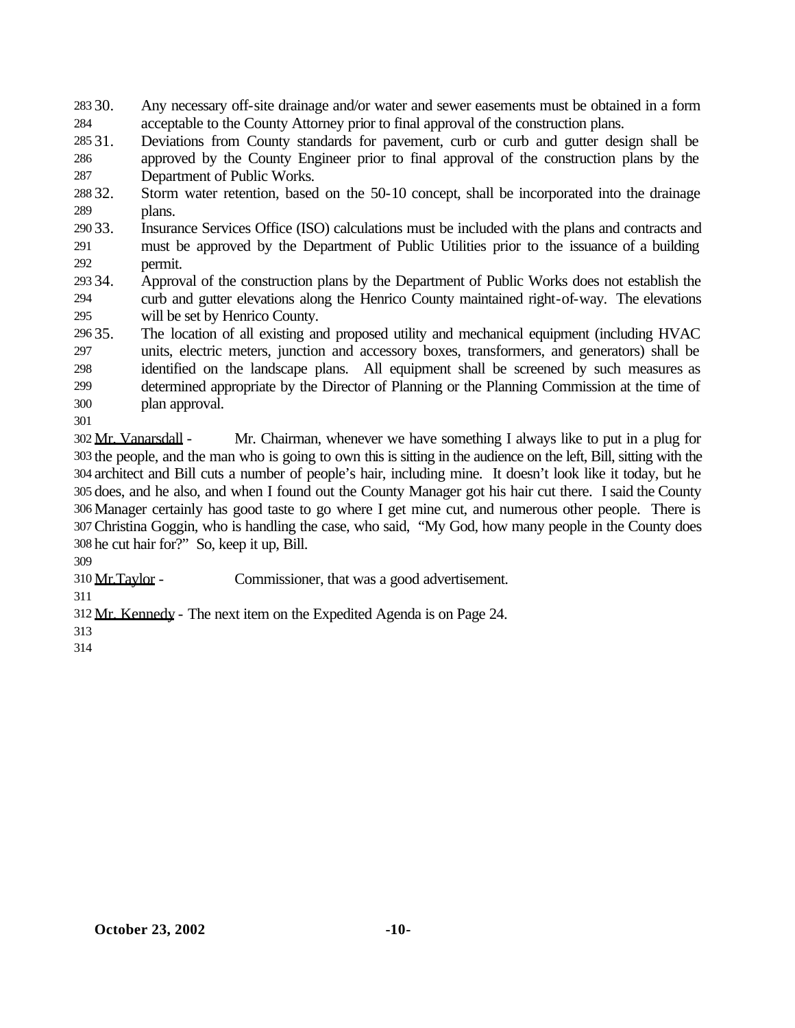30. Any necessary off-site drainage and/or water and sewer easements must be obtained in a form acceptable to the County Attorney prior to final approval of the construction plans.
31. Deviations from County standards for pavement, curb or curb and gutter design shall be approved by the County Engineer prior to final approval of the construction plans by the Department of Public Works.
32. Storm water retention, based on the 50-10 concept, shall be incorporated into the drainage plans.
33. Insurance Services Office (ISO) calculations must be included with the plans and contracts and must be approved by the Department of Public Utilities prior to the issuance of a building permit.
34. Approval of the construction plans by the Department of Public Works does not establish the curb and gutter elevations along the Henrico County maintained right-of-way. The elevations will be set by Henrico County.
35. The location of all existing and proposed utility and mechanical equipment (including HVAC units, electric meters, junction and accessory boxes, transformers, and generators) shall be identified on the landscape plans. All equipment shall be screened by such measures as determined appropriate by the Director of Planning or the Planning Commission at the time of plan approval.

Mr. Vanarsdall - Mr. Chairman, whenever we have something I always like to put in a plug for the people, and the man who is going to own this is sitting in the audience on the left, Bill, sitting with the architect and Bill cuts a number of people's hair, including mine. It doesn't look like it today, but he does, and he also, and when I found out the County Manager got his hair cut there. I said the County Manager certainly has good taste to go where I get mine cut, and numerous other people. There is Christina Goggin, who is handling the case, who said, "My God, how many people in the County does he cut hair for?" So, keep it up, Bill.

Mr.Taylor - Commissioner, that was a good advertisement.

Mr. Kennedy - The next item on the Expedited Agenda is on Page 24.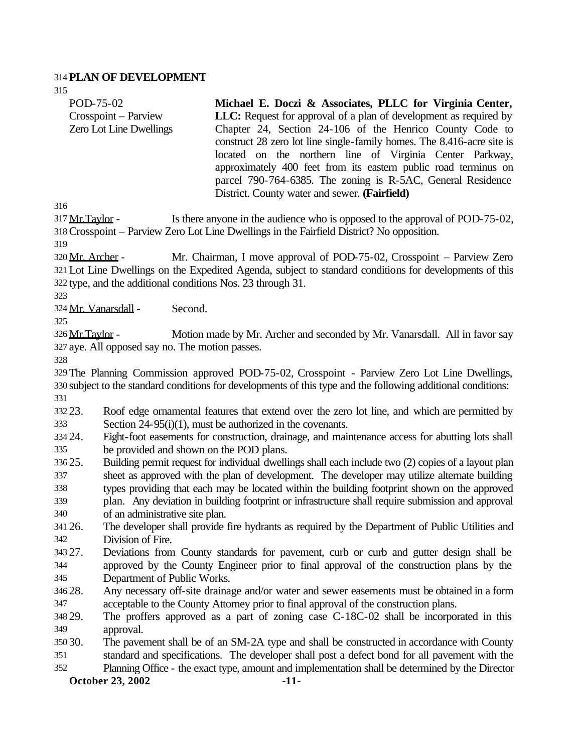**PLAN OF DEVELOPMENT**

POD-75-02
Crosspoint – Parview
Zero Lot Line Dwellings

**Michael E. Doczi & Associates, PLLC for Virginia Center, LLC:** Request for approval of a plan of development as required by Chapter 24, Section 24-106 of the Henrico County Code to construct 28 zero lot line single-family homes. The 8.416-acre site is located on the northern line of Virginia Center Parkway, approximately 400 feet from its eastern public road terminus on parcel 790-764-6385. The zoning is R-5AC, General Residence District. County water and sewer. **(Fairfield)**

Mr.Taylor - Is there anyone in the audience who is opposed to the approval of POD-75-02, Crosspoint – Parview Zero Lot Line Dwellings in the Fairfield District? No opposition.

Mr. Archer - Mr. Chairman, I move approval of POD-75-02, Crosspoint – Parview Zero Lot Line Dwellings on the Expedited Agenda, subject to standard conditions for developments of this type, and the additional conditions Nos. 23 through 31.

Mr. Vanarsdall - Second.

Mr.Taylor - Motion made by Mr. Archer and seconded by Mr. Vanarsdall. All in favor say aye. All opposed say no. The motion passes.

The Planning Commission approved POD-75-02, Crosspoint - Parview Zero Lot Line Dwellings, subject to the standard conditions for developments of this type and the following additional conditions:

23. Roof edge ornamental features that extend over the zero lot line, and which are permitted by Section 24-95(i)(1), must be authorized in the covenants.
24. Eight-foot easements for construction, drainage, and maintenance access for abutting lots shall be provided and shown on the POD plans.
25. Building permit request for individual dwellings shall each include two (2) copies of a layout plan sheet as approved with the plan of development. The developer may utilize alternate building types providing that each may be located within the building footprint shown on the approved plan. Any deviation in building footprint or infrastructure shall require submission and approval of an administrative site plan.
26. The developer shall provide fire hydrants as required by the Department of Public Utilities and Division of Fire.
27. Deviations from County standards for pavement, curb or curb and gutter design shall be approved by the County Engineer prior to final approval of the construction plans by the Department of Public Works.
28. Any necessary off-site drainage and/or water and sewer easements must be obtained in a form acceptable to the County Attorney prior to final approval of the construction plans.
29. The proffers approved as a part of zoning case C-18C-02 shall be incorporated in this approval.
30. The pavement shall be of an SM-2A type and shall be constructed in accordance with County standard and specifications. The developer shall post a defect bond for all pavement with the Planning Office - the exact type, amount and implementation shall be determined by the Director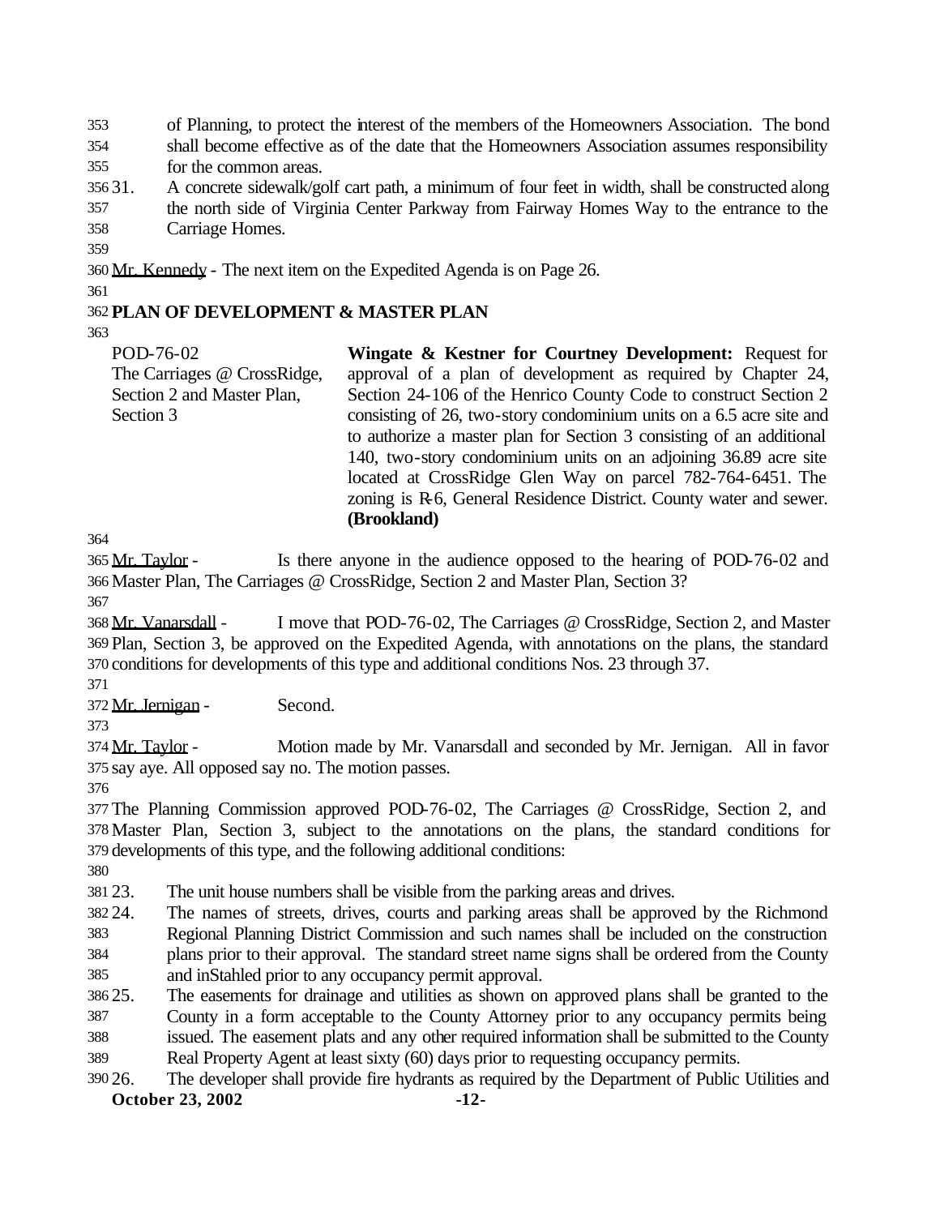of Planning, to protect the interest of the members of the Homeowners Association. The bond shall become effective as of the date that the Homeowners Association assumes responsibility for the common areas.

31. A concrete sidewalk/golf cart path, a minimum of four feet in width, shall be constructed along the north side of Virginia Center Parkway from Fairway Homes Way to the entrance to the Carriage Homes.

Mr. Kennedy - The next item on the Expedited Agenda is on Page 26.

**PLAN OF DEVELOPMENT & MASTER PLAN**

| | |
|---|---|
| POD-76-02<br>The Carriages @ CrossRidge, Section 2 and Master Plan, Section 3 | **Wingate & Kestner for Courtney Development:** Request for approval of a plan of development as required by Chapter 24, Section 24-106 of the Henrico County Code to construct Section 2 consisting of 26, two-story condominium units on a 6.5 acre site and to authorize a master plan for Section 3 consisting of an additional 140, two-story condominium units on an adjoining 36.89 acre site located at CrossRidge Glen Way on parcel 782-764-6451. The zoning is R-6, General Residence District. County water and sewer. **(Brookland)** |

Mr. Taylor - Is there anyone in the audience opposed to the hearing of POD-76-02 and Master Plan, The Carriages @ CrossRidge, Section 2 and Master Plan, Section 3?

Mr. Vanarsdall - I move that POD-76-02, The Carriages @ CrossRidge, Section 2, and Master Plan, Section 3, be approved on the Expedited Agenda, with annotations on the plans, the standard conditions for developments of this type and additional conditions Nos. 23 through 37.

Mr. Jernigan - Second.

Mr. Taylor - Motion made by Mr. Vanarsdall and seconded by Mr. Jernigan. All in favor say aye. All opposed say no. The motion passes.

The Planning Commission approved POD-76-02, The Carriages @ CrossRidge, Section 2, and Master Plan, Section 3, subject to the annotations on the plans, the standard conditions for developments of this type, and the following additional conditions:

23. The unit house numbers shall be visible from the parking areas and drives.
24. The names of streets, drives, courts and parking areas shall be approved by the Richmond Regional Planning District Commission and such names shall be included on the construction plans prior to their approval. The standard street name signs shall be ordered from the County and inStahled prior to any occupancy permit approval.
25. The easements for drainage and utilities as shown on approved plans shall be granted to the County in a form acceptable to the County Attorney prior to any occupancy permits being issued. The easement plats and any other required information shall be submitted to the County Real Property Agent at least sixty (60) days prior to requesting occupancy permits.
26. The developer shall provide fire hydrants as required by the Department of Public Utilities and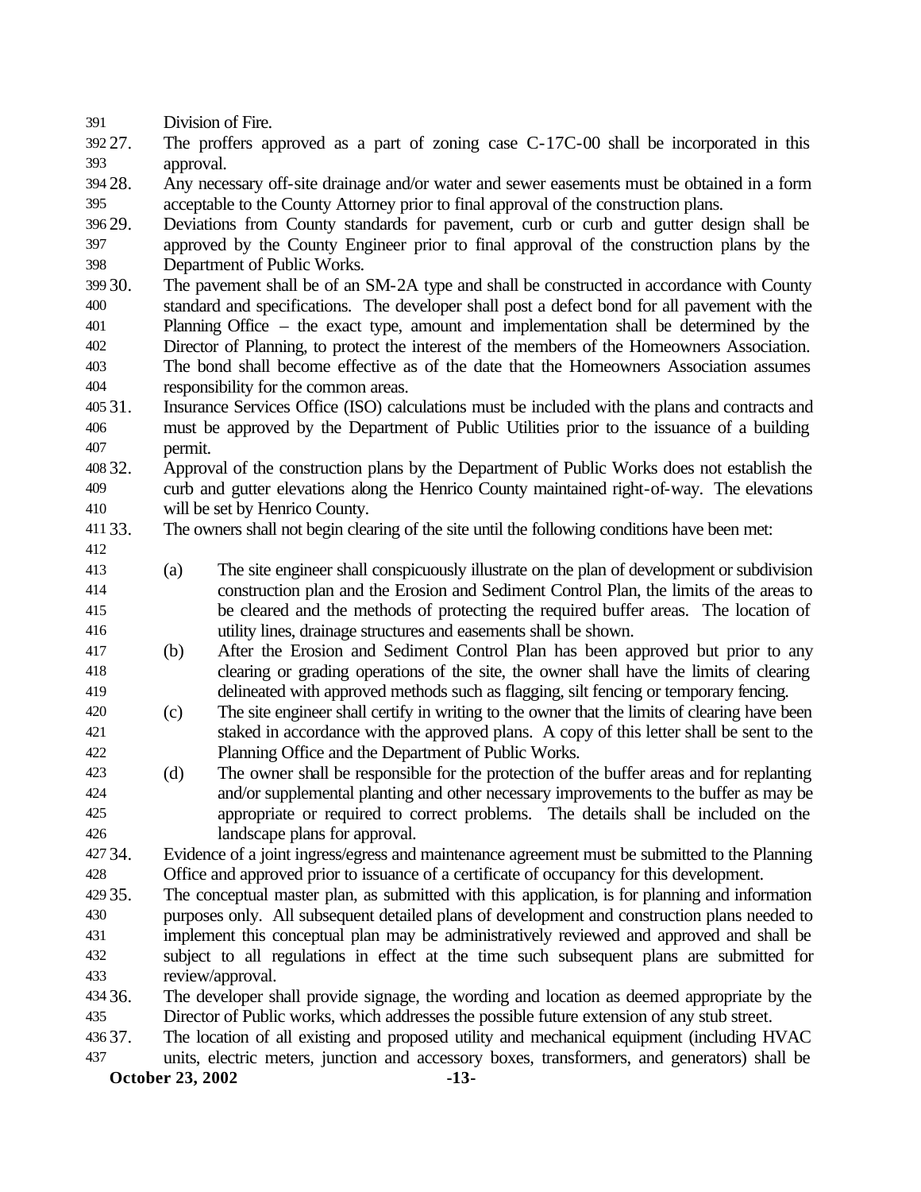Division of Fire.

27. The proffers approved as a part of zoning case C-17C-00 shall be incorporated in this approval.
28. Any necessary off-site drainage and/or water and sewer easements must be obtained in a form acceptable to the County Attorney prior to final approval of the construction plans.
29. Deviations from County standards for pavement, curb or curb and gutter design shall be approved by the County Engineer prior to final approval of the construction plans by the Department of Public Works.
30. The pavement shall be of an SM-2A type and shall be constructed in accordance with County standard and specifications. The developer shall post a defect bond for all pavement with the Planning Office – the exact type, amount and implementation shall be determined by the Director of Planning, to protect the interest of the members of the Homeowners Association. The bond shall become effective as of the date that the Homeowners Association assumes responsibility for the common areas.
31. Insurance Services Office (ISO) calculations must be included with the plans and contracts and must be approved by the Department of Public Utilities prior to the issuance of a building permit.
32. Approval of the construction plans by the Department of Public Works does not establish the curb and gutter elevations along the Henrico County maintained right-of-way. The elevations will be set by Henrico County.
33. The owners shall not begin clearing of the site until the following conditions have been met:

    (a) The site engineer shall conspicuously illustrate on the plan of development or subdivision construction plan and the Erosion and Sediment Control Plan, the limits of the areas to be cleared and the methods of protecting the required buffer areas. The location of utility lines, drainage structures and easements shall be shown.
    (b) After the Erosion and Sediment Control Plan has been approved but prior to any clearing or grading operations of the site, the owner shall have the limits of clearing delineated with approved methods such as flagging, silt fencing or temporary fencing.
    (c) The site engineer shall certify in writing to the owner that the limits of clearing have been staked in accordance with the approved plans. A copy of this letter shall be sent to the Planning Office and the Department of Public Works.
    (d) The owner shall be responsible for the protection of the buffer areas and for replanting and/or supplemental planting and other necessary improvements to the buffer as may be appropriate or required to correct problems. The details shall be included on the landscape plans for approval.

34. Evidence of a joint ingress/egress and maintenance agreement must be submitted to the Planning Office and approved prior to issuance of a certificate of occupancy for this development.
35. The conceptual master plan, as submitted with this application, is for planning and information purposes only. All subsequent detailed plans of development and construction plans needed to implement this conceptual plan may be administratively reviewed and approved and shall be subject to all regulations in effect at the time such subsequent plans are submitted for review/approval.
36. The developer shall provide signage, the wording and location as deemed appropriate by the Director of Public works, which addresses the possible future extension of any stub street.
37. The location of all existing and proposed utility and mechanical equipment (including HVAC units, electric meters, junction and accessory boxes, transformers, and generators) shall be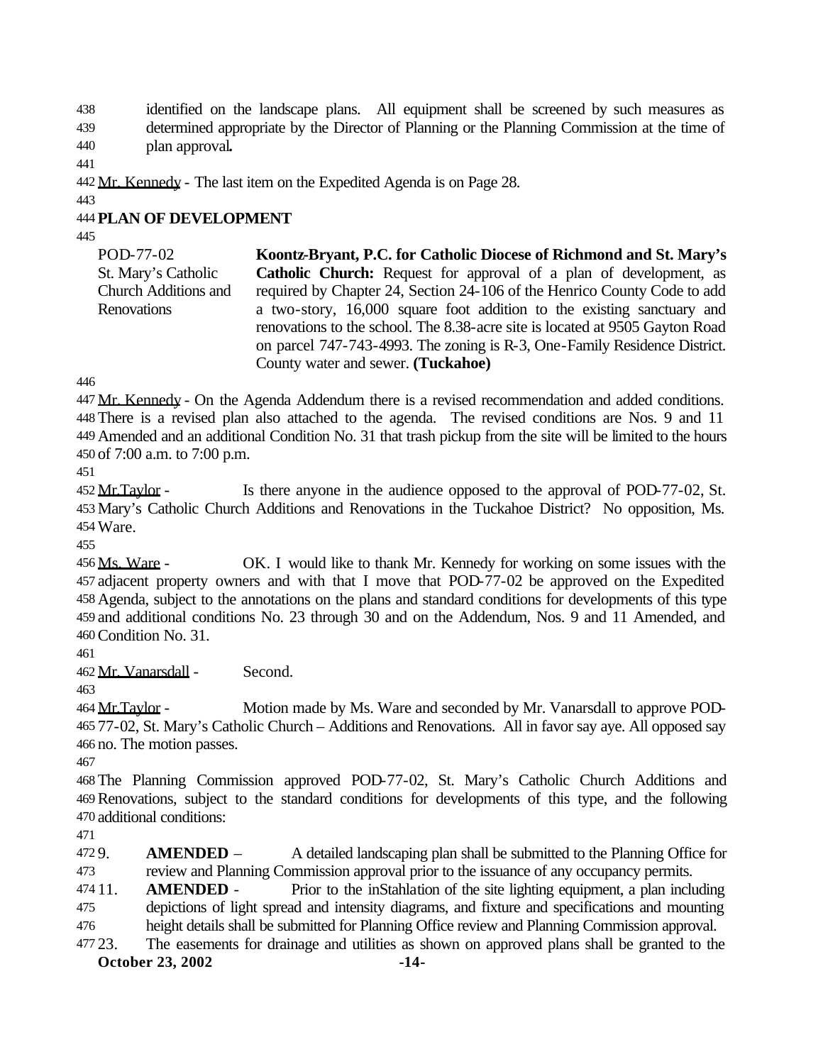identified on the landscape plans. All equipment shall be screened by such measures as determined appropriate by the Director of Planning or the Planning Commission at the time of plan approval**.**

Mr. Kennedy - The last item on the Expedited Agenda is on Page 28.

## PLAN OF DEVELOPMENT

| | |
|---|---|
| POD-77-02<br>St. Mary's Catholic Church Additions and Renovations | **Koontz-Bryant, P.C. for Catholic Diocese of Richmond and St. Mary's Catholic Church:** Request for approval of a plan of development, as required by Chapter 24, Section 24-106 of the Henrico County Code to add a two-story, 16,000 square foot addition to the existing sanctuary and renovations to the school. The 8.38-acre site is located at 9505 Gayton Road on parcel 747-743-4993. The zoning is R-3, One-Family Residence District. County water and sewer. **(Tuckahoe)** |

Mr. Kennedy - On the Agenda Addendum there is a revised recommendation and added conditions. There is a revised plan also attached to the agenda. The revised conditions are Nos. 9 and 11 Amended and an additional Condition No. 31 that trash pickup from the site will be limited to the hours of 7:00 a.m. to 7:00 p.m.

Mr.Taylor - Is there anyone in the audience opposed to the approval of POD-77-02, St. Mary's Catholic Church Additions and Renovations in the Tuckahoe District? No opposition, Ms. Ware.

Ms. Ware - OK. I would like to thank Mr. Kennedy for working on some issues with the adjacent property owners and with that I move that POD-77-02 be approved on the Expedited Agenda, subject to the annotations on the plans and standard conditions for developments of this type and additional conditions No. 23 through 30 and on the Addendum, Nos. 9 and 11 Amended, and Condition No. 31.

Mr. Vanarsdall - Second.

Mr.Taylor - Motion made by Ms. Ware and seconded by Mr. Vanarsdall to approve POD-77-02, St. Mary's Catholic Church – Additions and Renovations. All in favor say aye. All opposed say no. The motion passes.

The Planning Commission approved POD-77-02, St. Mary's Catholic Church Additions and Renovations, subject to the standard conditions for developments of this type, and the following additional conditions:

9. **AMENDED** – A detailed landscaping plan shall be submitted to the Planning Office for review and Planning Commission approval prior to the issuance of any occupancy permits.
11. **AMENDED** - Prior to the inStahlation of the site lighting equipment, a plan including depictions of light spread and intensity diagrams, and fixture and specifications and mounting height details shall be submitted for Planning Office review and Planning Commission approval.
23. The easements for drainage and utilities as shown on approved plans shall be granted to the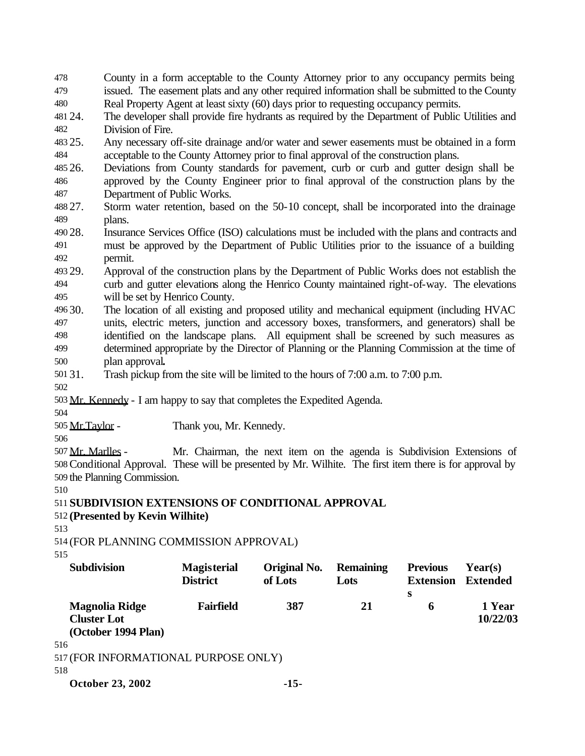County in a form acceptable to the County Attorney prior to any occupancy permits being issued. The easement plats and any other required information shall be submitted to the County Real Property Agent at least sixty (60) days prior to requesting occupancy permits.

24. The developer shall provide fire hydrants as required by the Department of Public Utilities and Division of Fire.
25. Any necessary off-site drainage and/or water and sewer easements must be obtained in a form acceptable to the County Attorney prior to final approval of the construction plans.
26. Deviations from County standards for pavement, curb or curb and gutter design shall be approved by the County Engineer prior to final approval of the construction plans by the Department of Public Works.
27. Storm water retention, based on the 50-10 concept, shall be incorporated into the drainage plans.
28. Insurance Services Office (ISO) calculations must be included with the plans and contracts and must be approved by the Department of Public Utilities prior to the issuance of a building permit.
29. Approval of the construction plans by the Department of Public Works does not establish the curb and gutter elevations along the Henrico County maintained right-of-way. The elevations will be set by Henrico County.
30. The location of all existing and proposed utility and mechanical equipment (including HVAC units, electric meters, junction and accessory boxes, transformers, and generators) shall be identified on the landscape plans. All equipment shall be screened by such measures as determined appropriate by the Director of Planning or the Planning Commission at the time of plan approval**.**
31. Trash pickup from the site will be limited to the hours of 7:00 a.m. to 7:00 p.m.

Mr. Kennedy - I am happy to say that completes the Expedited Agenda.

Mr.Taylor - Thank you, Mr. Kennedy.

Mr. Marlles - Mr. Chairman, the next item on the agenda is Subdivision Extensions of Conditional Approval. These will be presented by Mr. Wilhite. The first item there is for approval by the Planning Commission.

**SUBDIVISION EXTENSIONS OF CONDITIONAL APPROVAL**
**(Presented by Kevin Wilhite)**

(FOR PLANNING COMMISSION APPROVAL)

| Subdivision | Magisterial District | Original No. of Lots | Remaining Lots | Previous Extensions | Year(s) Extended |
|---|---|---|---|---|---|
| **Magnolia Ridge Cluster Lot (October 1994 Plan)** | **Fairfield** | **387** | **21** | **6** | **1 Year 10/22/03** |

(FOR INFORMATIONAL PURPOSE ONLY)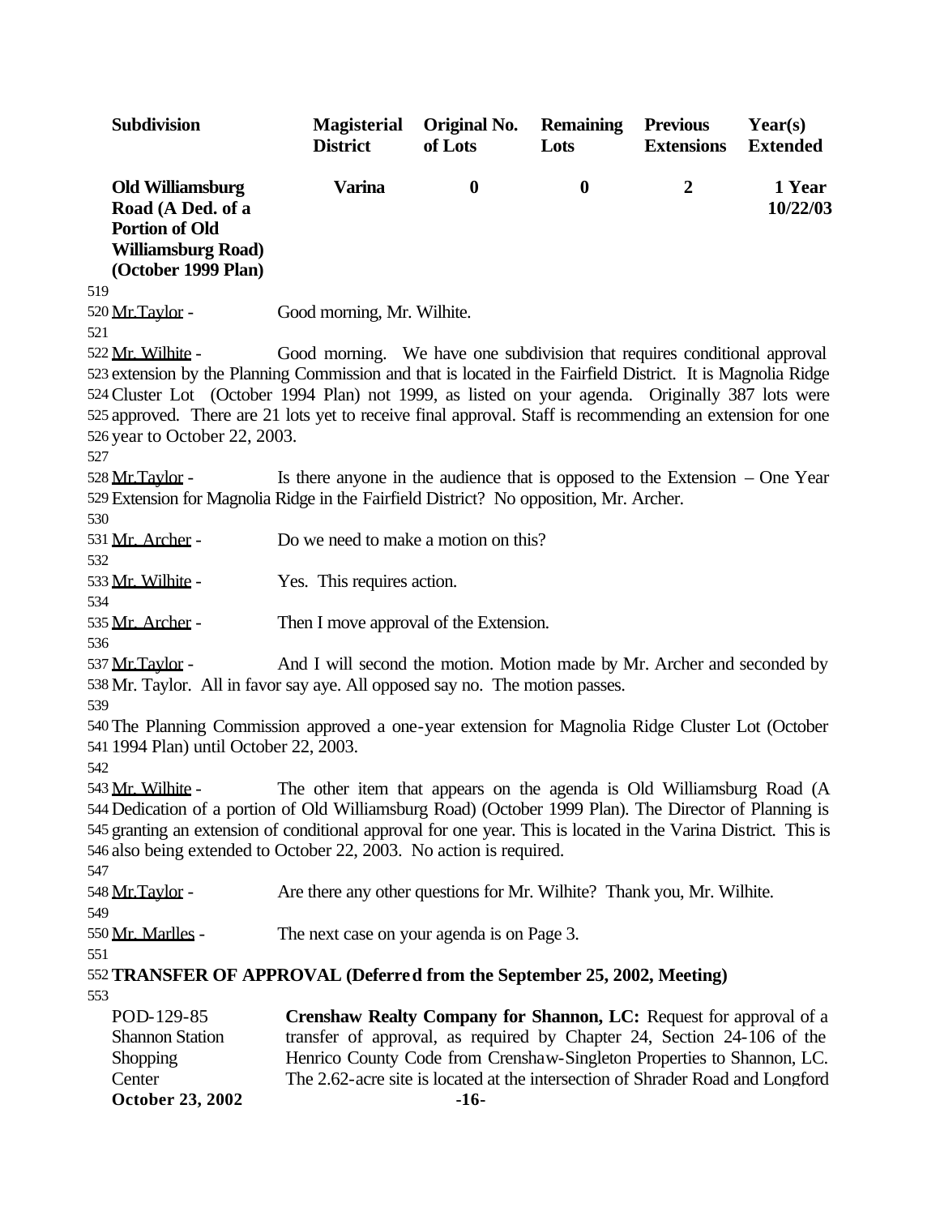| Subdivision | Magisterial District | Original No. of Lots | Remaining Lots | Previous Extensions | Year(s) Extended |
|---|---|---|---|---|---|
| **Old Williamsburg Road (A Ded. of a Portion of Old Williamsburg Road) (October 1999 Plan)** | **Varina** | **0** | **0** | **2** | **1 Year 10/22/03** |

519
520 Mr.Taylor - Good morning, Mr. Wilhite.
521
522 Mr. Wilhite - Good morning. We have one subdivision that requires conditional approval
523 extension by the Planning Commission and that is located in the Fairfield District. It is Magnolia Ridge
524 Cluster Lot (October 1994 Plan) not 1999, as listed on your agenda. Originally 387 lots were
525 approved. There are 21 lots yet to receive final approval. Staff is recommending an extension for one
526 year to October 22, 2003.
527
528 Mr.Taylor - Is there anyone in the audience that is opposed to the Extension – One Year
529 Extension for Magnolia Ridge in the Fairfield District? No opposition, Mr. Archer.
530
531 Mr. Archer - Do we need to make a motion on this?
532
533 Mr. Wilhite - Yes. This requires action.
534
535 Mr. Archer - Then I move approval of the Extension.
536
537 Mr.Taylor - And I will second the motion. Motion made by Mr. Archer and seconded by
538 Mr. Taylor. All in favor say aye. All opposed say no. The motion passes.
539
540 The Planning Commission approved a one-year extension for Magnolia Ridge Cluster Lot (October
541 1994 Plan) until October 22, 2003.
542
543 Mr. Wilhite - The other item that appears on the agenda is Old Williamsburg Road (A
544 Dedication of a portion of Old Williamsburg Road) (October 1999 Plan). The Director of Planning is
545 granting an extension of conditional approval for one year. This is located in the Varina District. This is
546 also being extended to October 22, 2003. No action is required.
547
548 Mr.Taylor - Are there any other questions for Mr. Wilhite? Thank you, Mr. Wilhite.
549
550 Mr. Marlles - The next case on your agenda is on Page 3.
551
552 **TRANSFER OF APPROVAL (Deferred from the September 25, 2002, Meeting)**
553

| | |
|---|---|
| POD-129-85 Shannon Station Shopping Center | **Crenshaw Realty Company for Shannon, LC:** Request for approval of a transfer of approval, as required by Chapter 24, Section 24-106 of the Henrico County Code from Crenshaw-Singleton Properties to Shannon, LC. The 2.62-acre site is located at the intersection of Shrader Road and Longford |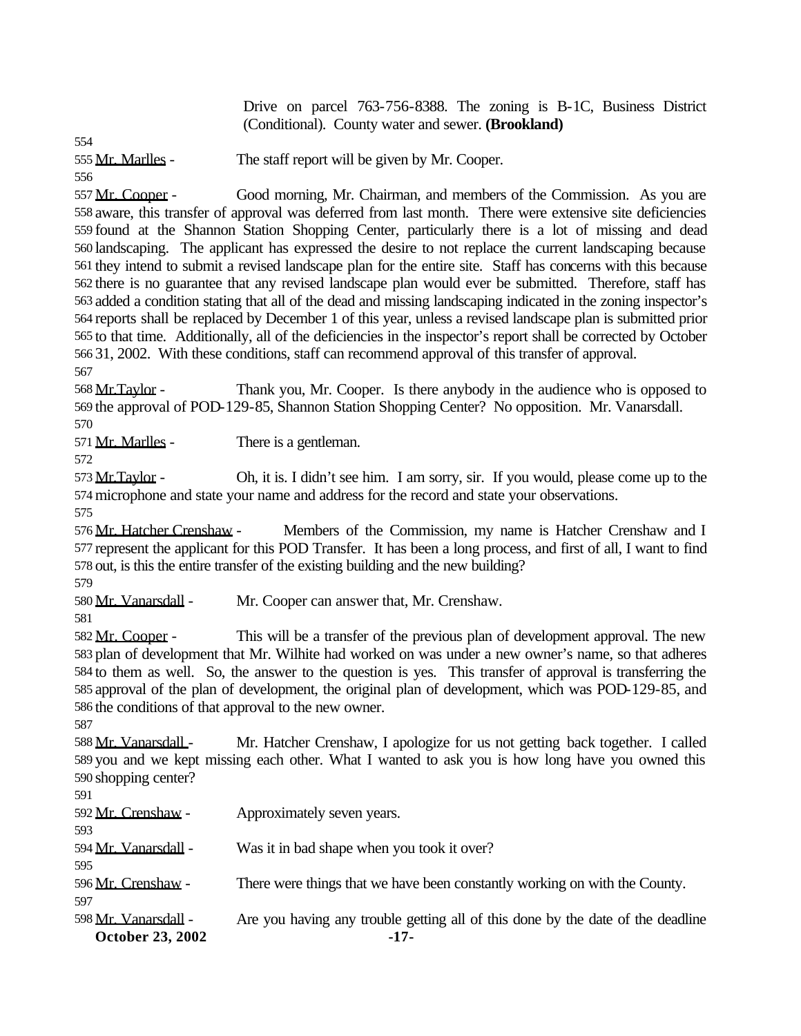Drive on parcel 763-756-8388. The zoning is B-1C, Business District (Conditional). County water and sewer. **(Brookland)**

Mr. Marlles - The staff report will be given by Mr. Cooper.

Mr. Cooper - Good morning, Mr. Chairman, and members of the Commission. As you are aware, this transfer of approval was deferred from last month. There were extensive site deficiencies found at the Shannon Station Shopping Center, particularly there is a lot of missing and dead landscaping. The applicant has expressed the desire to not replace the current landscaping because they intend to submit a revised landscape plan for the entire site. Staff has concerns with this because there is no guarantee that any revised landscape plan would ever be submitted. Therefore, staff has added a condition stating that all of the dead and missing landscaping indicated in the zoning inspector's reports shall be replaced by December 1 of this year, unless a revised landscape plan is submitted prior to that time. Additionally, all of the deficiencies in the inspector's report shall be corrected by October 31, 2002. With these conditions, staff can recommend approval of this transfer of approval.

Mr.Taylor - Thank you, Mr. Cooper. Is there anybody in the audience who is opposed to the approval of POD-129-85, Shannon Station Shopping Center? No opposition. Mr. Vanarsdall.

Mr. Marlles - There is a gentleman.

Mr.Taylor - Oh, it is. I didn't see him. I am sorry, sir. If you would, please come up to the microphone and state your name and address for the record and state your observations.

Mr. Hatcher Crenshaw - Members of the Commission, my name is Hatcher Crenshaw and I represent the applicant for this POD Transfer. It has been a long process, and first of all, I want to find out, is this the entire transfer of the existing building and the new building?

Mr. Vanarsdall - Mr. Cooper can answer that, Mr. Crenshaw.

Mr. Cooper - This will be a transfer of the previous plan of development approval. The new plan of development that Mr. Wilhite had worked on was under a new owner's name, so that adheres to them as well. So, the answer to the question is yes. This transfer of approval is transferring the approval of the plan of development, the original plan of development, which was POD-129-85, and the conditions of that approval to the new owner.

Mr. Vanarsdall - Mr. Hatcher Crenshaw, I apologize for us not getting back together. I called you and we kept missing each other. What I wanted to ask you is how long have you owned this shopping center?

Mr. Crenshaw - Approximately seven years.

Mr. Vanarsdall - Was it in bad shape when you took it over?

Mr. Crenshaw - There were things that we have been constantly working on with the County.

Mr. Vanarsdall - Are you having any trouble getting all of this done by the date of the deadline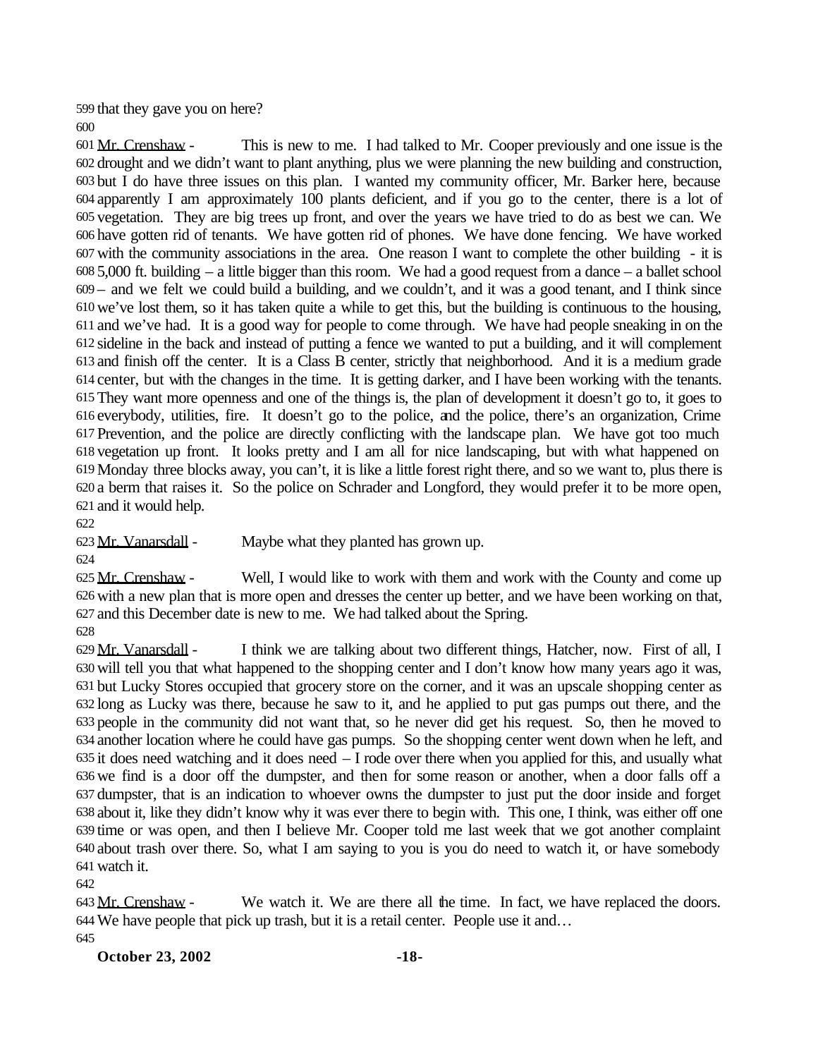that they gave you on here?

Mr. Crenshaw - This is new to me. I had talked to Mr. Cooper previously and one issue is the drought and we didn't want to plant anything, plus we were planning the new building and construction, but I do have three issues on this plan. I wanted my community officer, Mr. Barker here, because apparently I am approximately 100 plants deficient, and if you go to the center, there is a lot of vegetation. They are big trees up front, and over the years we have tried to do as best we can. We have gotten rid of tenants. We have gotten rid of phones. We have done fencing. We have worked with the community associations in the area. One reason I want to complete the other building - it is 5,000 ft. building – a little bigger than this room. We had a good request from a dance – a ballet school – and we felt we could build a building, and we couldn't, and it was a good tenant, and I think since we've lost them, so it has taken quite a while to get this, but the building is continuous to the housing, and we've had. It is a good way for people to come through. We have had people sneaking in on the sideline in the back and instead of putting a fence we wanted to put a building, and it will complement and finish off the center. It is a Class B center, strictly that neighborhood. And it is a medium grade center, but with the changes in the time. It is getting darker, and I have been working with the tenants. They want more openness and one of the things is, the plan of development it doesn't go to, it goes to everybody, utilities, fire. It doesn't go to the police, and the police, there's an organization, Crime Prevention, and the police are directly conflicting with the landscape plan. We have got too much vegetation up front. It looks pretty and I am all for nice landscaping, but with what happened on Monday three blocks away, you can't, it is like a little forest right there, and so we want to, plus there is a berm that raises it. So the police on Schrader and Longford, they would prefer it to be more open, and it would help.

Mr. Vanarsdall - Maybe what they planted has grown up.

Mr. Crenshaw - Well, I would like to work with them and work with the County and come up with a new plan that is more open and dresses the center up better, and we have been working on that, and this December date is new to me. We had talked about the Spring.

Mr. Vanarsdall - I think we are talking about two different things, Hatcher, now. First of all, I will tell you that what happened to the shopping center and I don't know how many years ago it was, but Lucky Stores occupied that grocery store on the corner, and it was an upscale shopping center as long as Lucky was there, because he saw to it, and he applied to put gas pumps out there, and the people in the community did not want that, so he never did get his request. So, then he moved to another location where he could have gas pumps. So the shopping center went down when he left, and it does need watching and it does need – I rode over there when you applied for this, and usually what we find is a door off the dumpster, and then for some reason or another, when a door falls off a dumpster, that is an indication to whoever owns the dumpster to just put the door inside and forget about it, like they didn't know why it was ever there to begin with. This one, I think, was either off one time or was open, and then I believe Mr. Cooper told me last week that we got another complaint about trash over there. So, what I am saying to you is you do need to watch it, or have somebody watch it.

Mr. Crenshaw - We watch it. We are there all the time. In fact, we have replaced the doors. We have people that pick up trash, but it is a retail center. People use it and…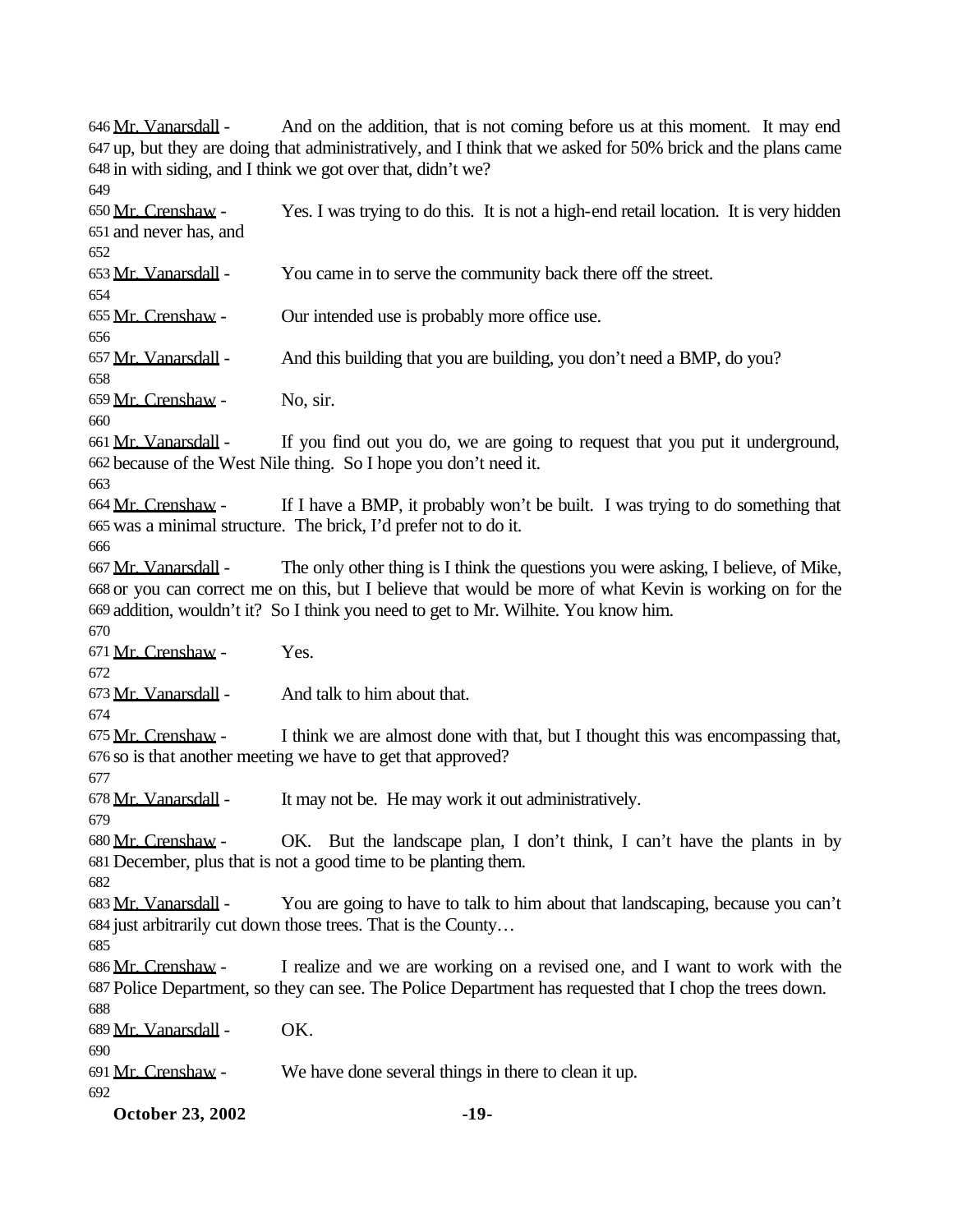Mr. Vanarsdall - And on the addition, that is not coming before us at this moment. It may end up, but they are doing that administratively, and I think that we asked for 50% brick and the plans came in with siding, and I think we got over that, didn't we?

Mr. Crenshaw - Yes. I was trying to do this. It is not a high-end retail location. It is very hidden and never has, and

Mr. Vanarsdall - You came in to serve the community back there off the street.

Mr. Crenshaw - Our intended use is probably more office use.

Mr. Vanarsdall - And this building that you are building, you don't need a BMP, do you?

Mr. Crenshaw - No, sir.

Mr. Vanarsdall - If you find out you do, we are going to request that you put it underground, because of the West Nile thing. So I hope you don't need it.

Mr. Crenshaw - If I have a BMP, it probably won't be built. I was trying to do something that was a minimal structure. The brick, I'd prefer not to do it.

Mr. Vanarsdall - The only other thing is I think the questions you were asking, I believe, of Mike, or you can correct me on this, but I believe that would be more of what Kevin is working on for the addition, wouldn't it? So I think you need to get to Mr. Wilhite. You know him.

Mr. Crenshaw - Yes.

Mr. Vanarsdall - And talk to him about that.

Mr. Crenshaw - I think we are almost done with that, but I thought this was encompassing that, so is that another meeting we have to get that approved?

Mr. Vanarsdall - It may not be. He may work it out administratively.

Mr. Crenshaw - OK. But the landscape plan, I don't think, I can't have the plants in by December, plus that is not a good time to be planting them.

Mr. Vanarsdall - You are going to have to talk to him about that landscaping, because you can't just arbitrarily cut down those trees. That is the County…

Mr. Crenshaw - I realize and we are working on a revised one, and I want to work with the Police Department, so they can see. The Police Department has requested that I chop the trees down.

Mr. Vanarsdall - OK.

Mr. Crenshaw - We have done several things in there to clean it up.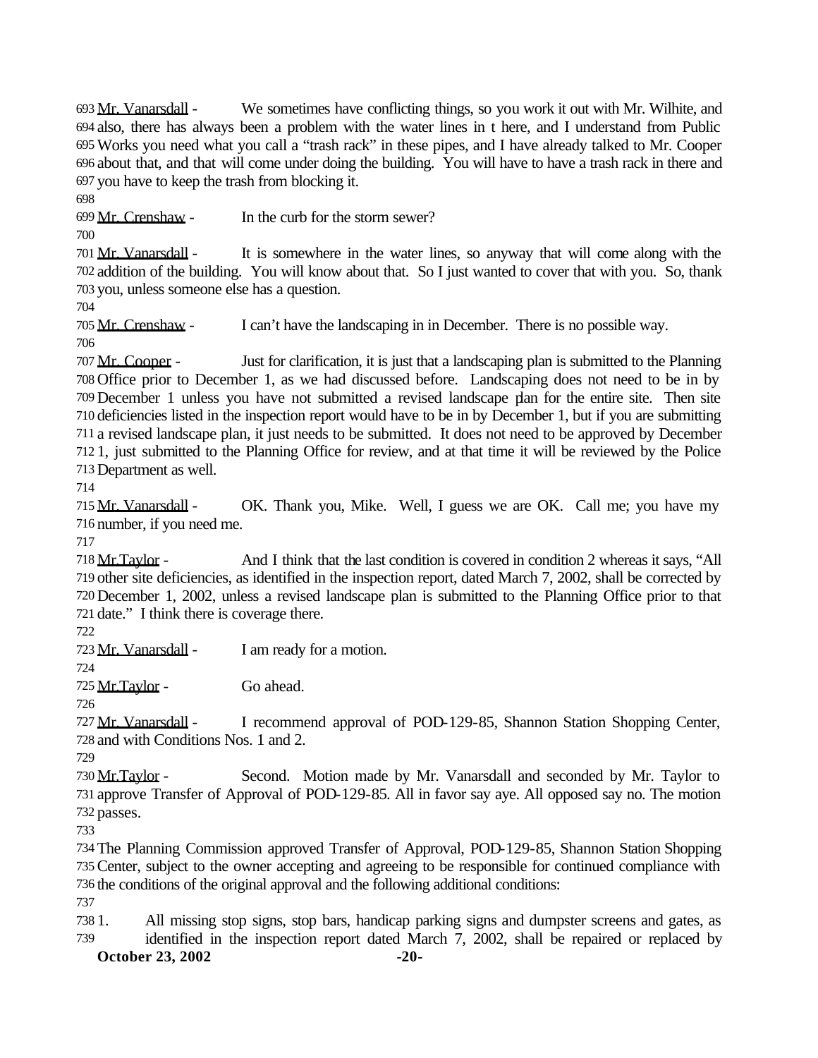Mr. Vanarsdall - We sometimes have conflicting things, so you work it out with Mr. Wilhite, and also, there has always been a problem with the water lines in t here, and I understand from Public Works you need what you call a "trash rack" in these pipes, and I have already talked to Mr. Cooper about that, and that will come under doing the building. You will have to have a trash rack in there and you have to keep the trash from blocking it.

Mr. Crenshaw - In the curb for the storm sewer?

Mr. Vanarsdall - It is somewhere in the water lines, so anyway that will come along with the addition of the building. You will know about that. So I just wanted to cover that with you. So, thank you, unless someone else has a question.

Mr. Crenshaw - I can't have the landscaping in in December. There is no possible way.

Mr. Cooper - Just for clarification, it is just that a landscaping plan is submitted to the Planning Office prior to December 1, as we had discussed before. Landscaping does not need to be in by December 1 unless you have not submitted a revised landscape plan for the entire site. Then site deficiencies listed in the inspection report would have to be in by December 1, but if you are submitting a revised landscape plan, it just needs to be submitted. It does not need to be approved by December 1, just submitted to the Planning Office for review, and at that time it will be reviewed by the Police Department as well.

Mr. Vanarsdall - OK. Thank you, Mike. Well, I guess we are OK. Call me; you have my number, if you need me.

Mr.Taylor - And I think that the last condition is covered in condition 2 whereas it says, "All other site deficiencies, as identified in the inspection report, dated March 7, 2002, shall be corrected by December 1, 2002, unless a revised landscape plan is submitted to the Planning Office prior to that date." I think there is coverage there.

Mr. Vanarsdall - I am ready for a motion.

Mr.Taylor - Go ahead.

Mr. Vanarsdall - I recommend approval of POD-129-85, Shannon Station Shopping Center, and with Conditions Nos. 1 and 2.

Mr.Taylor - Second. Motion made by Mr. Vanarsdall and seconded by Mr. Taylor to approve Transfer of Approval of POD-129-85. All in favor say aye. All opposed say no. The motion passes.

The Planning Commission approved Transfer of Approval, POD-129-85, Shannon Station Shopping Center, subject to the owner accepting and agreeing to be responsible for continued compliance with the conditions of the original approval and the following additional conditions:

1. All missing stop signs, stop bars, handicap parking signs and dumpster screens and gates, as identified in the inspection report dated March 7, 2002, shall be repaired or replaced by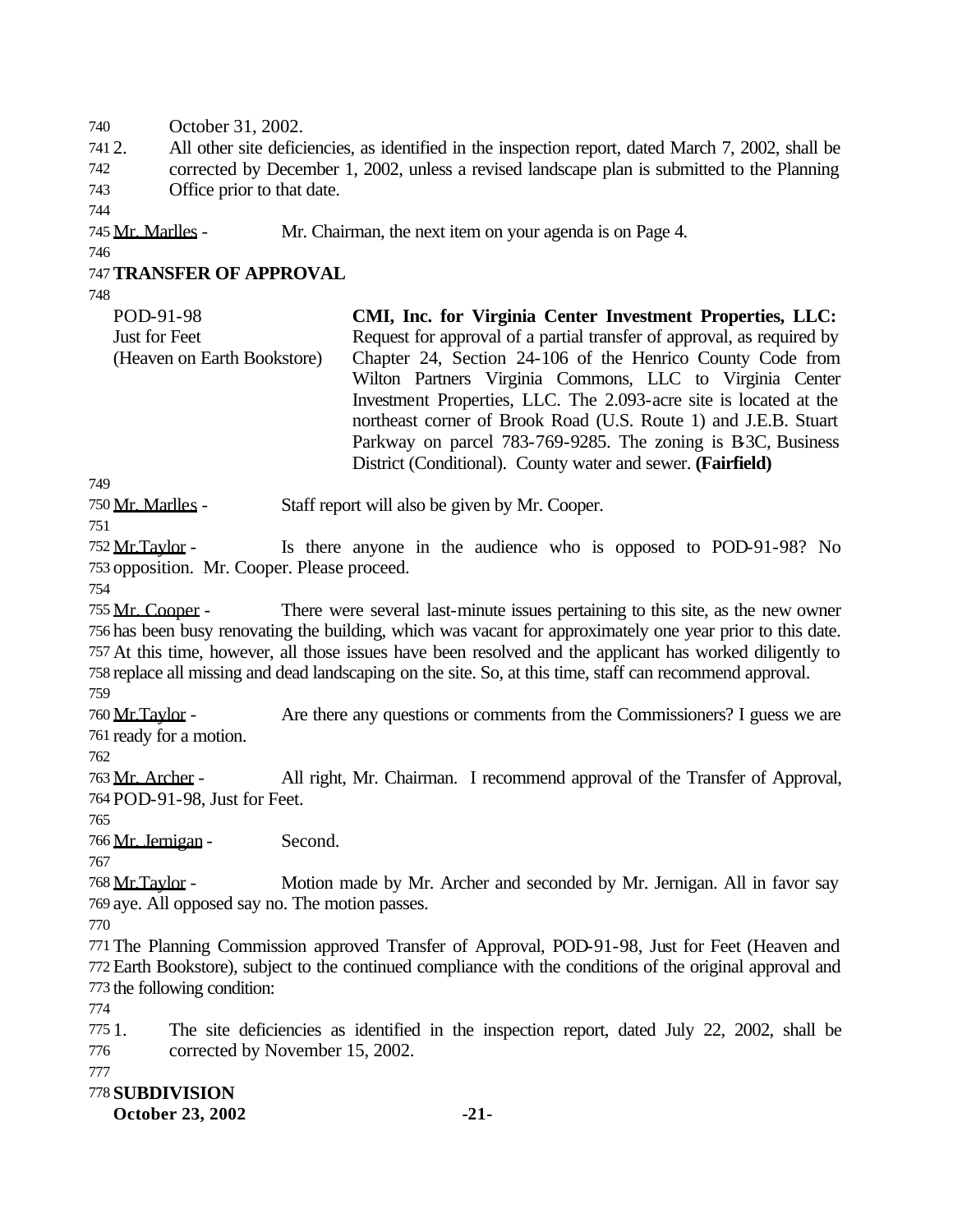October 31, 2002.

2. All other site deficiencies, as identified in the inspection report, dated March 7, 2002, shall be corrected by December 1, 2002, unless a revised landscape plan is submitted to the Planning Office prior to that date.

Mr. Marlles - Mr. Chairman, the next item on your agenda is on Page 4.

**TRANSFER OF APPROVAL**

POD-91-98
Just for Feet
(Heaven on Earth Bookstore)

**CMI, Inc. for Virginia Center Investment Properties, LLC:** Request for approval of a partial transfer of approval, as required by Chapter 24, Section 24-106 of the Henrico County Code from Wilton Partners Virginia Commons, LLC to Virginia Center Investment Properties, LLC. The 2.093-acre site is located at the northeast corner of Brook Road (U.S. Route 1) and J.E.B. Stuart Parkway on parcel 783-769-9285. The zoning is B-3C, Business District (Conditional). County water and sewer. **(Fairfield)**

Mr. Marlles - Staff report will also be given by Mr. Cooper.

Mr.Taylor - Is there anyone in the audience who is opposed to POD-91-98? No opposition. Mr. Cooper. Please proceed.

Mr. Cooper - There were several last-minute issues pertaining to this site, as the new owner has been busy renovating the building, which was vacant for approximately one year prior to this date. At this time, however, all those issues have been resolved and the applicant has worked diligently to replace all missing and dead landscaping on the site. So, at this time, staff can recommend approval.

Mr.Taylor - Are there any questions or comments from the Commissioners? I guess we are ready for a motion.

Mr. Archer - All right, Mr. Chairman. I recommend approval of the Transfer of Approval, POD-91-98, Just for Feet.

Mr. Jernigan - Second.

Mr.Taylor - Motion made by Mr. Archer and seconded by Mr. Jernigan. All in favor say aye. All opposed say no. The motion passes.

The Planning Commission approved Transfer of Approval, POD-91-98, Just for Feet (Heaven and Earth Bookstore), subject to the continued compliance with the conditions of the original approval and the following condition:

1. The site deficiencies as identified in the inspection report, dated July 22, 2002, shall be corrected by November 15, 2002.

**SUBDIVISION**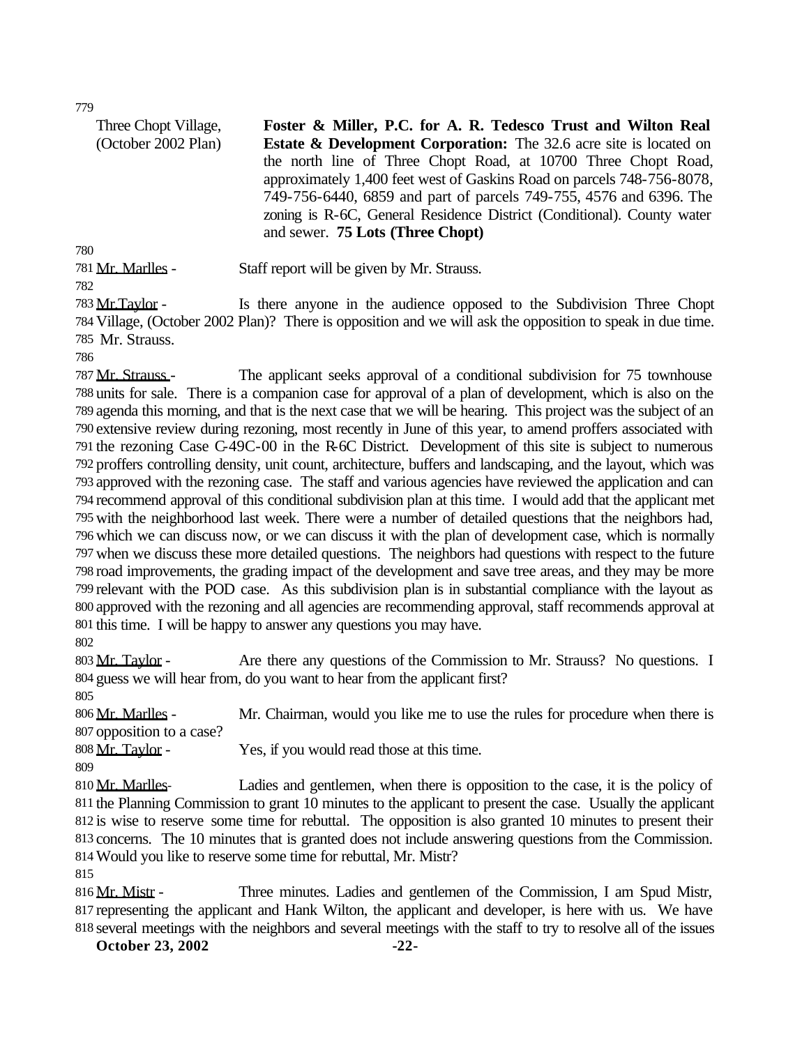Three Chopt Village, (October 2002 Plan)

**Foster & Miller, P.C. for A. R. Tedesco Trust and Wilton Real Estate & Development Corporation:** The 32.6 acre site is located on the north line of Three Chopt Road, at 10700 Three Chopt Road, approximately 1,400 feet west of Gaskins Road on parcels 748-756-8078, 749-756-6440, 6859 and part of parcels 749-755, 4576 and 6396. The zoning is R-6C, General Residence District (Conditional). County water and sewer. **75 Lots (Three Chopt)**

Mr. Marlles - Staff report will be given by Mr. Strauss.

Mr. Taylor - Is there anyone in the audience opposed to the Subdivision Three Chopt Village, (October 2002 Plan)? There is opposition and we will ask the opposition to speak in due time. Mr. Strauss.

Mr. Strauss - The applicant seeks approval of a conditional subdivision for 75 townhouse units for sale. There is a companion case for approval of a plan of development, which is also on the agenda this morning, and that is the next case that we will be hearing. This project was the subject of an extensive review during rezoning, most recently in June of this year, to amend proffers associated with the rezoning Case C-49C-00 in the R-6C District. Development of this site is subject to numerous proffers controlling density, unit count, architecture, buffers and landscaping, and the layout, which was approved with the rezoning case. The staff and various agencies have reviewed the application and can recommend approval of this conditional subdivision plan at this time. I would add that the applicant met with the neighborhood last week. There were a number of detailed questions that the neighbors had, which we can discuss now, or we can discuss it with the plan of development case, which is normally when we discuss these more detailed questions. The neighbors had questions with respect to the future road improvements, the grading impact of the development and save tree areas, and they may be more relevant with the POD case. As this subdivision plan is in substantial compliance with the layout as approved with the rezoning and all agencies are recommending approval, staff recommends approval at this time. I will be happy to answer any questions you may have.

Mr. Taylor - Are there any questions of the Commission to Mr. Strauss? No questions. I guess we will hear from, do you want to hear from the applicant first?

Mr. Marlles - Mr. Chairman, would you like me to use the rules for procedure when there is opposition to a case?

Mr. Taylor - Yes, if you would read those at this time.

Mr. Marlles- Ladies and gentlemen, when there is opposition to the case, it is the policy of the Planning Commission to grant 10 minutes to the applicant to present the case. Usually the applicant is wise to reserve some time for rebuttal. The opposition is also granted 10 minutes to present their concerns. The 10 minutes that is granted does not include answering questions from the Commission. Would you like to reserve some time for rebuttal, Mr. Mistr?

Mr. Mistr - Three minutes. Ladies and gentlemen of the Commission, I am Spud Mistr, representing the applicant and Hank Wilton, the applicant and developer, is here with us. We have several meetings with the neighbors and several meetings with the staff to try to resolve all of the issues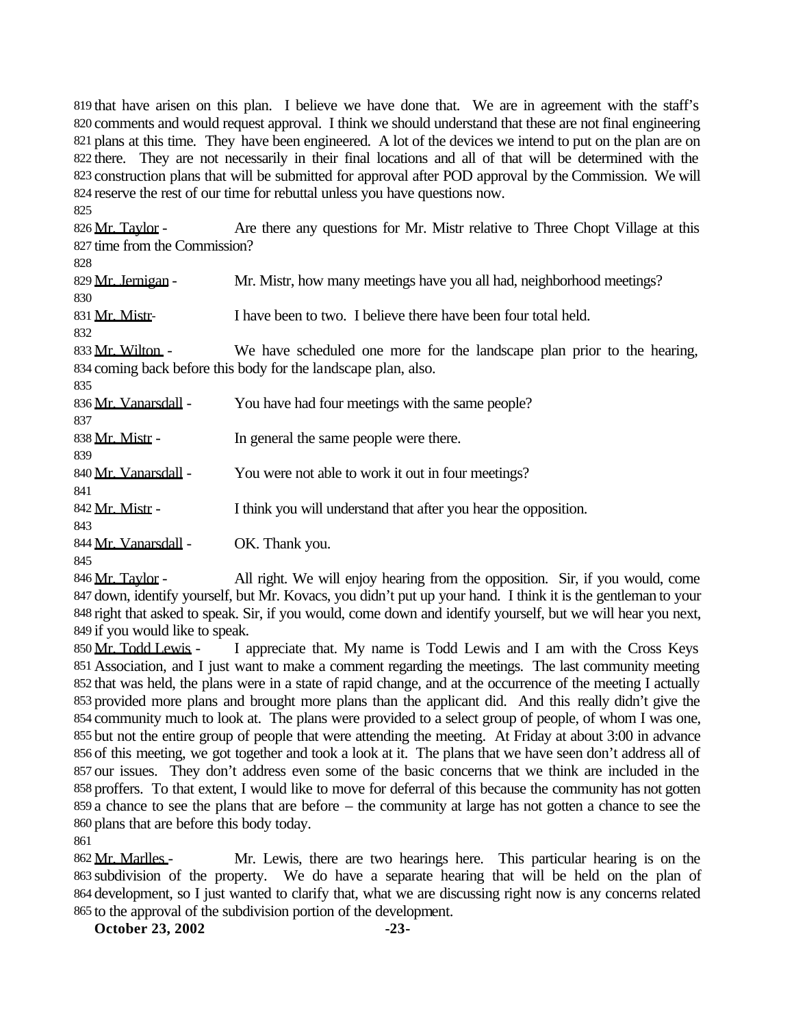that have arisen on this plan. I believe we have done that. We are in agreement with the staff's comments and would request approval. I think we should understand that these are not final engineering plans at this time. They have been engineered. A lot of the devices we intend to put on the plan are on there. They are not necessarily in their final locations and all of that will be determined with the construction plans that will be submitted for approval after POD approval by the Commission. We will reserve the rest of our time for rebuttal unless you have questions now.

Mr. Taylor - Are there any questions for Mr. Mistr relative to Three Chopt Village at this time from the Commission?

Mr. Jernigan - Mr. Mistr, how many meetings have you all had, neighborhood meetings?

Mr. Mistr- I have been to two. I believe there have been four total held.

Mr. Wilton - We have scheduled one more for the landscape plan prior to the hearing, coming back before this body for the landscape plan, also.

Mr. Vanarsdall - You have had four meetings with the same people?

Mr. Mistr - In general the same people were there.

Mr. Vanarsdall - You were not able to work it out in four meetings?

Mr. Mistr - I think you will understand that after you hear the opposition.

Mr. Vanarsdall - OK. Thank you.

Mr. Taylor - All right. We will enjoy hearing from the opposition. Sir, if you would, come down, identify yourself, but Mr. Kovacs, you didn't put up your hand. I think it is the gentleman to your right that asked to speak. Sir, if you would, come down and identify yourself, but we will hear you next, if you would like to speak.

Mr. Todd Lewis - I appreciate that. My name is Todd Lewis and I am with the Cross Keys Association, and I just want to make a comment regarding the meetings. The last community meeting that was held, the plans were in a state of rapid change, and at the occurrence of the meeting I actually provided more plans and brought more plans than the applicant did. And this really didn't give the community much to look at. The plans were provided to a select group of people, of whom I was one, but not the entire group of people that were attending the meeting. At Friday at about 3:00 in advance of this meeting, we got together and took a look at it. The plans that we have seen don't address all of our issues. They don't address even some of the basic concerns that we think are included in the proffers. To that extent, I would like to move for deferral of this because the community has not gotten a chance to see the plans that are before – the community at large has not gotten a chance to see the plans that are before this body today.

Mr. Marlles - Mr. Lewis, there are two hearings here. This particular hearing is on the subdivision of the property. We do have a separate hearing that will be held on the plan of development, so I just wanted to clarify that, what we are discussing right now is any concerns related to the approval of the subdivision portion of the development.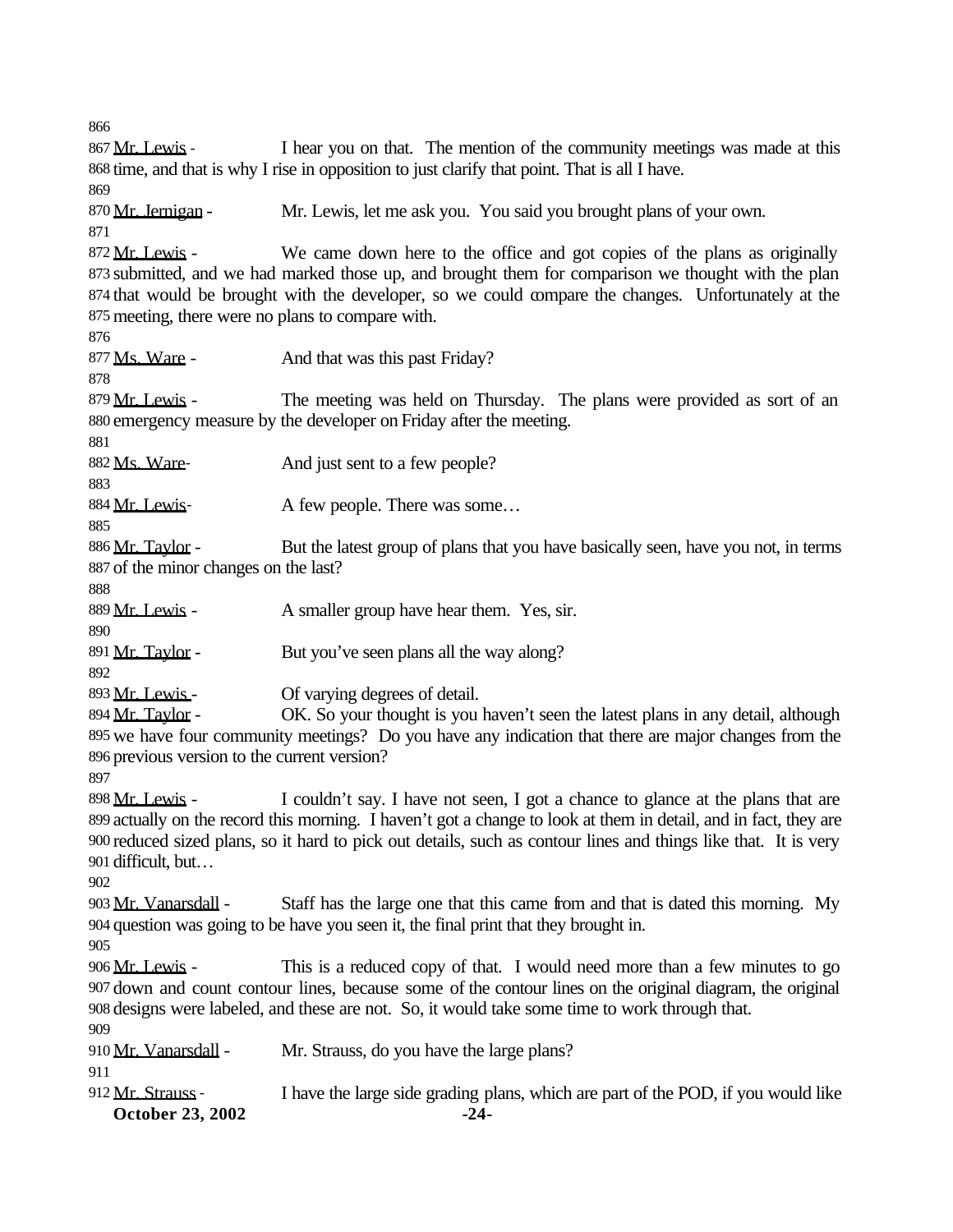866

867 Mr. Lewis - I hear you on that. The mention of the community meetings was made at this 868 time, and that is why I rise in opposition to just clarify that point. That is all I have.

869

870 Mr. Jernigan - Mr. Lewis, let me ask you. You said you brought plans of your own.

871

872 Mr. Lewis - We came down here to the office and got copies of the plans as originally 873 submitted, and we had marked those up, and brought them for comparison we thought with the plan 874 that would be brought with the developer, so we could compare the changes. Unfortunately at the 875 meeting, there were no plans to compare with.

876

877 Ms. Ware - And that was this past Friday?

878

879 Mr. Lewis - The meeting was held on Thursday. The plans were provided as sort of an 880 emergency measure by the developer on Friday after the meeting.

881

882 Ms. Ware- And just sent to a few people?

883

884 Mr. Lewis- A few people. There was some…

885

886 Mr. Taylor - But the latest group of plans that you have basically seen, have you not, in terms 887 of the minor changes on the last?

888

889 Mr. Lewis - A smaller group have hear them. Yes, sir.

890

891 Mr. Taylor - But you've seen plans all the way along?

892

893 Mr. Lewis - Of varying degrees of detail.

894 Mr. Taylor - OK. So your thought is you haven't seen the latest plans in any detail, although 895 we have four community meetings? Do you have any indication that there are major changes from the 896 previous version to the current version?

897

898 Mr. Lewis - I couldn't say. I have not seen, I got a chance to glance at the plans that are 899 actually on the record this morning. I haven't got a change to look at them in detail, and in fact, they are 900 reduced sized plans, so it hard to pick out details, such as contour lines and things like that. It is very 901 difficult, but…

902

903 Mr. Vanarsdall - Staff has the large one that this came from and that is dated this morning. My 904 question was going to be have you seen it, the final print that they brought in.

905

906 Mr. Lewis - This is a reduced copy of that. I would need more than a few minutes to go 907 down and count contour lines, because some of the contour lines on the original diagram, the original 908 designs were labeled, and these are not. So, it would take some time to work through that.

909

910 Mr. Vanarsdall - Mr. Strauss, do you have the large plans?

911

912 Mr. Strauss - I have the large side grading plans, which are part of the POD, if you would like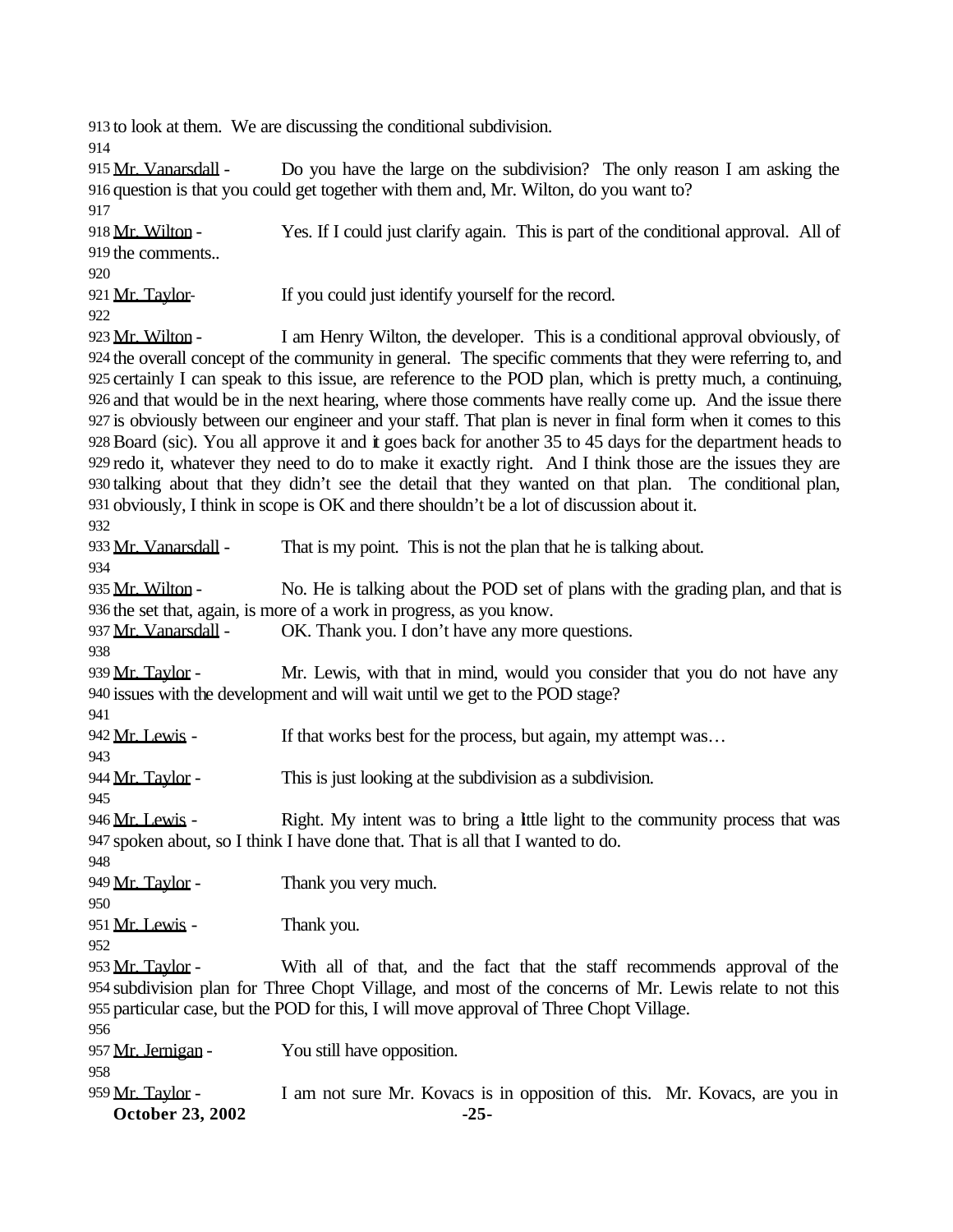913 to look at them. We are discussing the conditional subdivision.
914
915 Mr. Vanarsdall - Do you have the large on the subdivision? The only reason I am asking the
916 question is that you could get together with them and, Mr. Wilton, do you want to?
917
918 Mr. Wilton - Yes. If I could just clarify again. This is part of the conditional approval. All of
919 the comments..
920
921 Mr. Taylor- If you could just identify yourself for the record.
922
923 Mr. Wilton - I am Henry Wilton, the developer. This is a conditional approval obviously, of
924 the overall concept of the community in general. The specific comments that they were referring to, and
925 certainly I can speak to this issue, are reference to the POD plan, which is pretty much, a continuing,
926 and that would be in the next hearing, where those comments have really come up. And the issue there
927 is obviously between our engineer and your staff. That plan is never in final form when it comes to this
928 Board (sic). You all approve it and it goes back for another 35 to 45 days for the department heads to
929 redo it, whatever they need to do to make it exactly right. And I think those are the issues they are
930 talking about that they didn't see the detail that they wanted on that plan. The conditional plan,
931 obviously, I think in scope is OK and there shouldn't be a lot of discussion about it.
932
933 Mr. Vanarsdall - That is my point. This is not the plan that he is talking about.
934
935 Mr. Wilton - No. He is talking about the POD set of plans with the grading plan, and that is
936 the set that, again, is more of a work in progress, as you know.
937 Mr. Vanarsdall - OK. Thank you. I don't have any more questions.
938
939 Mr. Taylor - Mr. Lewis, with that in mind, would you consider that you do not have any
940 issues with the development and will wait until we get to the POD stage?
941
942 Mr. Lewis - If that works best for the process, but again, my attempt was…
943
944 Mr. Taylor - This is just looking at the subdivision as a subdivision.
945
946 Mr. Lewis - Right. My intent was to bring a little light to the community process that was
947 spoken about, so I think I have done that. That is all that I wanted to do.
948
949 Mr. Taylor - Thank you very much.
950
951 Mr. Lewis - Thank you.
952
953 Mr. Taylor - With all of that, and the fact that the staff recommends approval of the
954 subdivision plan for Three Chopt Village, and most of the concerns of Mr. Lewis relate to not this
955 particular case, but the POD for this, I will move approval of Three Chopt Village.
956
957 Mr. Jernigan - You still have opposition.
958
959 Mr. Taylor - I am not sure Mr. Kovacs is in opposition of this. Mr. Kovacs, are you in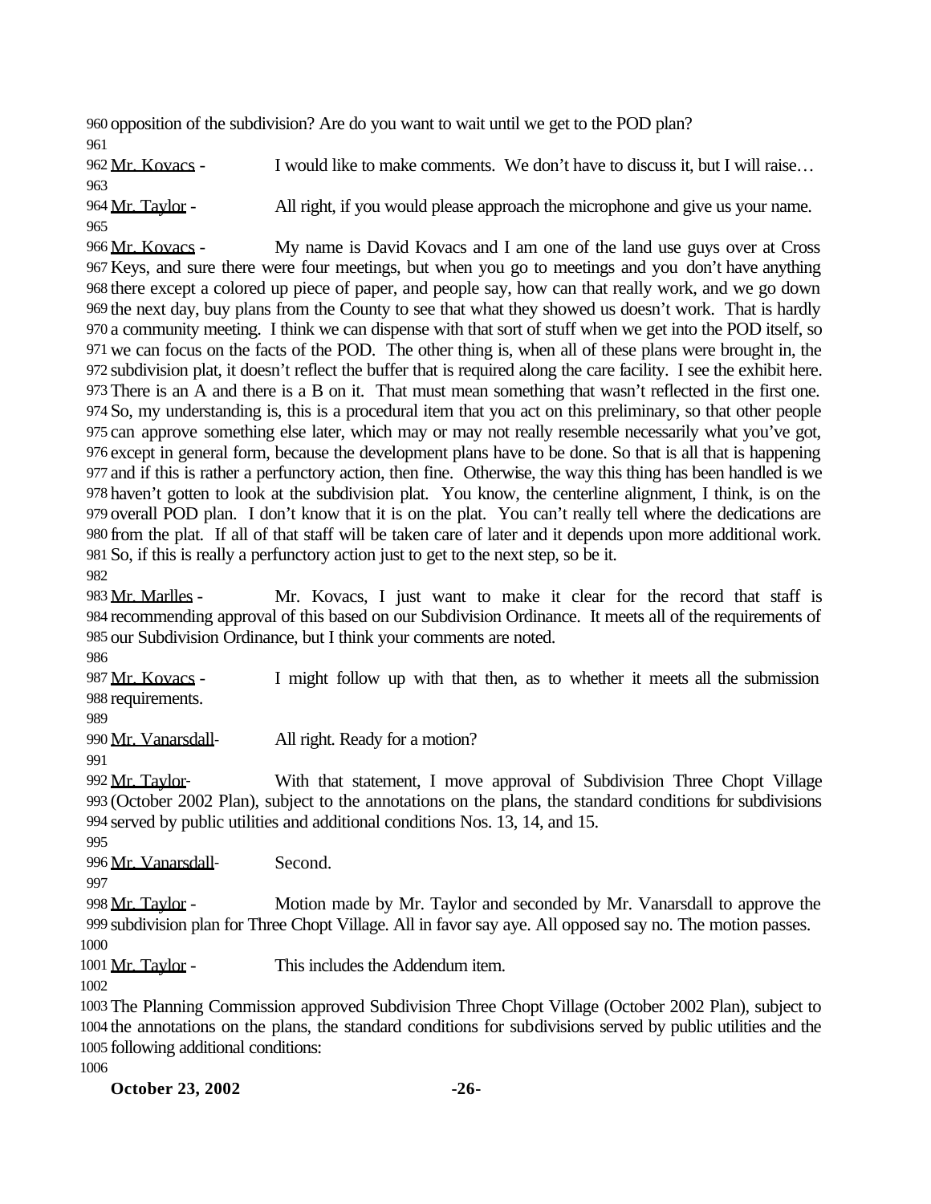opposition of the subdivision? Are do you want to wait until we get to the POD plan?

Mr. Kovacs - I would like to make comments. We don't have to discuss it, but I will raise…

Mr. Taylor - All right, if you would please approach the microphone and give us your name.

Mr. Kovacs - My name is David Kovacs and I am one of the land use guys over at Cross Keys, and sure there were four meetings, but when you go to meetings and you don't have anything there except a colored up piece of paper, and people say, how can that really work, and we go down the next day, buy plans from the County to see that what they showed us doesn't work. That is hardly a community meeting. I think we can dispense with that sort of stuff when we get into the POD itself, so we can focus on the facts of the POD. The other thing is, when all of these plans were brought in, the subdivision plat, it doesn't reflect the buffer that is required along the care facility. I see the exhibit here. There is an A and there is a B on it. That must mean something that wasn't reflected in the first one. So, my understanding is, this is a procedural item that you act on this preliminary, so that other people can approve something else later, which may or may not really resemble necessarily what you've got, except in general form, because the development plans have to be done. So that is all that is happening and if this is rather a perfunctory action, then fine. Otherwise, the way this thing has been handled is we haven't gotten to look at the subdivision plat. You know, the centerline alignment, I think, is on the overall POD plan. I don't know that it is on the plat. You can't really tell where the dedications are from the plat. If all of that staff will be taken care of later and it depends upon more additional work. So, if this is really a perfunctory action just to get to the next step, so be it.

Mr. Marlles - Mr. Kovacs, I just want to make it clear for the record that staff is recommending approval of this based on our Subdivision Ordinance. It meets all of the requirements of our Subdivision Ordinance, but I think your comments are noted.

Mr. Kovacs - I might follow up with that then, as to whether it meets all the submission requirements.

Mr. Vanarsdall- All right. Ready for a motion?

Mr. Taylor- With that statement, I move approval of Subdivision Three Chopt Village (October 2002 Plan), subject to the annotations on the plans, the standard conditions for subdivisions served by public utilities and additional conditions Nos. 13, 14, and 15.

Mr. Vanarsdall- Second.

Mr. Taylor - Motion made by Mr. Taylor and seconded by Mr. Vanarsdall to approve the subdivision plan for Three Chopt Village. All in favor say aye. All opposed say no. The motion passes.

Mr. Taylor - This includes the Addendum item.

The Planning Commission approved Subdivision Three Chopt Village (October 2002 Plan), subject to the annotations on the plans, the standard conditions for subdivisions served by public utilities and the following additional conditions: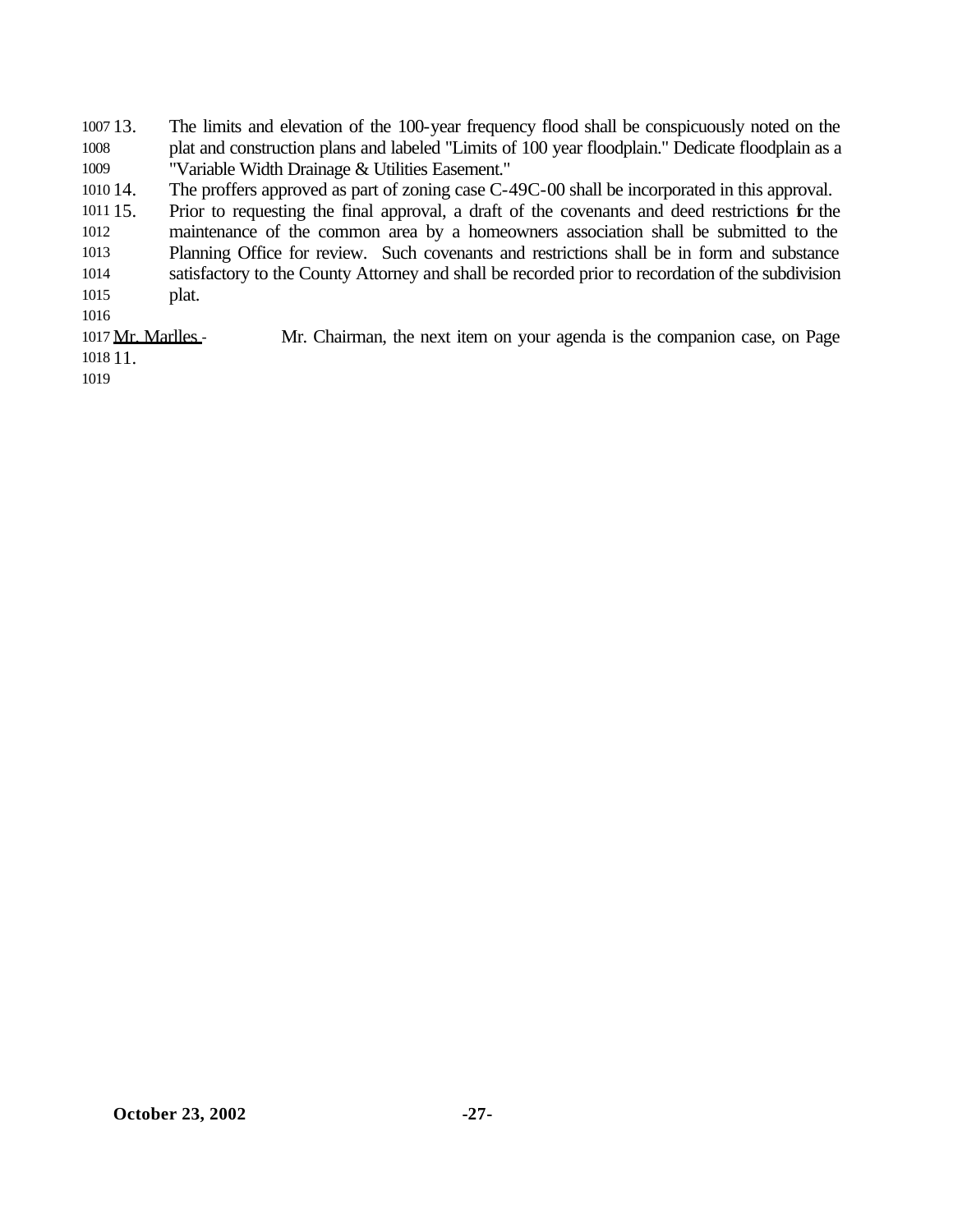13. The limits and elevation of the 100-year frequency flood shall be conspicuously noted on the plat and construction plans and labeled "Limits of 100 year floodplain." Dedicate floodplain as a "Variable Width Drainage & Utilities Easement."
14. The proffers approved as part of zoning case C-49C-00 shall be incorporated in this approval.
15. Prior to requesting the final approval, a draft of the covenants and deed restrictions for the maintenance of the common area by a homeowners association shall be submitted to the Planning Office for review. Such covenants and restrictions shall be in form and substance satisfactory to the County Attorney and shall be recorded prior to recordation of the subdivision plat.

Mr. Marlles - Mr. Chairman, the next item on your agenda is the companion case, on Page 11.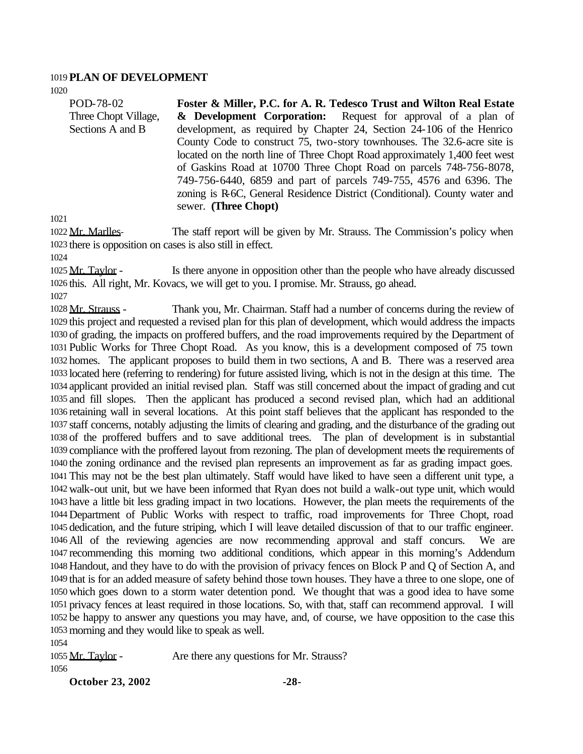**PLAN OF DEVELOPMENT**

| | |
|---|---|
| POD-78-02<br>Three Chopt Village, Sections A and B | **Foster & Miller, P.C. for A. R. Tedesco Trust and Wilton Real Estate & Development Corporation:** Request for approval of a plan of development, as required by Chapter 24, Section 24-106 of the Henrico County Code to construct 75, two-story townhouses. The 32.6-acre site is located on the north line of Three Chopt Road approximately 1,400 feet west of Gaskins Road at 10700 Three Chopt Road on parcels 748-756-8078, 749-756-6440, 6859 and part of parcels 749-755, 4576 and 6396. The zoning is R-6C, General Residence District (Conditional). County water and sewer. **(Three Chopt)** |

Mr. Marlles- The staff report will be given by Mr. Strauss. The Commission's policy when there is opposition on cases is also still in effect.

Mr. Taylor - Is there anyone in opposition other than the people who have already discussed this. All right, Mr. Kovacs, we will get to you. I promise. Mr. Strauss, go ahead.

Mr. Strauss - Thank you, Mr. Chairman. Staff had a number of concerns during the review of this project and requested a revised plan for this plan of development, which would address the impacts of grading, the impacts on proffered buffers, and the road improvements required by the Department of Public Works for Three Chopt Road. As you know, this is a development composed of 75 town homes. The applicant proposes to build them in two sections, A and B. There was a reserved area located here (referring to rendering) for future assisted living, which is not in the design at this time. The applicant provided an initial revised plan. Staff was still concerned about the impact of grading and cut and fill slopes. Then the applicant has produced a second revised plan, which had an additional retaining wall in several locations. At this point staff believes that the applicant has responded to the staff concerns, notably adjusting the limits of clearing and grading, and the disturbance of the grading out of the proffered buffers and to save additional trees. The plan of development is in substantial compliance with the proffered layout from rezoning. The plan of development meets the requirements of the zoning ordinance and the revised plan represents an improvement as far as grading impact goes. This may not be the best plan ultimately. Staff would have liked to have seen a different unit type, a walk-out unit, but we have been informed that Ryan does not build a walk-out type unit, which would have a little bit less grading impact in two locations. However, the plan meets the requirements of the Department of Public Works with respect to traffic, road improvements for Three Chopt, road dedication, and the future striping, which I will leave detailed discussion of that to our traffic engineer. All of the reviewing agencies are now recommending approval and staff concurs. We are recommending this morning two additional conditions, which appear in this morning's Addendum Handout, and they have to do with the provision of privacy fences on Block P and Q of Section A, and that is for an added measure of safety behind those town houses. They have a three to one slope, one of which goes down to a storm water detention pond. We thought that was a good idea to have some privacy fences at least required in those locations. So, with that, staff can recommend approval. I will be happy to answer any questions you may have, and, of course, we have opposition to the case this morning and they would like to speak as well.

Mr. Taylor - Are there any questions for Mr. Strauss?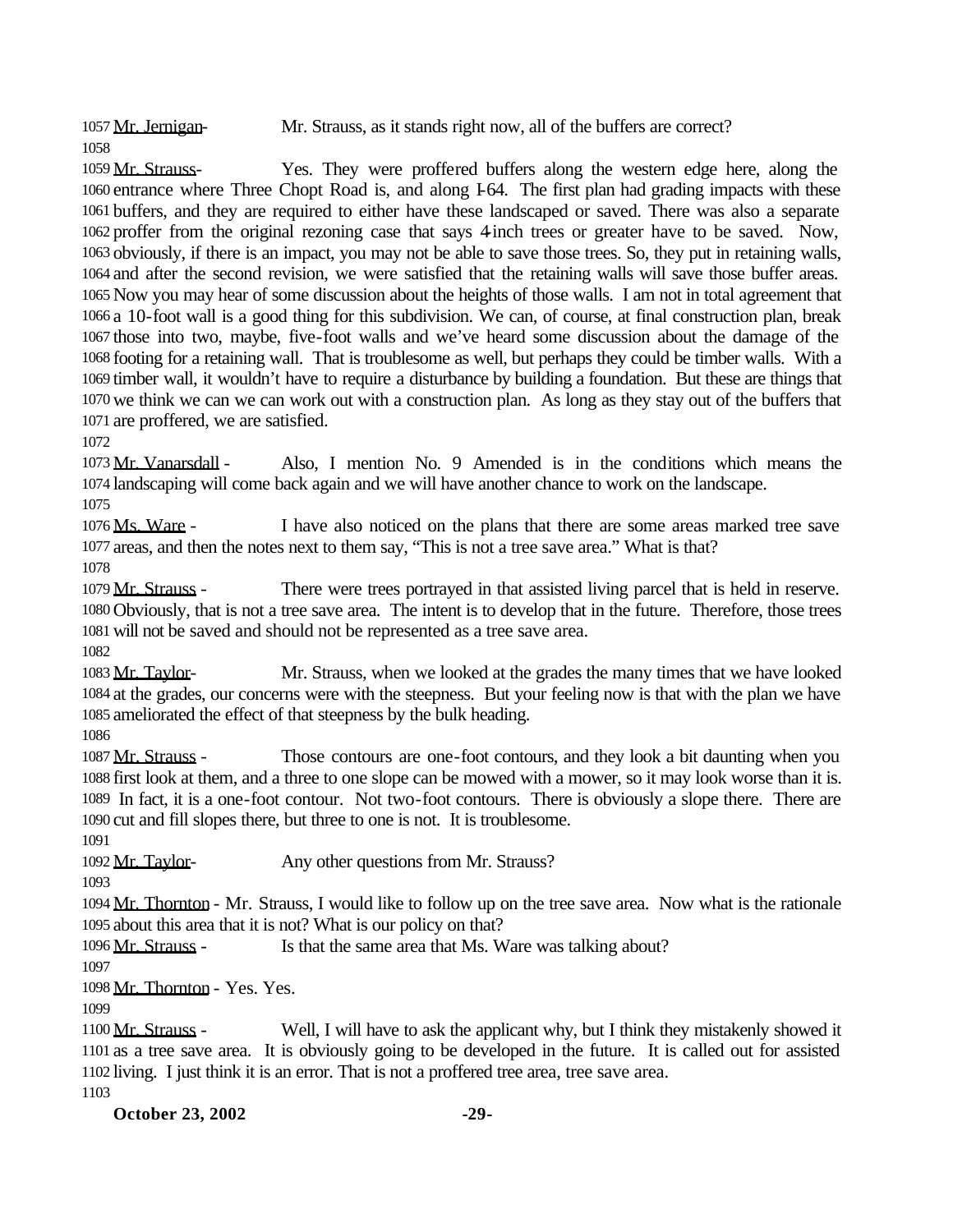Mr. Jernigan - Mr. Strauss, as it stands right now, all of the buffers are correct?

Mr. Strauss - Yes. They were proffered buffers along the western edge here, along the entrance where Three Chopt Road is, and along I-64. The first plan had grading impacts with these buffers, and they are required to either have these landscaped or saved. There was also a separate proffer from the original rezoning case that says 4-inch trees or greater have to be saved. Now, obviously, if there is an impact, you may not be able to save those trees. So, they put in retaining walls, and after the second revision, we were satisfied that the retaining walls will save those buffer areas. Now you may hear of some discussion about the heights of those walls. I am not in total agreement that a 10-foot wall is a good thing for this subdivision. We can, of course, at final construction plan, break those into two, maybe, five-foot walls and we've heard some discussion about the damage of the footing for a retaining wall. That is troublesome as well, but perhaps they could be timber walls. With a timber wall, it wouldn't have to require a disturbance by building a foundation. But these are things that we think we can we can work out with a construction plan. As long as they stay out of the buffers that are proffered, we are satisfied.

Mr. Vanarsdall - Also, I mention No. 9 Amended is in the conditions which means the landscaping will come back again and we will have another chance to work on the landscape.

Ms. Ware - I have also noticed on the plans that there are some areas marked tree save areas, and then the notes next to them say, "This is not a tree save area." What is that?

Mr. Strauss - There were trees portrayed in that assisted living parcel that is held in reserve. Obviously, that is not a tree save area. The intent is to develop that in the future. Therefore, those trees will not be saved and should not be represented as a tree save area.

Mr. Taylor - Mr. Strauss, when we looked at the grades the many times that we have looked at the grades, our concerns were with the steepness. But your feeling now is that with the plan we have ameliorated the effect of that steepness by the bulk heading.

Mr. Strauss - Those contours are one-foot contours, and they look a bit daunting when you first look at them, and a three to one slope can be mowed with a mower, so it may look worse than it is. In fact, it is a one-foot contour. Not two-foot contours. There is obviously a slope there. There are cut and fill slopes there, but three to one is not. It is troublesome.

Mr. Taylor - Any other questions from Mr. Strauss?

Mr. Thornton - Mr. Strauss, I would like to follow up on the tree save area. Now what is the rationale about this area that it is not? What is our policy on that?

Mr. Strauss - Is that the same area that Ms. Ware was talking about?

Mr. Thornton - Yes. Yes.

Mr. Strauss - Well, I will have to ask the applicant why, but I think they mistakenly showed it as a tree save area. It is obviously going to be developed in the future. It is called out for assisted living. I just think it is an error. That is not a proffered tree area, tree save area.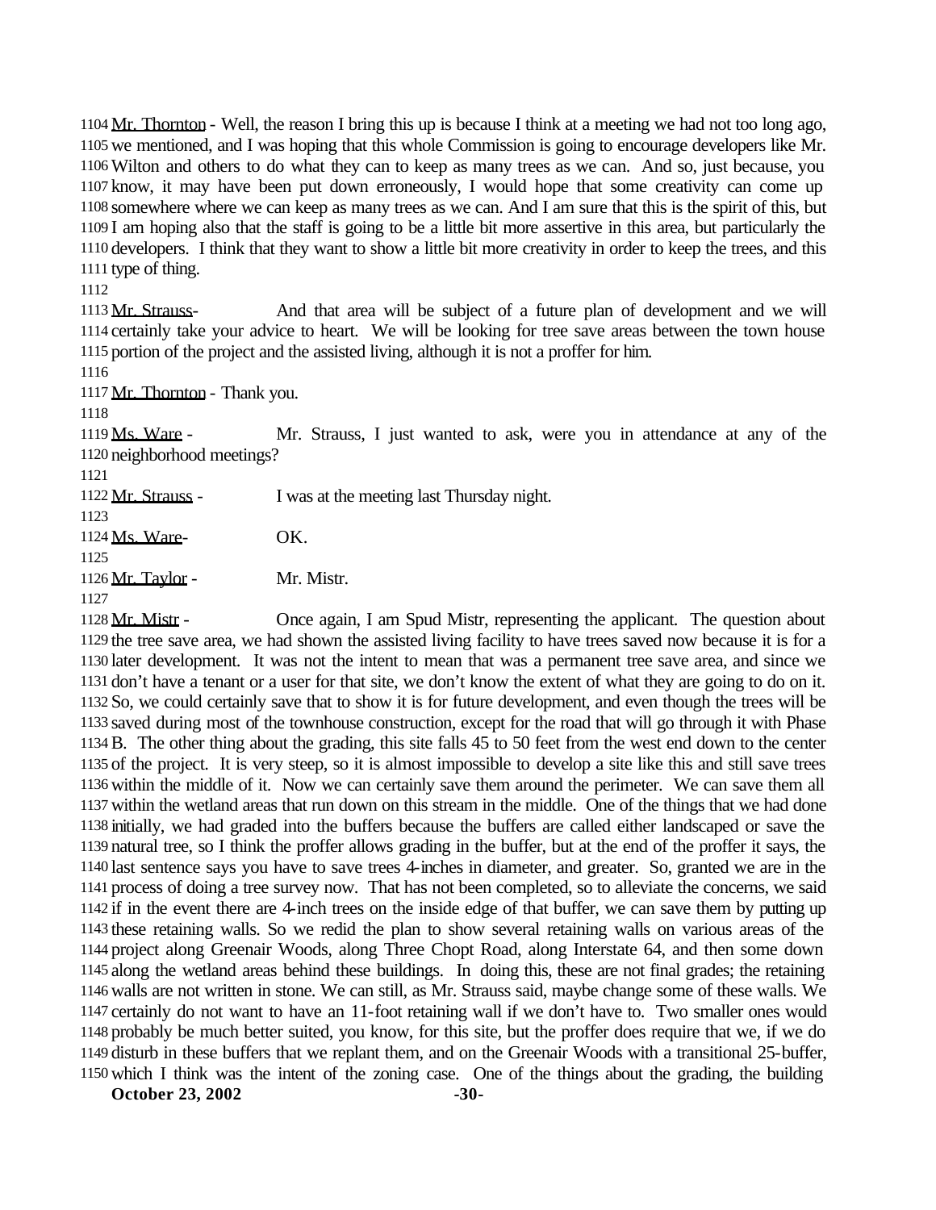1104 Mr. Thornton - Well, the reason I bring this up is because I think at a meeting we had not too long ago, 1105 we mentioned, and I was hoping that this whole Commission is going to encourage developers like Mr. 1106 Wilton and others to do what they can to keep as many trees as we can. And so, just because, you 1107 know, it may have been put down erroneously, I would hope that some creativity can come up 1108 somewhere where we can keep as many trees as we can. And I am sure that this is the spirit of this, but 1109 I am hoping also that the staff is going to be a little bit more assertive in this area, but particularly the 1110 developers. I think that they want to show a little bit more creativity in order to keep the trees, and this 1111 type of thing.

1112

1113 Mr. Strauss- And that area will be subject of a future plan of development and we will 1114 certainly take your advice to heart. We will be looking for tree save areas between the town house 1115 portion of the project and the assisted living, although it is not a proffer for him.

1116

1117 Mr. Thornton - Thank you.

1118

1119 Ms. Ware - Mr. Strauss, I just wanted to ask, were you in attendance at any of the 1120 neighborhood meetings?

1121

1122 Mr. Strauss - I was at the meeting last Thursday night.

1123

1124 Ms. Ware- OK.

1125

1126 Mr. Taylor - Mr. Mistr.

1127

1128 Mr. Mistr - Once again, I am Spud Mistr, representing the applicant. The question about 1129 the tree save area, we had shown the assisted living facility to have trees saved now because it is for a 1130 later development. It was not the intent to mean that was a permanent tree save area, and since we 1131 don't have a tenant or a user for that site, we don't know the extent of what they are going to do on it. 1132 So, we could certainly save that to show it is for future development, and even though the trees will be 1133 saved during most of the townhouse construction, except for the road that will go through it with Phase 1134 B. The other thing about the grading, this site falls 45 to 50 feet from the west end down to the center 1135 of the project. It is very steep, so it is almost impossible to develop a site like this and still save trees 1136 within the middle of it. Now we can certainly save them around the perimeter. We can save them all 1137 within the wetland areas that run down on this stream in the middle. One of the things that we had done 1138 initially, we had graded into the buffers because the buffers are called either landscaped or save the 1139 natural tree, so I think the proffer allows grading in the buffer, but at the end of the proffer it says, the 1140 last sentence says you have to save trees 4-inches in diameter, and greater. So, granted we are in the 1141 process of doing a tree survey now. That has not been completed, so to alleviate the concerns, we said 1142 if in the event there are 4-inch trees on the inside edge of that buffer, we can save them by putting up 1143 these retaining walls. So we redid the plan to show several retaining walls on various areas of the 1144 project along Greenair Woods, along Three Chopt Road, along Interstate 64, and then some down 1145 along the wetland areas behind these buildings. In doing this, these are not final grades; the retaining 1146 walls are not written in stone. We can still, as Mr. Strauss said, maybe change some of these walls. We 1147 certainly do not want to have an 11-foot retaining wall if we don't have to. Two smaller ones would 1148 probably be much better suited, you know, for this site, but the proffer does require that we, if we do 1149 disturb in these buffers that we replant them, and on the Greenair Woods with a transitional 25-buffer, 1150 which I think was the intent of the zoning case. One of the things about the grading, the building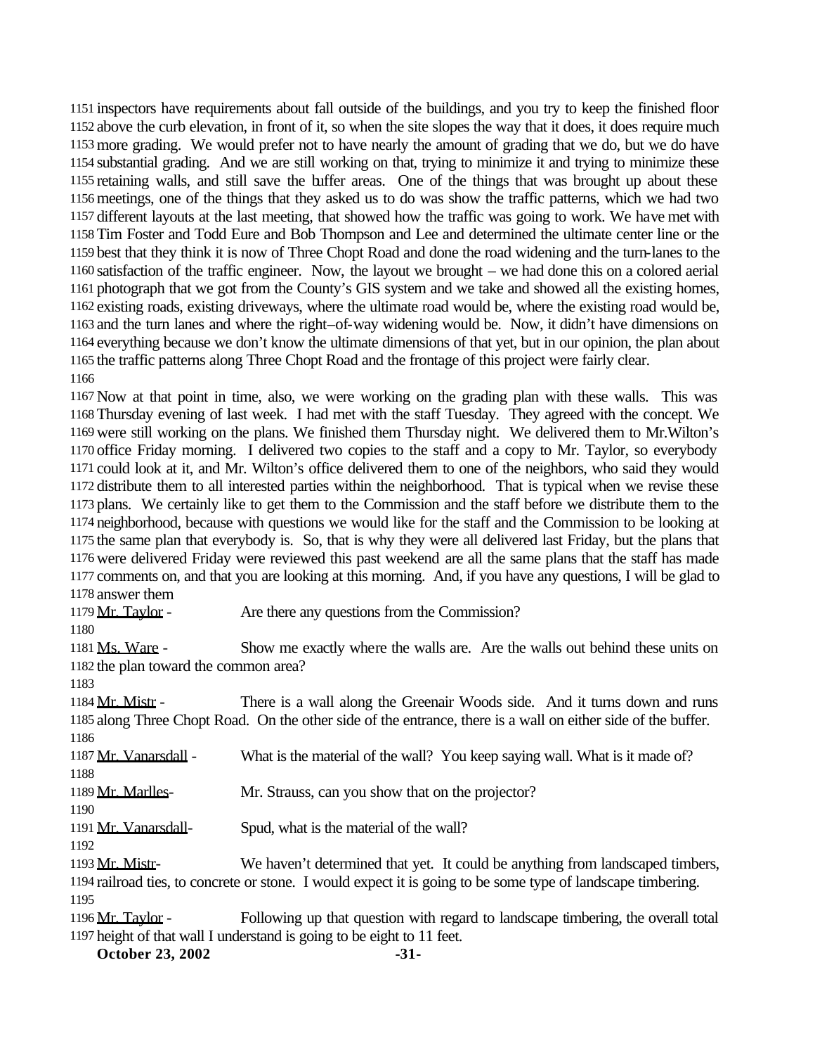1151 inspectors have requirements about fall outside of the buildings, and you try to keep the finished floor
1152 above the curb elevation, in front of it, so when the site slopes the way that it does, it does require much
1153 more grading. We would prefer not to have nearly the amount of grading that we do, but we do have
1154 substantial grading. And we are still working on that, trying to minimize it and trying to minimize these
1155 retaining walls, and still save the buffer areas. One of the things that was brought up about these
1156 meetings, one of the things that they asked us to do was show the traffic patterns, which we had two
1157 different layouts at the last meeting, that showed how the traffic was going to work. We have met with
1158 Tim Foster and Todd Eure and Bob Thompson and Lee and determined the ultimate center line or the
1159 best that they think it is now of Three Chopt Road and done the road widening and the turn-lanes to the
1160 satisfaction of the traffic engineer. Now, the layout we brought – we had done this on a colored aerial
1161 photograph that we got from the County's GIS system and we take and showed all the existing homes,
1162 existing roads, existing driveways, where the ultimate road would be, where the existing road would be,
1163 and the turn lanes and where the right–of-way widening would be. Now, it didn't have dimensions on
1164 everything because we don't know the ultimate dimensions of that yet, but in our opinion, the plan about
1165 the traffic patterns along Three Chopt Road and the frontage of this project were fairly clear.
1166
1167 Now at that point in time, also, we were working on the grading plan with these walls. This was
1168 Thursday evening of last week. I had met with the staff Tuesday. They agreed with the concept. We
1169 were still working on the plans. We finished them Thursday night. We delivered them to Mr.Wilton's
1170 office Friday morning. I delivered two copies to the staff and a copy to Mr. Taylor, so everybody
1171 could look at it, and Mr. Wilton's office delivered them to one of the neighbors, who said they would
1172 distribute them to all interested parties within the neighborhood. That is typical when we revise these
1173 plans. We certainly like to get them to the Commission and the staff before we distribute them to the
1174 neighborhood, because with questions we would like for the staff and the Commission to be looking at
1175 the same plan that everybody is. So, that is why they were all delivered last Friday, but the plans that
1176 were delivered Friday were reviewed this past weekend are all the same plans that the staff has made
1177 comments on, and that you are looking at this morning. And, if you have any questions, I will be glad to
1178 answer them

1179 Mr. Taylor - Are there any questions from the Commission?
1180
1181 Ms. Ware - Show me exactly where the walls are. Are the walls out behind these units on
1182 the plan toward the common area?
1183
1184 Mr. Mistr - There is a wall along the Greenair Woods side. And it turns down and runs
1185 along Three Chopt Road. On the other side of the entrance, there is a wall on either side of the buffer.
1186
1187 Mr. Vanarsdall - What is the material of the wall? You keep saying wall. What is it made of?
1188
1189 Mr. Marlles- Mr. Strauss, can you show that on the projector?
1190
1191 Mr. Vanarsdall- Spud, what is the material of the wall?
1192
1193 Mr. Mistr- We haven't determined that yet. It could be anything from landscaped timbers,
1194 railroad ties, to concrete or stone. I would expect it is going to be some type of landscape timbering.
1195
1196 Mr. Taylor - Following up that question with regard to landscape timbering, the overall total
1197 height of that wall I understand is going to be eight to 11 feet.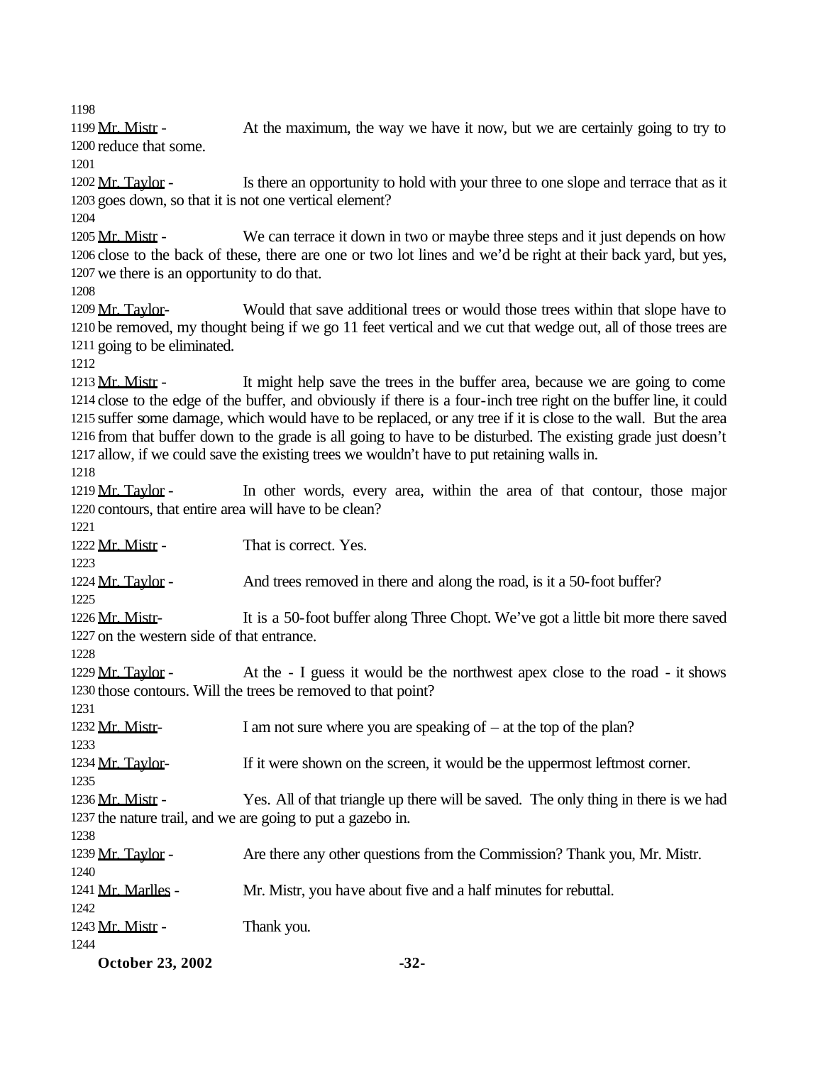Mr. Mistr - At the maximum, the way we have it now, but we are certainly going to try to reduce that some.

Mr. Taylor - Is there an opportunity to hold with your three to one slope and terrace that as it goes down, so that it is not one vertical element?

Mr. Mistr - We can terrace it down in two or maybe three steps and it just depends on how close to the back of these, there are one or two lot lines and we'd be right at their back yard, but yes, we there is an opportunity to do that.

Mr. Taylor- Would that save additional trees or would those trees within that slope have to be removed, my thought being if we go 11 feet vertical and we cut that wedge out, all of those trees are going to be eliminated.

Mr. Mistr - It might help save the trees in the buffer area, because we are going to come close to the edge of the buffer, and obviously if there is a four-inch tree right on the buffer line, it could suffer some damage, which would have to be replaced, or any tree if it is close to the wall. But the area from that buffer down to the grade is all going to have to be disturbed. The existing grade just doesn't allow, if we could save the existing trees we wouldn't have to put retaining walls in.

Mr. Taylor - In other words, every area, within the area of that contour, those major contours, that entire area will have to be clean?

Mr. Mistr - That is correct. Yes.

Mr. Taylor - And trees removed in there and along the road, is it a 50-foot buffer?

Mr. Mistr- It is a 50-foot buffer along Three Chopt. We've got a little bit more there saved on the western side of that entrance.

Mr. Taylor - At the - I guess it would be the northwest apex close to the road - it shows those contours. Will the trees be removed to that point?

Mr. Mistr- I am not sure where you are speaking of – at the top of the plan?

Mr. Taylor- If it were shown on the screen, it would be the uppermost leftmost corner.

Mr. Mistr - Yes. All of that triangle up there will be saved. The only thing in there is we had the nature trail, and we are going to put a gazebo in.

Mr. Taylor - Are there any other questions from the Commission? Thank you, Mr. Mistr.

Mr. Marlles - Mr. Mistr, you have about five and a half minutes for rebuttal.

Mr. Mistr - Thank you.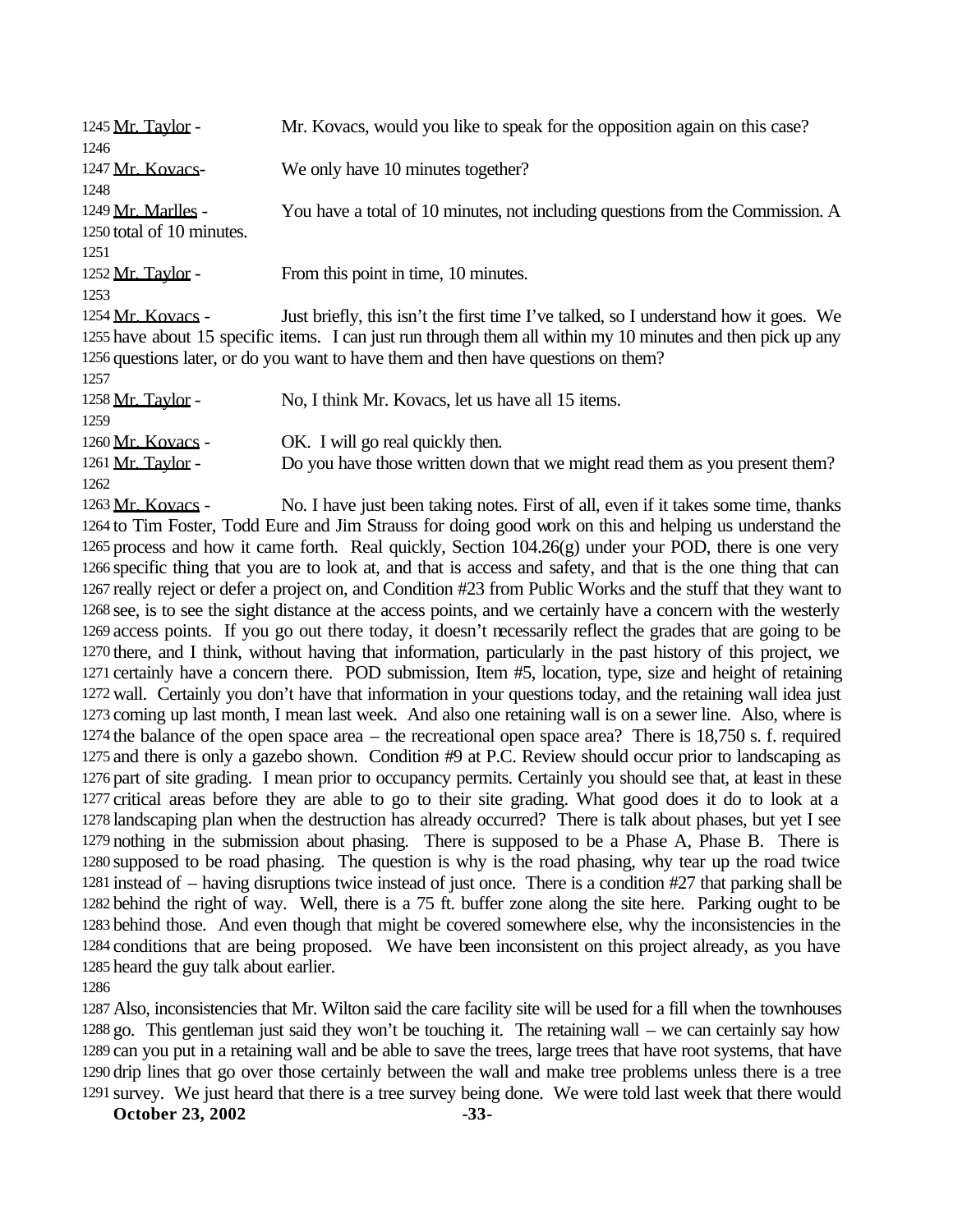Mr. Taylor - Mr. Kovacs, would you like to speak for the opposition again on this case?

Mr. Kovacs- We only have 10 minutes together?

Mr. Marlles - You have a total of 10 minutes, not including questions from the Commission. A total of 10 minutes.

Mr. Taylor - From this point in time, 10 minutes.

Mr. Kovacs - Just briefly, this isn't the first time I've talked, so I understand how it goes. We have about 15 specific items. I can just run through them all within my 10 minutes and then pick up any questions later, or do you want to have them and then have questions on them?

Mr. Taylor - No, I think Mr. Kovacs, let us have all 15 items.

Mr. Kovacs - OK. I will go real quickly then.

Mr. Taylor - Do you have those written down that we might read them as you present them?

Mr. Kovacs - No. I have just been taking notes. First of all, even if it takes some time, thanks to Tim Foster, Todd Eure and Jim Strauss for doing good work on this and helping us understand the process and how it came forth. Real quickly, Section 104.26(g) under your POD, there is one very specific thing that you are to look at, and that is access and safety, and that is the one thing that can really reject or defer a project on, and Condition #23 from Public Works and the stuff that they want to see, is to see the sight distance at the access points, and we certainly have a concern with the westerly access points. If you go out there today, it doesn't necessarily reflect the grades that are going to be there, and I think, without having that information, particularly in the past history of this project, we certainly have a concern there. POD submission, Item #5, location, type, size and height of retaining wall. Certainly you don't have that information in your questions today, and the retaining wall idea just coming up last month, I mean last week. And also one retaining wall is on a sewer line. Also, where is the balance of the open space area – the recreational open space area? There is 18,750 s. f. required and there is only a gazebo shown. Condition #9 at P.C. Review should occur prior to landscaping as part of site grading. I mean prior to occupancy permits. Certainly you should see that, at least in these critical areas before they are able to go to their site grading. What good does it do to look at a landscaping plan when the destruction has already occurred? There is talk about phases, but yet I see nothing in the submission about phasing. There is supposed to be a Phase A, Phase B. There is supposed to be road phasing. The question is why is the road phasing, why tear up the road twice instead of – having disruptions twice instead of just once. There is a condition #27 that parking shall be behind the right of way. Well, there is a 75 ft. buffer zone along the site here. Parking ought to be behind those. And even though that might be covered somewhere else, why the inconsistencies in the conditions that are being proposed. We have been inconsistent on this project already, as you have heard the guy talk about earlier.

Also, inconsistencies that Mr. Wilton said the care facility site will be used for a fill when the townhouses go. This gentleman just said they won't be touching it. The retaining wall – we can certainly say how can you put in a retaining wall and be able to save the trees, large trees that have root systems, that have drip lines that go over those certainly between the wall and make tree problems unless there is a tree survey. We just heard that there is a tree survey being done. We were told last week that there would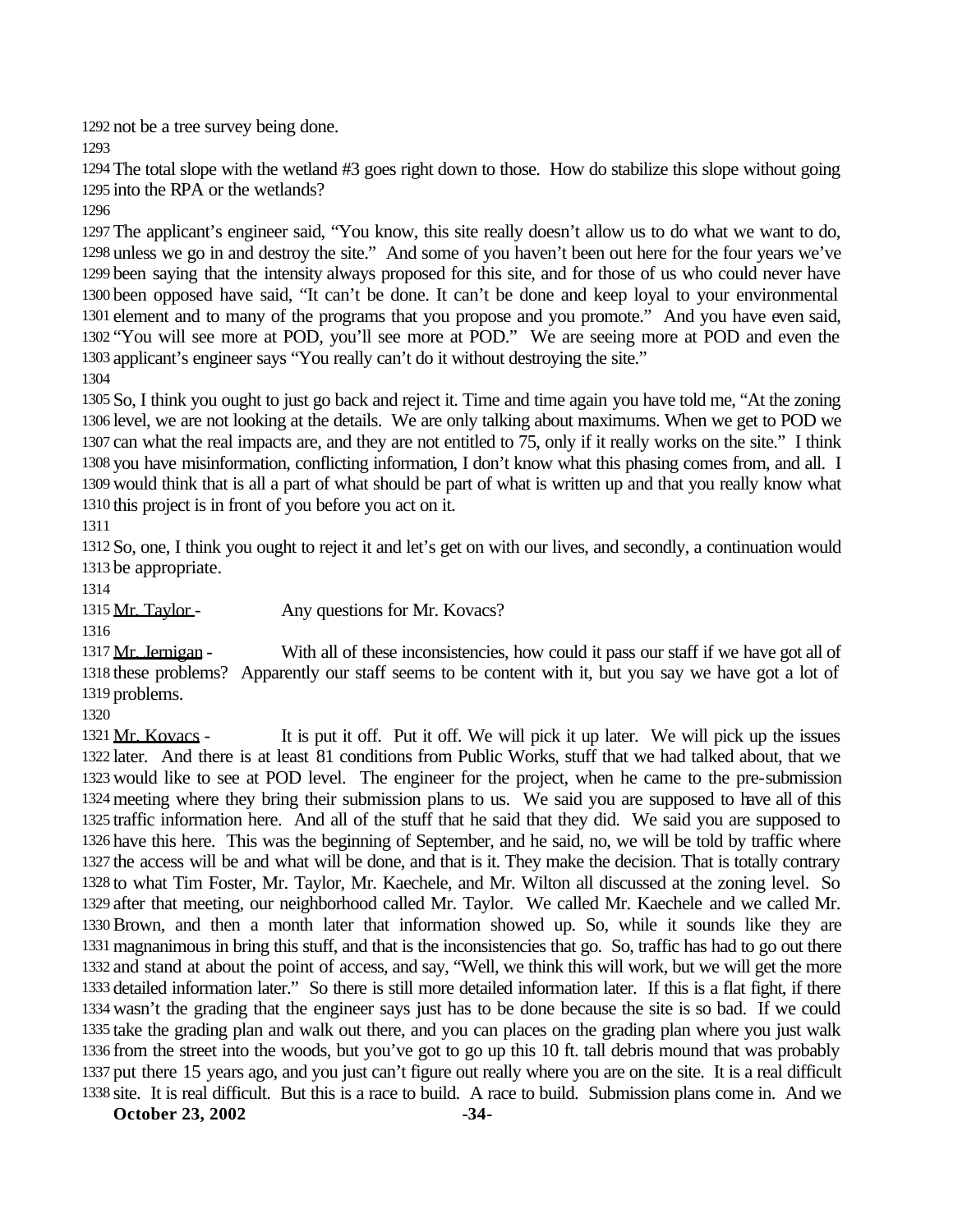not be a tree survey being done.

The total slope with the wetland #3 goes right down to those. How do stabilize this slope without going into the RPA or the wetlands?

The applicant's engineer said, "You know, this site really doesn't allow us to do what we want to do, unless we go in and destroy the site." And some of you haven't been out here for the four years we've been saying that the intensity always proposed for this site, and for those of us who could never have been opposed have said, "It can't be done. It can't be done and keep loyal to your environmental element and to many of the programs that you propose and you promote." And you have even said, "You will see more at POD, you'll see more at POD." We are seeing more at POD and even the applicant's engineer says "You really can't do it without destroying the site."

So, I think you ought to just go back and reject it. Time and time again you have told me, "At the zoning level, we are not looking at the details. We are only talking about maximums. When we get to POD we can what the real impacts are, and they are not entitled to 75, only if it really works on the site." I think you have misinformation, conflicting information, I don't know what this phasing comes from, and all. I would think that is all a part of what should be part of what is written up and that you really know what this project is in front of you before you act on it.

So, one, I think you ought to reject it and let's get on with our lives, and secondly, a continuation would be appropriate.

Mr. Taylor - Any questions for Mr. Kovacs?

Mr. Jernigan - With all of these inconsistencies, how could it pass our staff if we have got all of these problems? Apparently our staff seems to be content with it, but you say we have got a lot of problems.

Mr. Kovacs - It is put it off. Put it off. We will pick it up later. We will pick up the issues later. And there is at least 81 conditions from Public Works, stuff that we had talked about, that we would like to see at POD level. The engineer for the project, when he came to the pre-submission meeting where they bring their submission plans to us. We said you are supposed to have all of this traffic information here. And all of the stuff that he said that they did. We said you are supposed to have this here. This was the beginning of September, and he said, no, we will be told by traffic where the access will be and what will be done, and that is it. They make the decision. That is totally contrary to what Tim Foster, Mr. Taylor, Mr. Kaechele, and Mr. Wilton all discussed at the zoning level. So after that meeting, our neighborhood called Mr. Taylor. We called Mr. Kaechele and we called Mr. Brown, and then a month later that information showed up. So, while it sounds like they are magnanimous in bring this stuff, and that is the inconsistencies that go. So, traffic has had to go out there and stand at about the point of access, and say, "Well, we think this will work, but we will get the more detailed information later." So there is still more detailed information later. If this is a flat fight, if there wasn't the grading that the engineer says just has to be done because the site is so bad. If we could take the grading plan and walk out there, and you can places on the grading plan where you just walk from the street into the woods, but you've got to go up this 10 ft. tall debris mound that was probably put there 15 years ago, and you just can't figure out really where you are on the site. It is a real difficult site. It is real difficult. But this is a race to build. A race to build. Submission plans come in. And we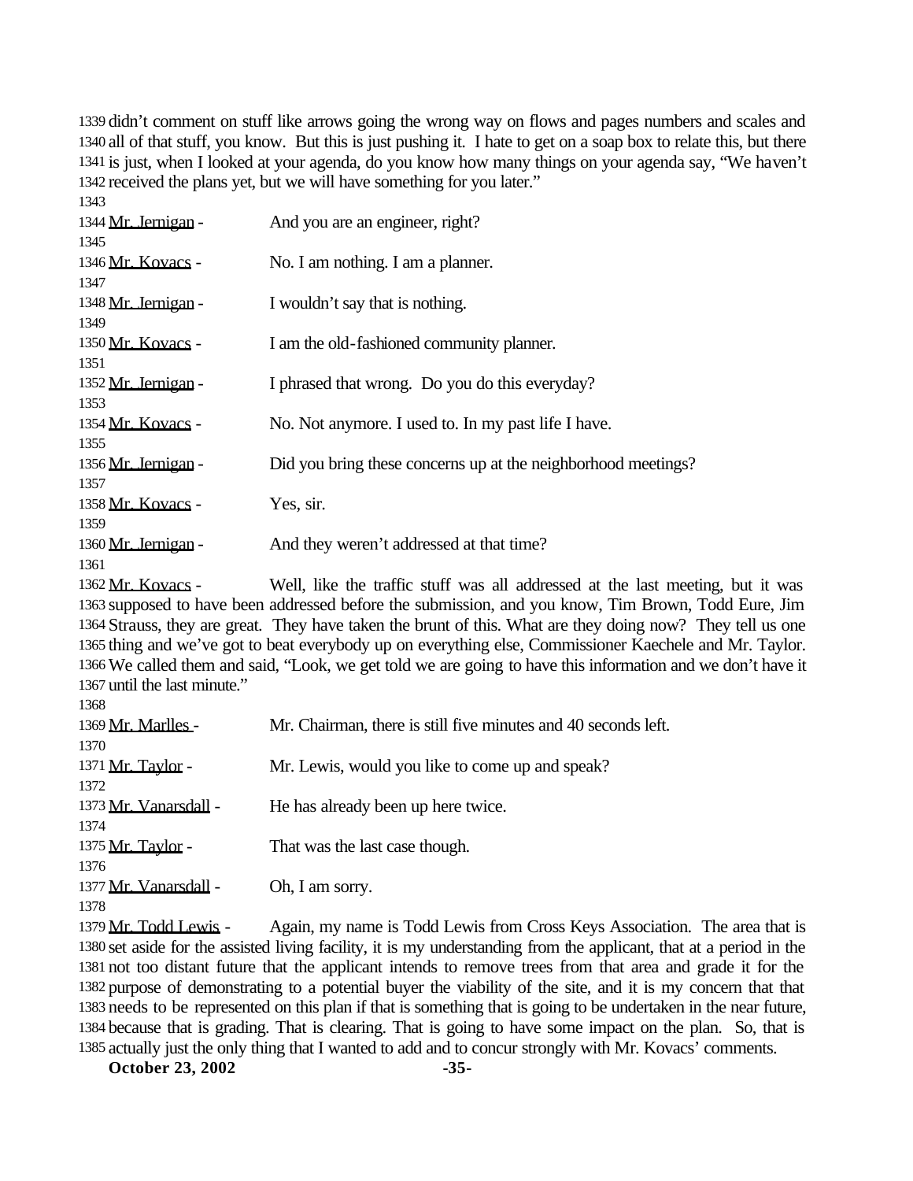didn't comment on stuff like arrows going the wrong way on flows and pages numbers and scales and all of that stuff, you know. But this is just pushing it. I hate to get on a soap box to relate this, but there is just, when I looked at your agenda, do you know how many things on your agenda say, "We haven't received the plans yet, but we will have something for you later."

Mr. Jernigan - And you are an engineer, right?

Mr. Kovacs - No. I am nothing. I am a planner.

Mr. Jernigan - I wouldn't say that is nothing.

Mr. Kovacs - I am the old-fashioned community planner.

Mr. Jernigan - I phrased that wrong. Do you do this everyday?

Mr. Kovacs - No. Not anymore. I used to. In my past life I have.

Mr. Jernigan - Did you bring these concerns up at the neighborhood meetings?

Mr. Kovacs - Yes, sir.

Mr. Jernigan - And they weren't addressed at that time?

Mr. Kovacs - Well, like the traffic stuff was all addressed at the last meeting, but it was supposed to have been addressed before the submission, and you know, Tim Brown, Todd Eure, Jim Strauss, they are great. They have taken the brunt of this. What are they doing now? They tell us one thing and we've got to beat everybody up on everything else, Commissioner Kaechele and Mr. Taylor. We called them and said, "Look, we get told we are going to have this information and we don't have it until the last minute."

Mr. Marlles - Mr. Chairman, there is still five minutes and 40 seconds left.

Mr. Taylor - Mr. Lewis, would you like to come up and speak?

Mr. Vanarsdall - He has already been up here twice.

Mr. Taylor - That was the last case though.

Mr. Vanarsdall - Oh, I am sorry.

Mr. Todd Lewis - Again, my name is Todd Lewis from Cross Keys Association. The area that is set aside for the assisted living facility, it is my understanding from the applicant, that at a period in the not too distant future that the applicant intends to remove trees from that area and grade it for the purpose of demonstrating to a potential buyer the viability of the site, and it is my concern that that needs to be represented on this plan if that is something that is going to be undertaken in the near future, because that is grading. That is clearing. That is going to have some impact on the plan. So, that is actually just the only thing that I wanted to add and to concur strongly with Mr. Kovacs' comments.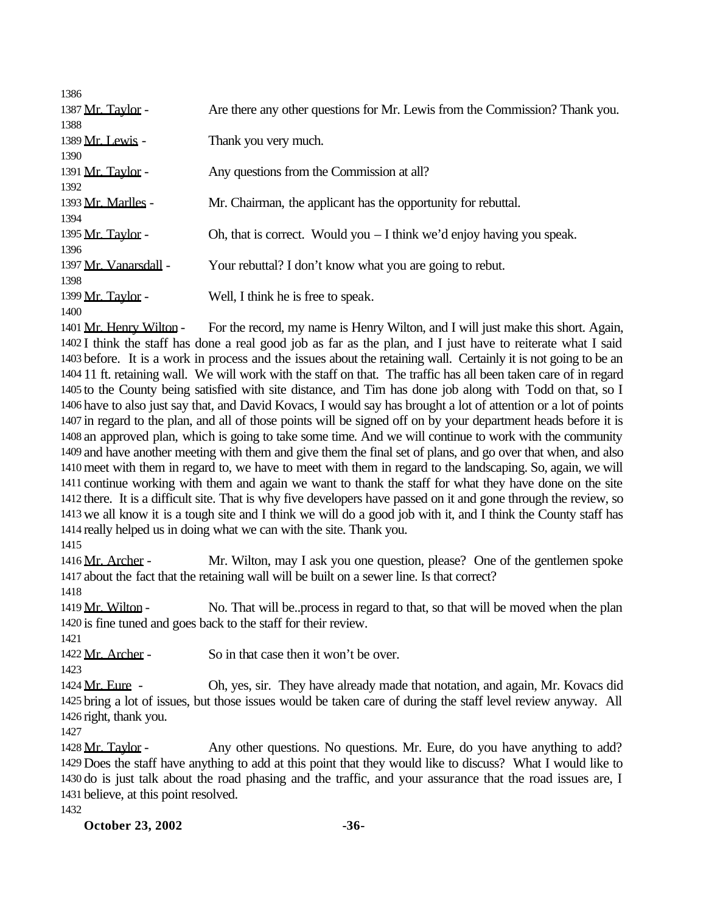Mr. Taylor - Are there any other questions for Mr. Lewis from the Commission? Thank you.

Mr. Lewis - Thank you very much.

Mr. Taylor - Any questions from the Commission at all?

Mr. Marlles - Mr. Chairman, the applicant has the opportunity for rebuttal.

Mr. Taylor - Oh, that is correct. Would you – I think we'd enjoy having you speak.

Mr. Vanarsdall - Your rebuttal? I don't know what you are going to rebut.

Mr. Taylor - Well, I think he is free to speak.

Mr. Henry Wilton - For the record, my name is Henry Wilton, and I will just make this short. Again, I think the staff has done a real good job as far as the plan, and I just have to reiterate what I said before. It is a work in process and the issues about the retaining wall. Certainly it is not going to be an 11 ft. retaining wall. We will work with the staff on that. The traffic has all been taken care of in regard to the County being satisfied with site distance, and Tim has done job along with Todd on that, so I have to also just say that, and David Kovacs, I would say has brought a lot of attention or a lot of points in regard to the plan, and all of those points will be signed off on by your department heads before it is an approved plan, which is going to take some time. And we will continue to work with the community and have another meeting with them and give them the final set of plans, and go over that when, and also meet with them in regard to, we have to meet with them in regard to the landscaping. So, again, we will continue working with them and again we want to thank the staff for what they have done on the site there. It is a difficult site. That is why five developers have passed on it and gone through the review, so we all know it is a tough site and I think we will do a good job with it, and I think the County staff has really helped us in doing what we can with the site. Thank you.

Mr. Archer - Mr. Wilton, may I ask you one question, please? One of the gentlemen spoke about the fact that the retaining wall will be built on a sewer line. Is that correct?

Mr. Wilton - No. That will be..process in regard to that, so that will be moved when the plan is fine tuned and goes back to the staff for their review.

Mr. Archer - So in that case then it won't be over.

Mr. Eure - Oh, yes, sir. They have already made that notation, and again, Mr. Kovacs did bring a lot of issues, but those issues would be taken care of during the staff level review anyway. All right, thank you.

Mr. Taylor - Any other questions. No questions. Mr. Eure, do you have anything to add? Does the staff have anything to add at this point that they would like to discuss? What I would like to do is just talk about the road phasing and the traffic, and your assurance that the road issues are, I believe, at this point resolved.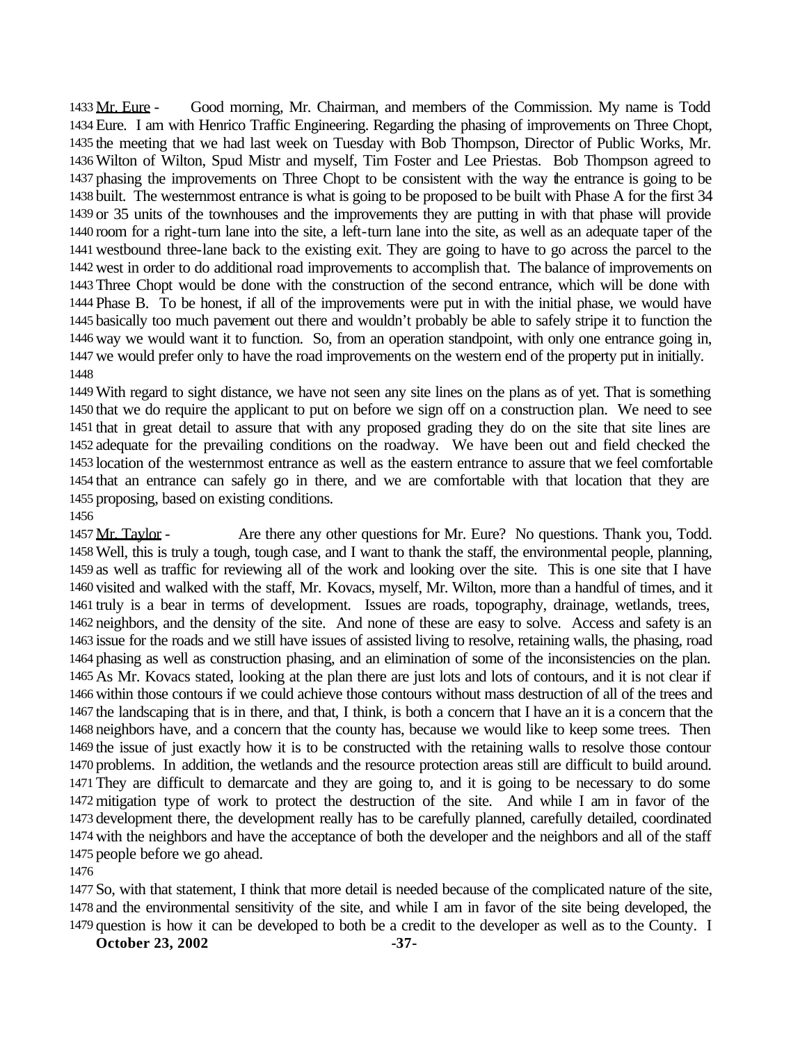Mr. Eure - Good morning, Mr. Chairman, and members of the Commission. My name is Todd Eure. I am with Henrico Traffic Engineering. Regarding the phasing of improvements on Three Chopt, the meeting that we had last week on Tuesday with Bob Thompson, Director of Public Works, Mr. Wilton of Wilton, Spud Mistr and myself, Tim Foster and Lee Priestas. Bob Thompson agreed to phasing the improvements on Three Chopt to be consistent with the way the entrance is going to be built. The westernmost entrance is what is going to be proposed to be built with Phase A for the first 34 or 35 units of the townhouses and the improvements they are putting in with that phase will provide room for a right-turn lane into the site, a left-turn lane into the site, as well as an adequate taper of the westbound three-lane back to the existing exit. They are going to have to go across the parcel to the west in order to do additional road improvements to accomplish that. The balance of improvements on Three Chopt would be done with the construction of the second entrance, which will be done with Phase B. To be honest, if all of the improvements were put in with the initial phase, we would have basically too much pavement out there and wouldn't probably be able to safely stripe it to function the way we would want it to function. So, from an operation standpoint, with only one entrance going in, we would prefer only to have the road improvements on the western end of the property put in initially.

With regard to sight distance, we have not seen any site lines on the plans as of yet. That is something that we do require the applicant to put on before we sign off on a construction plan. We need to see that in great detail to assure that with any proposed grading they do on the site that site lines are adequate for the prevailing conditions on the roadway. We have been out and field checked the location of the westernmost entrance as well as the eastern entrance to assure that we feel comfortable that an entrance can safely go in there, and we are comfortable with that location that they are proposing, based on existing conditions.

Mr. Taylor - Are there any other questions for Mr. Eure? No questions. Thank you, Todd. Well, this is truly a tough, tough case, and I want to thank the staff, the environmental people, planning, as well as traffic for reviewing all of the work and looking over the site. This is one site that I have visited and walked with the staff, Mr. Kovacs, myself, Mr. Wilton, more than a handful of times, and it truly is a bear in terms of development. Issues are roads, topography, drainage, wetlands, trees, neighbors, and the density of the site. And none of these are easy to solve. Access and safety is an issue for the roads and we still have issues of assisted living to resolve, retaining walls, the phasing, road phasing as well as construction phasing, and an elimination of some of the inconsistencies on the plan. As Mr. Kovacs stated, looking at the plan there are just lots and lots of contours, and it is not clear if within those contours if we could achieve those contours without mass destruction of all of the trees and the landscaping that is in there, and that, I think, is both a concern that I have an it is a concern that the neighbors have, and a concern that the county has, because we would like to keep some trees. Then the issue of just exactly how it is to be constructed with the retaining walls to resolve those contour problems. In addition, the wetlands and the resource protection areas still are difficult to build around. They are difficult to demarcate and they are going to, and it is going to be necessary to do some mitigation type of work to protect the destruction of the site. And while I am in favor of the development there, the development really has to be carefully planned, carefully detailed, coordinated with the neighbors and have the acceptance of both the developer and the neighbors and all of the staff people before we go ahead.

So, with that statement, I think that more detail is needed because of the complicated nature of the site, and the environmental sensitivity of the site, and while I am in favor of the site being developed, the question is how it can be developed to both be a credit to the developer as well as to the County. I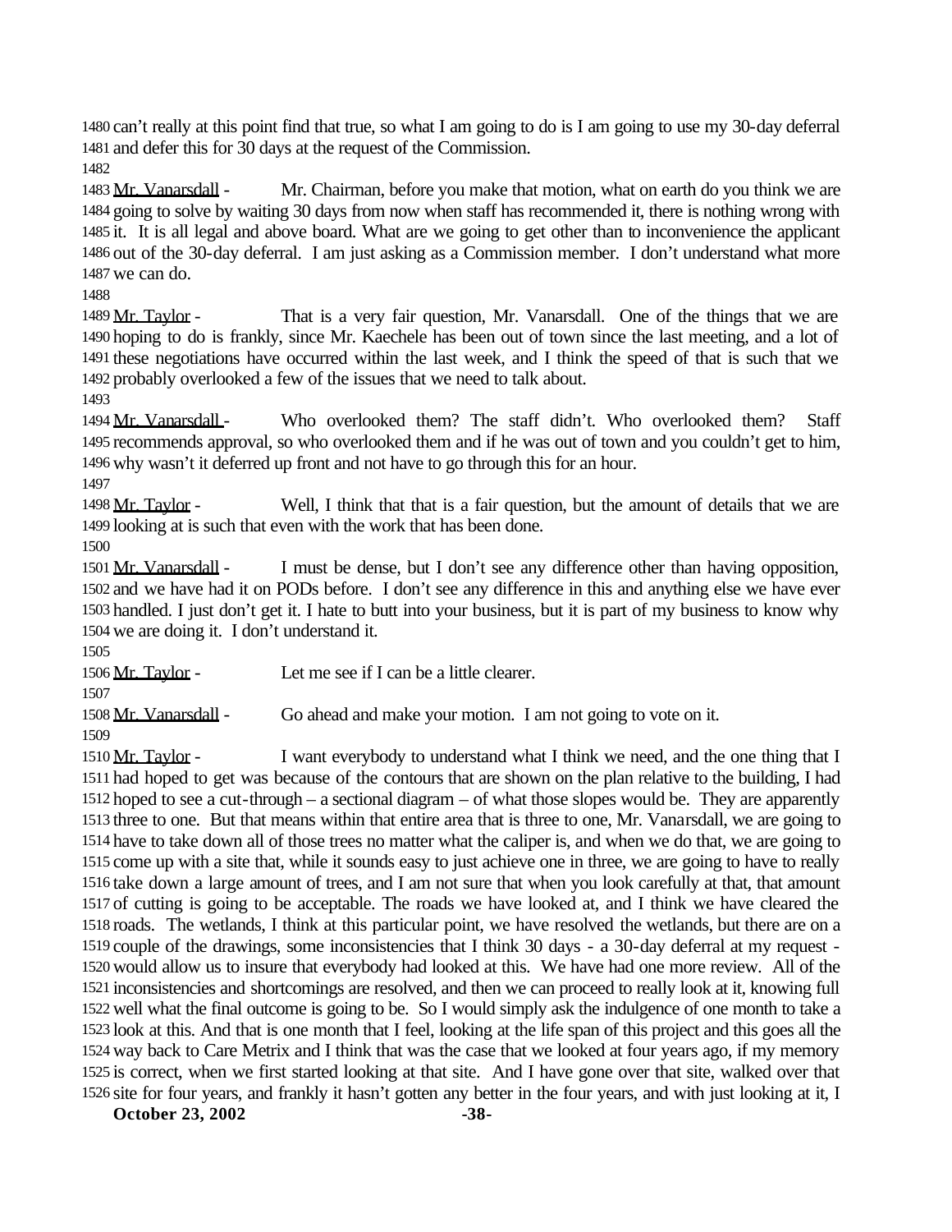can't really at this point find that true, so what I am going to do is I am going to use my 30-day deferral and defer this for 30 days at the request of the Commission.

Mr. Vanarsdall - Mr. Chairman, before you make that motion, what on earth do you think we are going to solve by waiting 30 days from now when staff has recommended it, there is nothing wrong with it. It is all legal and above board. What are we going to get other than to inconvenience the applicant out of the 30-day deferral. I am just asking as a Commission member. I don't understand what more we can do.

Mr. Taylor - That is a very fair question, Mr. Vanarsdall. One of the things that we are hoping to do is frankly, since Mr. Kaechele has been out of town since the last meeting, and a lot of these negotiations have occurred within the last week, and I think the speed of that is such that we probably overlooked a few of the issues that we need to talk about.

Mr. Vanarsdall - Who overlooked them? The staff didn't. Who overlooked them? Staff recommends approval, so who overlooked them and if he was out of town and you couldn't get to him, why wasn't it deferred up front and not have to go through this for an hour.

Mr. Taylor - Well, I think that that is a fair question, but the amount of details that we are looking at is such that even with the work that has been done.

Mr. Vanarsdall - I must be dense, but I don't see any difference other than having opposition, and we have had it on PODs before. I don't see any difference in this and anything else we have ever handled. I just don't get it. I hate to butt into your business, but it is part of my business to know why we are doing it. I don't understand it.

Mr. Taylor - Let me see if I can be a little clearer.

Mr. Vanarsdall - Go ahead and make your motion. I am not going to vote on it.

Mr. Taylor - I want everybody to understand what I think we need, and the one thing that I had hoped to get was because of the contours that are shown on the plan relative to the building, I had hoped to see a cut-through – a sectional diagram – of what those slopes would be. They are apparently three to one. But that means within that entire area that is three to one, Mr. Vanarsdall, we are going to have to take down all of those trees no matter what the caliper is, and when we do that, we are going to come up with a site that, while it sounds easy to just achieve one in three, we are going to have to really take down a large amount of trees, and I am not sure that when you look carefully at that, that amount of cutting is going to be acceptable. The roads we have looked at, and I think we have cleared the roads. The wetlands, I think at this particular point, we have resolved the wetlands, but there are on a couple of the drawings, some inconsistencies that I think 30 days - a 30-day deferral at my request - would allow us to insure that everybody had looked at this. We have had one more review. All of the inconsistencies and shortcomings are resolved, and then we can proceed to really look at it, knowing full well what the final outcome is going to be. So I would simply ask the indulgence of one month to take a look at this. And that is one month that I feel, looking at the life span of this project and this goes all the way back to Care Metrix and I think that was the case that we looked at four years ago, if my memory is correct, when we first started looking at that site. And I have gone over that site, walked over that site for four years, and frankly it hasn't gotten any better in the four years, and with just looking at it, I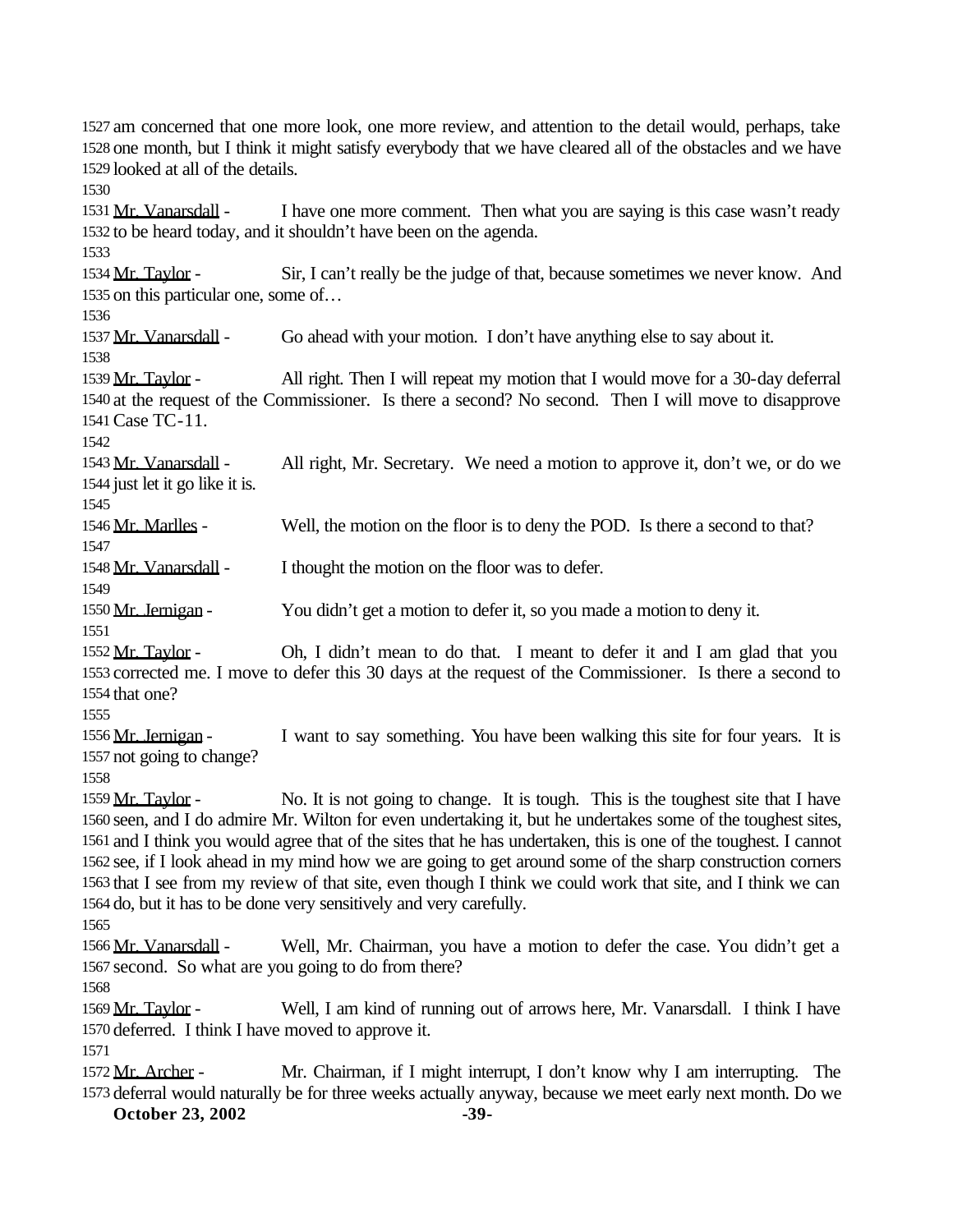1527 am concerned that one more look, one more review, and attention to the detail would, perhaps, take
1528 one month, but I think it might satisfy everybody that we have cleared all of the obstacles and we have
1529 looked at all of the details.
1530
1531 Mr. Vanarsdall - I have one more comment. Then what you are saying is this case wasn't ready
1532 to be heard today, and it shouldn't have been on the agenda.
1533
1534 Mr. Taylor - Sir, I can't really be the judge of that, because sometimes we never know. And
1535 on this particular one, some of…
1536
1537 Mr. Vanarsdall - Go ahead with your motion. I don't have anything else to say about it.
1538
1539 Mr. Taylor - All right. Then I will repeat my motion that I would move for a 30-day deferral
1540 at the request of the Commissioner. Is there a second? No second. Then I will move to disapprove
1541 Case TC-11.
1542
1543 Mr. Vanarsdall - All right, Mr. Secretary. We need a motion to approve it, don't we, or do we
1544 just let it go like it is.
1545
1546 Mr. Marlles - Well, the motion on the floor is to deny the POD. Is there a second to that?
1547
1548 Mr. Vanarsdall - I thought the motion on the floor was to defer.
1549
1550 Mr. Jernigan - You didn't get a motion to defer it, so you made a motion to deny it.
1551
1552 Mr. Taylor - Oh, I didn't mean to do that. I meant to defer it and I am glad that you
1553 corrected me. I move to defer this 30 days at the request of the Commissioner. Is there a second to
1554 that one?
1555
1556 Mr. Jernigan - I want to say something. You have been walking this site for four years. It is
1557 not going to change?
1558
1559 Mr. Taylor - No. It is not going to change. It is tough. This is the toughest site that I have
1560 seen, and I do admire Mr. Wilton for even undertaking it, but he undertakes some of the toughest sites,
1561 and I think you would agree that of the sites that he has undertaken, this is one of the toughest. I cannot
1562 see, if I look ahead in my mind how we are going to get around some of the sharp construction corners
1563 that I see from my review of that site, even though I think we could work that site, and I think we can
1564 do, but it has to be done very sensitively and very carefully.
1565
1566 Mr. Vanarsdall - Well, Mr. Chairman, you have a motion to defer the case. You didn't get a
1567 second. So what are you going to do from there?
1568
1569 Mr. Taylor - Well, I am kind of running out of arrows here, Mr. Vanarsdall. I think I have
1570 deferred. I think I have moved to approve it.
1571
1572 Mr. Archer - Mr. Chairman, if I might interrupt, I don't know why I am interrupting. The
1573 deferral would naturally be for three weeks actually anyway, because we meet early next month. Do we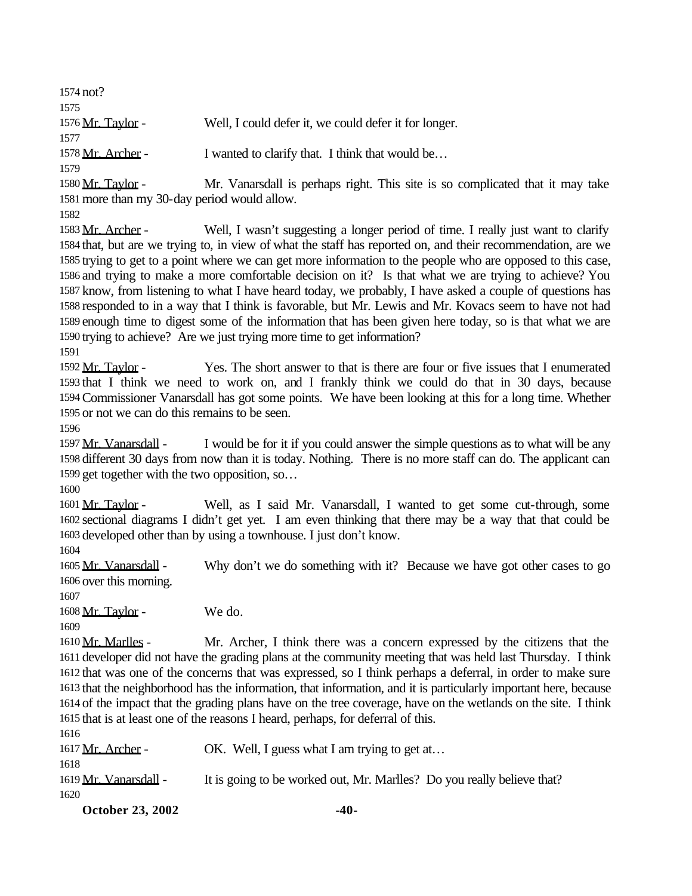not?

Mr. Taylor - Well, I could defer it, we could defer it for longer.

Mr. Archer - I wanted to clarify that. I think that would be…

Mr. Taylor - Mr. Vanarsdall is perhaps right. This site is so complicated that it may take more than my 30-day period would allow.

Mr. Archer - Well, I wasn't suggesting a longer period of time. I really just want to clarify that, but are we trying to, in view of what the staff has reported on, and their recommendation, are we trying to get to a point where we can get more information to the people who are opposed to this case, and trying to make a more comfortable decision on it? Is that what we are trying to achieve? You know, from listening to what I have heard today, we probably, I have asked a couple of questions has responded to in a way that I think is favorable, but Mr. Lewis and Mr. Kovacs seem to have not had enough time to digest some of the information that has been given here today, so is that what we are trying to achieve? Are we just trying more time to get information?

Mr. Taylor - Yes. The short answer to that is there are four or five issues that I enumerated that I think we need to work on, and I frankly think we could do that in 30 days, because Commissioner Vanarsdall has got some points. We have been looking at this for a long time. Whether or not we can do this remains to be seen.

Mr. Vanarsdall - I would be for it if you could answer the simple questions as to what will be any different 30 days from now than it is today. Nothing. There is no more staff can do. The applicant can get together with the two opposition, so…

Mr. Taylor - Well, as I said Mr. Vanarsdall, I wanted to get some cut-through, some sectional diagrams I didn't get yet. I am even thinking that there may be a way that that could be developed other than by using a townhouse. I just don't know.

Mr. Vanarsdall - Why don't we do something with it? Because we have got other cases to go over this morning.

Mr. Taylor - We do.

Mr. Marlles - Mr. Archer, I think there was a concern expressed by the citizens that the developer did not have the grading plans at the community meeting that was held last Thursday. I think that was one of the concerns that was expressed, so I think perhaps a deferral, in order to make sure that the neighborhood has the information, that information, and it is particularly important here, because of the impact that the grading plans have on the tree coverage, have on the wetlands on the site. I think that is at least one of the reasons I heard, perhaps, for deferral of this.

Mr. Archer - OK. Well, I guess what I am trying to get at…

Mr. Vanarsdall - It is going to be worked out, Mr. Marlles? Do you really believe that?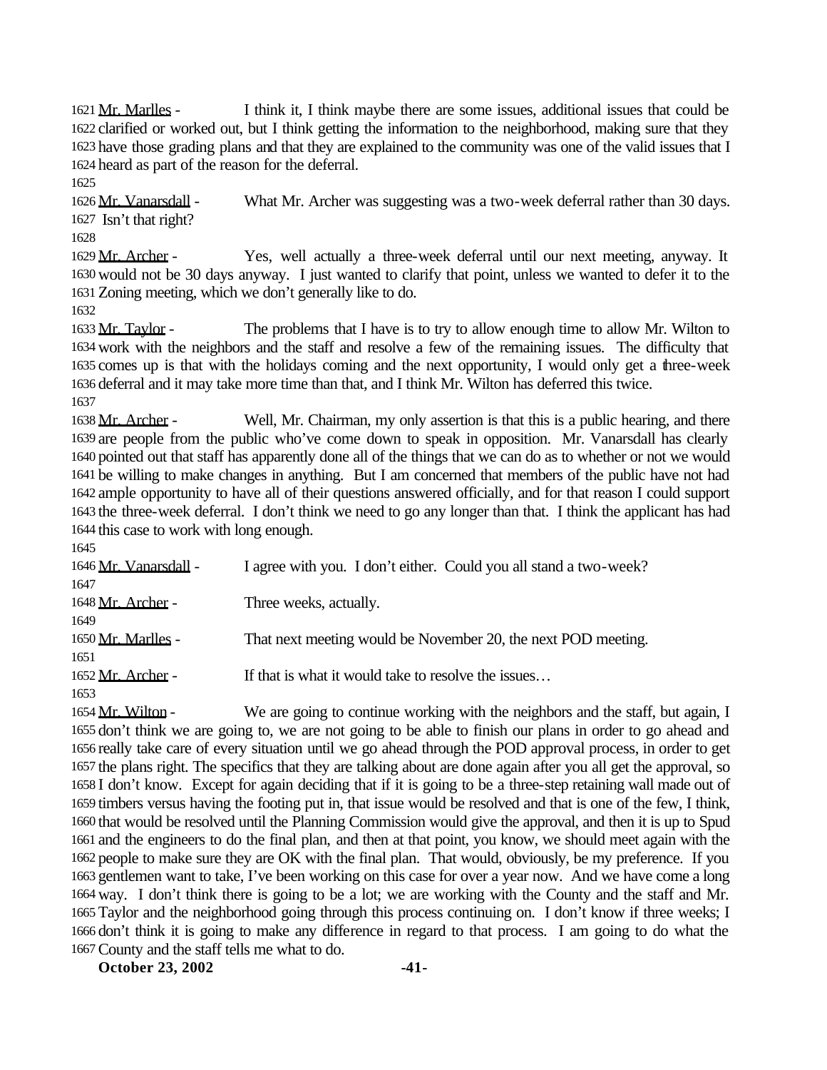Mr. Marlles - I think it, I think maybe there are some issues, additional issues that could be clarified or worked out, but I think getting the information to the neighborhood, making sure that they have those grading plans and that they are explained to the community was one of the valid issues that I heard as part of the reason for the deferral.

Mr. Vanarsdall - What Mr. Archer was suggesting was a two-week deferral rather than 30 days. Isn't that right?

Mr. Archer - Yes, well actually a three-week deferral until our next meeting, anyway. It would not be 30 days anyway. I just wanted to clarify that point, unless we wanted to defer it to the Zoning meeting, which we don't generally like to do.

Mr. Taylor - The problems that I have is to try to allow enough time to allow Mr. Wilton to work with the neighbors and the staff and resolve a few of the remaining issues. The difficulty that comes up is that with the holidays coming and the next opportunity, I would only get a three-week deferral and it may take more time than that, and I think Mr. Wilton has deferred this twice.

Mr. Archer - Well, Mr. Chairman, my only assertion is that this is a public hearing, and there are people from the public who've come down to speak in opposition. Mr. Vanarsdall has clearly pointed out that staff has apparently done all of the things that we can do as to whether or not we would be willing to make changes in anything. But I am concerned that members of the public have not had ample opportunity to have all of their questions answered officially, and for that reason I could support the three-week deferral. I don't think we need to go any longer than that. I think the applicant has had this case to work with long enough.

Mr. Vanarsdall - I agree with you. I don't either. Could you all stand a two-week?

Mr. Archer - Three weeks, actually.

Mr. Marlles - That next meeting would be November 20, the next POD meeting.

Mr. Archer - If that is what it would take to resolve the issues…

Mr. Wilton - We are going to continue working with the neighbors and the staff, but again, I don't think we are going to, we are not going to be able to finish our plans in order to go ahead and really take care of every situation until we go ahead through the POD approval process, in order to get the plans right. The specifics that they are talking about are done again after you all get the approval, so I don't know. Except for again deciding that if it is going to be a three-step retaining wall made out of timbers versus having the footing put in, that issue would be resolved and that is one of the few, I think, that would be resolved until the Planning Commission would give the approval, and then it is up to Spud and the engineers to do the final plan, and then at that point, you know, we should meet again with the people to make sure they are OK with the final plan. That would, obviously, be my preference. If you gentlemen want to take, I've been working on this case for over a year now. And we have come a long way. I don't think there is going to be a lot; we are working with the County and the staff and Mr. Taylor and the neighborhood going through this process continuing on. I don't know if three weeks; I don't think it is going to make any difference in regard to that process. I am going to do what the County and the staff tells me what to do.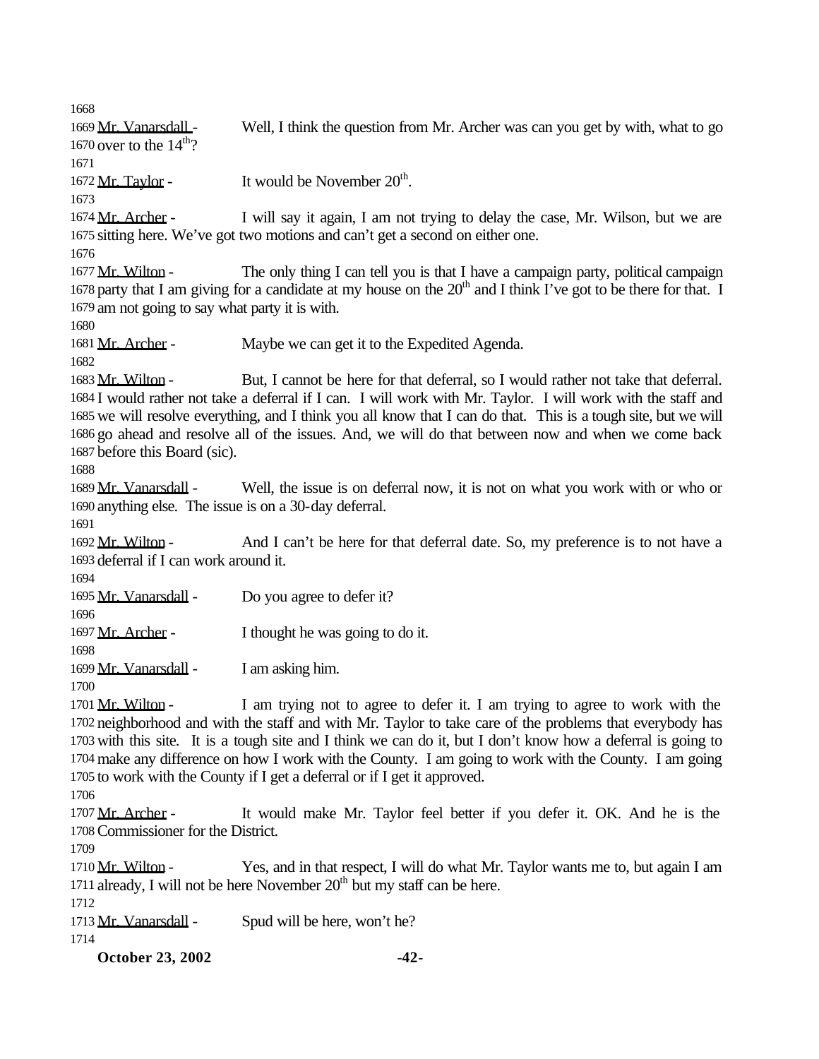Mr. Vanarsdall - Well, I think the question from Mr. Archer was can you get by with, what to go over to the 14th?

Mr. Taylor - It would be November 20th.

Mr. Archer - I will say it again, I am not trying to delay the case, Mr. Wilson, but we are sitting here. We've got two motions and can't get a second on either one.

Mr. Wilton - The only thing I can tell you is that I have a campaign party, political campaign party that I am giving for a candidate at my house on the 20th and I think I've got to be there for that. I am not going to say what party it is with.

Mr. Archer - Maybe we can get it to the Expedited Agenda.

Mr. Wilton - But, I cannot be here for that deferral, so I would rather not take that deferral. I would rather not take a deferral if I can. I will work with Mr. Taylor. I will work with the staff and we will resolve everything, and I think you all know that I can do that. This is a tough site, but we will go ahead and resolve all of the issues. And, we will do that between now and when we come back before this Board (sic).

Mr. Vanarsdall - Well, the issue is on deferral now, it is not on what you work with or who or anything else. The issue is on a 30-day deferral.

Mr. Wilton - And I can't be here for that deferral date. So, my preference is to not have a deferral if I can work around it.

Mr. Vanarsdall - Do you agree to defer it?

Mr. Archer - I thought he was going to do it.

Mr. Vanarsdall - I am asking him.

Mr. Wilton - I am trying not to agree to defer it. I am trying to agree to work with the neighborhood and with the staff and with Mr. Taylor to take care of the problems that everybody has with this site. It is a tough site and I think we can do it, but I don't know how a deferral is going to make any difference on how I work with the County. I am going to work with the County. I am going to work with the County if I get a deferral or if I get it approved.

Mr. Archer - It would make Mr. Taylor feel better if you defer it. OK. And he is the Commissioner for the District.

Mr. Wilton - Yes, and in that respect, I will do what Mr. Taylor wants me to, but again I am already, I will not be here November 20th but my staff can be here.

Mr. Vanarsdall - Spud will be here, won't he?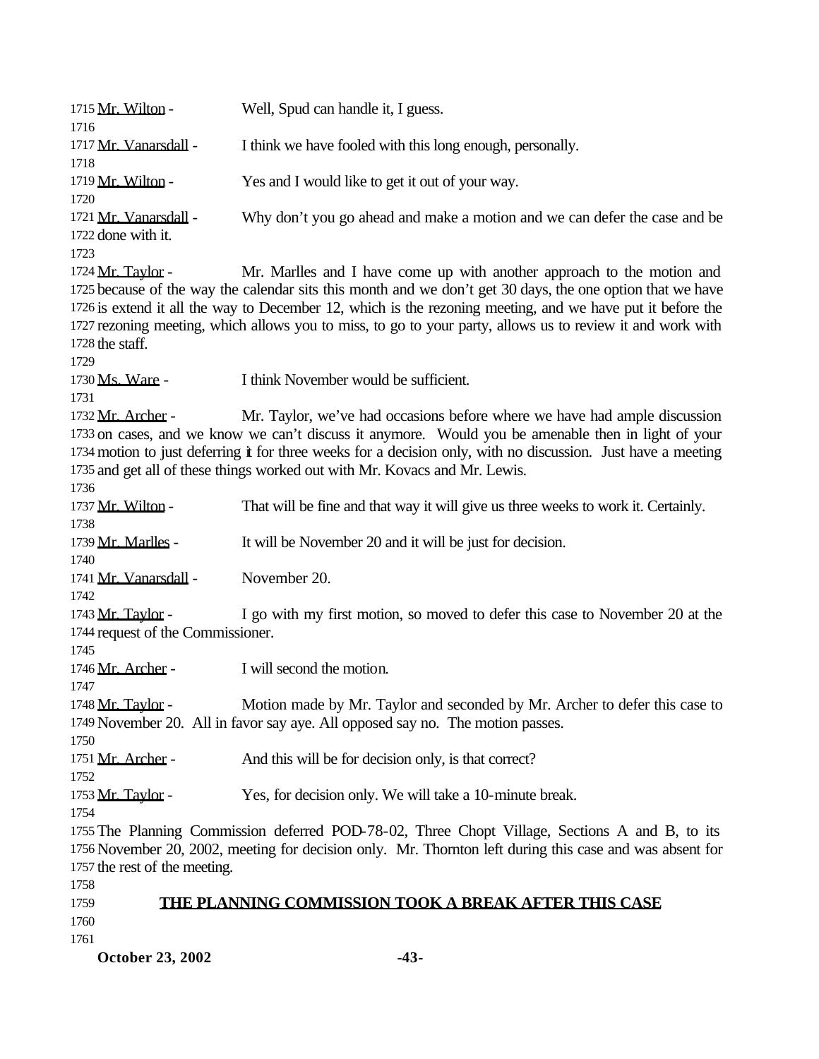Mr. Wilton - Well, Spud can handle it, I guess.

Mr. Vanarsdall - I think we have fooled with this long enough, personally.

Mr. Wilton - Yes and I would like to get it out of your way.

Mr. Vanarsdall - Why don't you go ahead and make a motion and we can defer the case and be done with it.

Mr. Taylor - Mr. Marlles and I have come up with another approach to the motion and because of the way the calendar sits this month and we don't get 30 days, the one option that we have is extend it all the way to December 12, which is the rezoning meeting, and we have put it before the rezoning meeting, which allows you to miss, to go to your party, allows us to review it and work with the staff.

Ms. Ware - I think November would be sufficient.

Mr. Archer - Mr. Taylor, we've had occasions before where we have had ample discussion on cases, and we know we can't discuss it anymore. Would you be amenable then in light of your motion to just deferring it for three weeks for a decision only, with no discussion. Just have a meeting and get all of these things worked out with Mr. Kovacs and Mr. Lewis.

Mr. Wilton - That will be fine and that way it will give us three weeks to work it. Certainly.

Mr. Marlles - It will be November 20 and it will be just for decision.

Mr. Vanarsdall - November 20.

Mr. Taylor - I go with my first motion, so moved to defer this case to November 20 at the request of the Commissioner.

Mr. Archer - I will second the motion.

Mr. Taylor - Motion made by Mr. Taylor and seconded by Mr. Archer to defer this case to November 20. All in favor say aye. All opposed say no. The motion passes.

Mr. Archer - And this will be for decision only, is that correct?

Mr. Taylor - Yes, for decision only. We will take a 10-minute break.

The Planning Commission deferred POD-78-02, Three Chopt Village, Sections A and B, to its November 20, 2002, meeting for decision only. Mr. Thornton left during this case and was absent for the rest of the meeting.

**THE PLANNING COMMISSION TOOK A BREAK AFTER THIS CASE**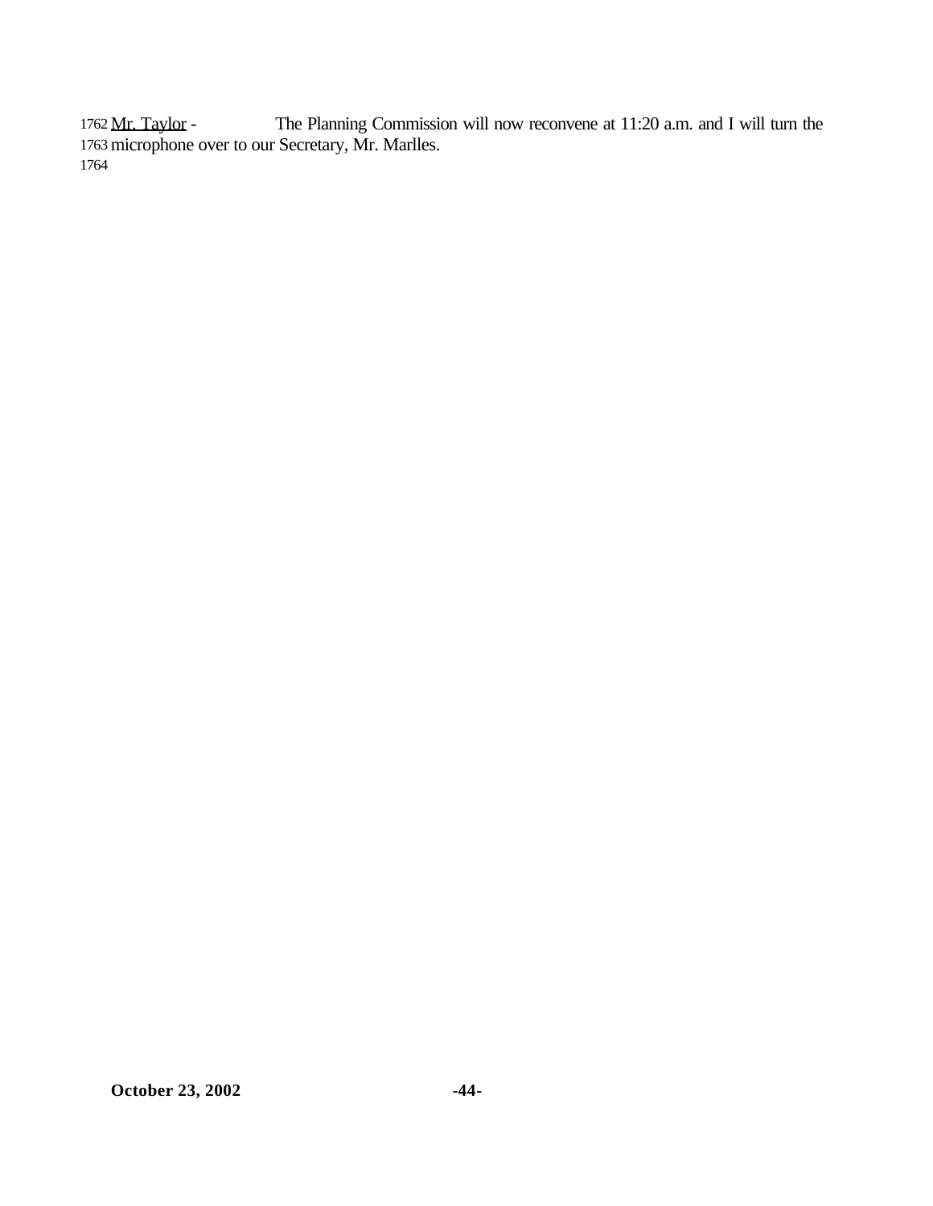1762 Mr. Taylor - The Planning Commission will now reconvene at 11:20 a.m. and I will turn the
1763 microphone over to our Secretary, Mr. Marlles.
1764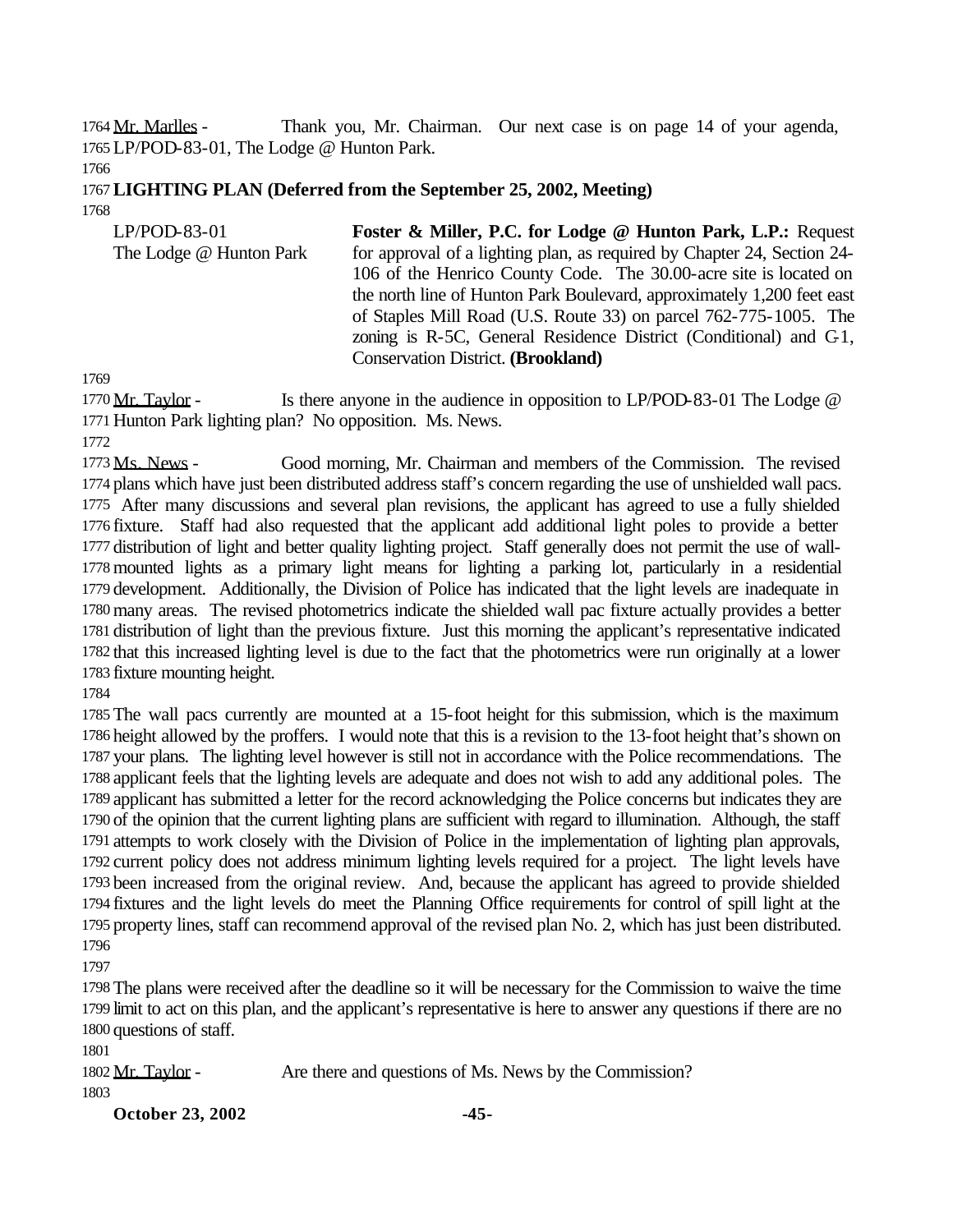Mr. Marlles - Thank you, Mr. Chairman. Our next case is on page 14 of your agenda, LP/POD-83-01, The Lodge @ Hunton Park.

**LIGHTING PLAN (Deferred from the September 25, 2002, Meeting)**

LP/POD-83-01
The Lodge @ Hunton Park

**Foster & Miller, P.C. for Lodge @ Hunton Park, L.P.:** Request for approval of a lighting plan, as required by Chapter 24, Section 24-106 of the Henrico County Code. The 30.00-acre site is located on the north line of Hunton Park Boulevard, approximately 1,200 feet east of Staples Mill Road (U.S. Route 33) on parcel 762-775-1005. The zoning is R-5C, General Residence District (Conditional) and C-1, Conservation District. **(Brookland)**

Mr. Taylor - Is there anyone in the audience in opposition to LP/POD-83-01 The Lodge @ Hunton Park lighting plan? No opposition. Ms. News.

Ms. News - Good morning, Mr. Chairman and members of the Commission. The revised plans which have just been distributed address staff's concern regarding the use of unshielded wall pacs. After many discussions and several plan revisions, the applicant has agreed to use a fully shielded fixture. Staff had also requested that the applicant add additional light poles to provide a better distribution of light and better quality lighting project. Staff generally does not permit the use of wall-mounted lights as a primary light means for lighting a parking lot, particularly in a residential development. Additionally, the Division of Police has indicated that the light levels are inadequate in many areas. The revised photometrics indicate the shielded wall pac fixture actually provides a better distribution of light than the previous fixture. Just this morning the applicant's representative indicated that this increased lighting level is due to the fact that the photometrics were run originally at a lower fixture mounting height.

The wall pacs currently are mounted at a 15-foot height for this submission, which is the maximum height allowed by the proffers. I would note that this is a revision to the 13-foot height that's shown on your plans. The lighting level however is still not in accordance with the Police recommendations. The applicant feels that the lighting levels are adequate and does not wish to add any additional poles. The applicant has submitted a letter for the record acknowledging the Police concerns but indicates they are of the opinion that the current lighting plans are sufficient with regard to illumination. Although, the staff attempts to work closely with the Division of Police in the implementation of lighting plan approvals, current policy does not address minimum lighting levels required for a project. The light levels have been increased from the original review. And, because the applicant has agreed to provide shielded fixtures and the light levels do meet the Planning Office requirements for control of spill light at the property lines, staff can recommend approval of the revised plan No. 2, which has just been distributed.

The plans were received after the deadline so it will be necessary for the Commission to waive the time limit to act on this plan, and the applicant's representative is here to answer any questions if there are no questions of staff.

Mr. Taylor - Are there and questions of Ms. News by the Commission?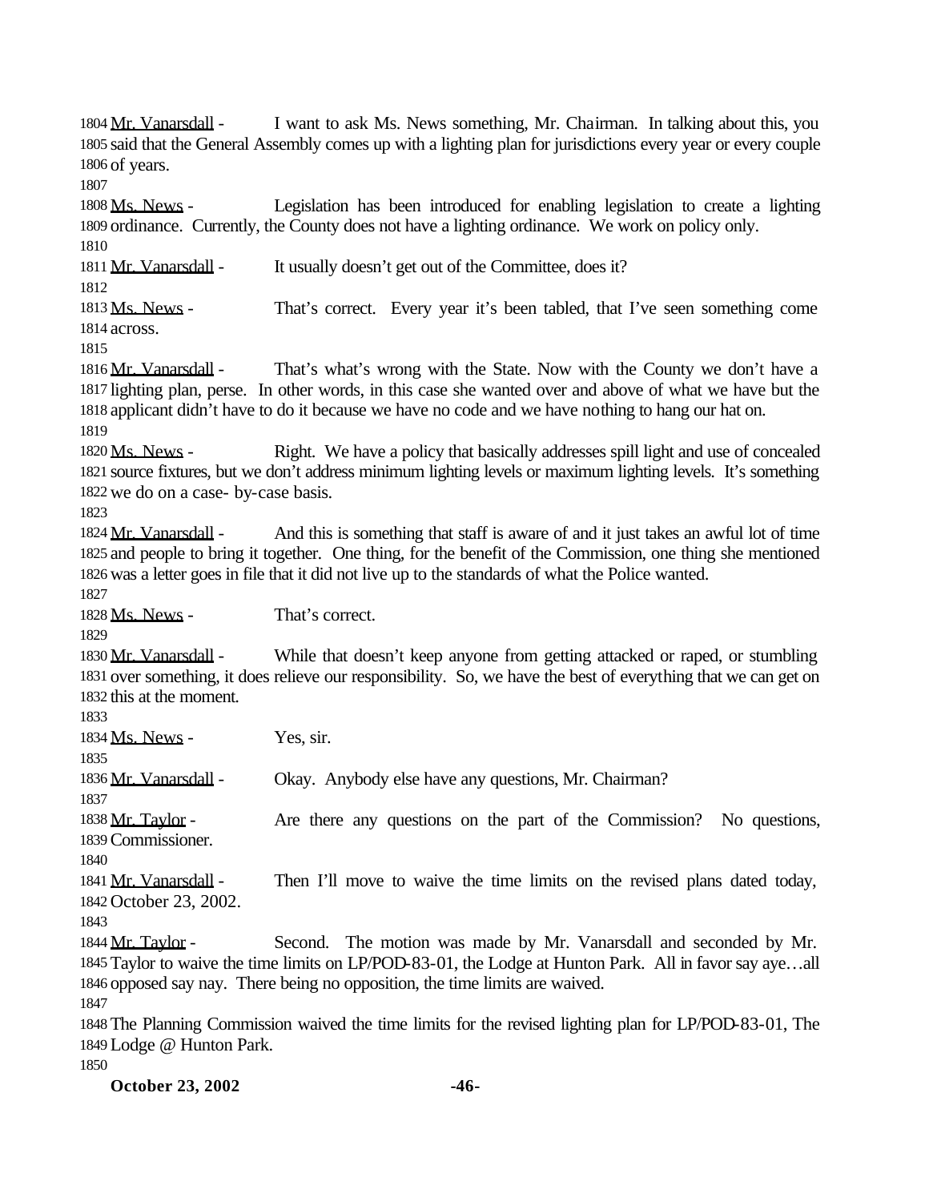Mr. Vanarsdall - I want to ask Ms. News something, Mr. Chairman. In talking about this, you said that the General Assembly comes up with a lighting plan for jurisdictions every year or every couple of years.

Ms. News - Legislation has been introduced for enabling legislation to create a lighting ordinance. Currently, the County does not have a lighting ordinance. We work on policy only.

Mr. Vanarsdall - It usually doesn't get out of the Committee, does it?

Ms. News - That's correct. Every year it's been tabled, that I've seen something come across.

Mr. Vanarsdall - That's what's wrong with the State. Now with the County we don't have a lighting plan, perse. In other words, in this case she wanted over and above of what we have but the applicant didn't have to do it because we have no code and we have nothing to hang our hat on.

Ms. News - Right. We have a policy that basically addresses spill light and use of concealed source fixtures, but we don't address minimum lighting levels or maximum lighting levels. It's something we do on a case- by-case basis.

Mr. Vanarsdall - And this is something that staff is aware of and it just takes an awful lot of time and people to bring it together. One thing, for the benefit of the Commission, one thing she mentioned was a letter goes in file that it did not live up to the standards of what the Police wanted.

Ms. News - That's correct.

Mr. Vanarsdall - While that doesn't keep anyone from getting attacked or raped, or stumbling over something, it does relieve our responsibility. So, we have the best of everything that we can get on this at the moment.

Ms. News - Yes, sir.

Mr. Vanarsdall - Okay. Anybody else have any questions, Mr. Chairman?

Mr. Taylor - Are there any questions on the part of the Commission? No questions, Commissioner.

Mr. Vanarsdall - Then I'll move to waive the time limits on the revised plans dated today, October 23, 2002.

Mr. Taylor - Second. The motion was made by Mr. Vanarsdall and seconded by Mr. Taylor to waive the time limits on LP/POD-83-01, the Lodge at Hunton Park. All in favor say aye…all opposed say nay. There being no opposition, the time limits are waived.

The Planning Commission waived the time limits for the revised lighting plan for LP/POD-83-01, The Lodge @ Hunton Park.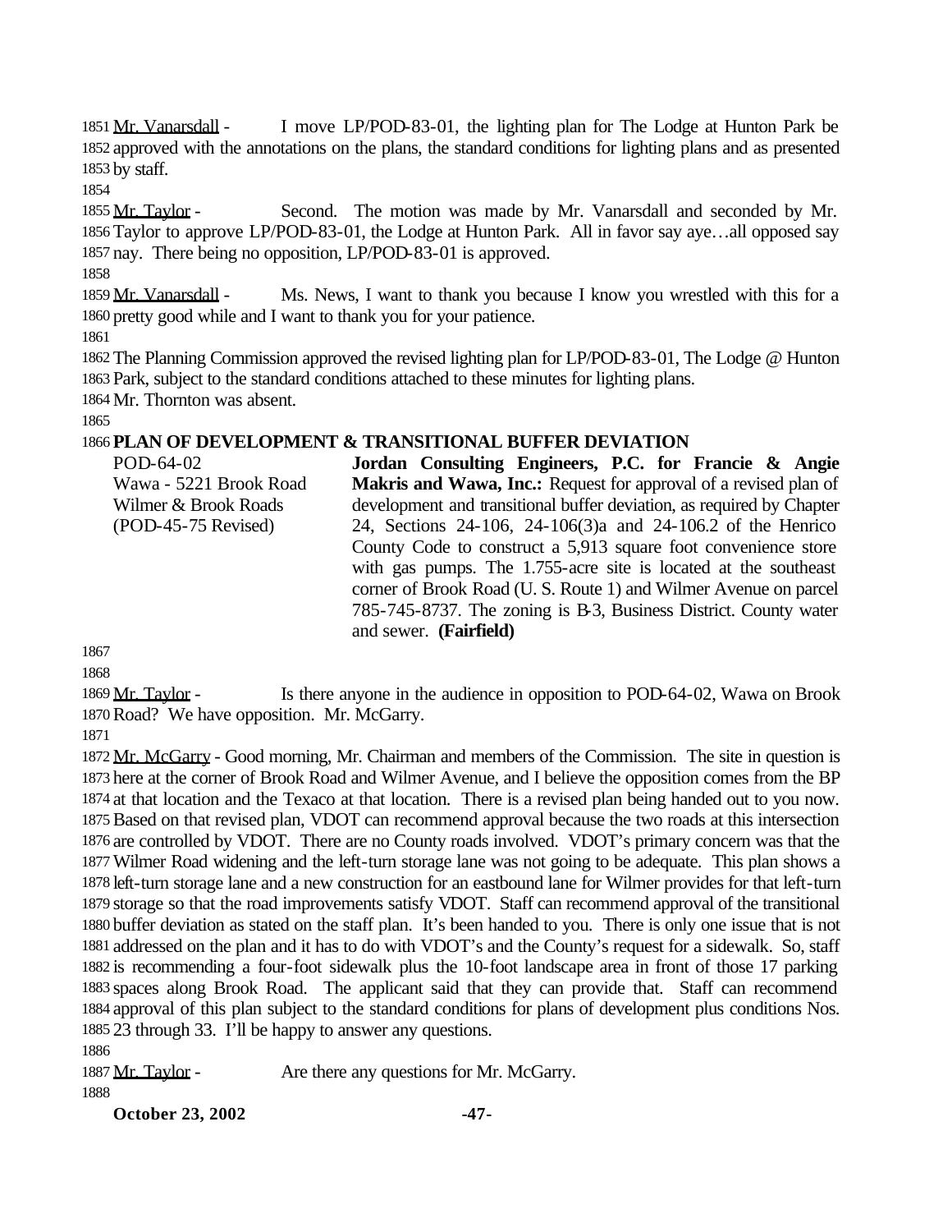Mr. Vanarsdall - I move LP/POD-83-01, the lighting plan for The Lodge at Hunton Park be approved with the annotations on the plans, the standard conditions for lighting plans and as presented by staff.

Mr. Taylor - Second. The motion was made by Mr. Vanarsdall and seconded by Mr. Taylor to approve LP/POD-83-01, the Lodge at Hunton Park. All in favor say aye…all opposed say nay. There being no opposition, LP/POD-83-01 is approved.

Mr. Vanarsdall - Ms. News, I want to thank you because I know you wrestled with this for a pretty good while and I want to thank you for your patience.

The Planning Commission approved the revised lighting plan for LP/POD-83-01, The Lodge @ Hunton Park, subject to the standard conditions attached to these minutes for lighting plans.

Mr. Thornton was absent.

**PLAN OF DEVELOPMENT & TRANSITIONAL BUFFER DEVIATION**

POD-64-02
Wawa - 5221 Brook Road
Wilmer & Brook Roads
(POD-45-75 Revised)

**Jordan Consulting Engineers, P.C. for Francie & Angie Makris and Wawa, Inc.:** Request for approval of a revised plan of development and transitional buffer deviation, as required by Chapter 24, Sections 24-106, 24-106(3)a and 24-106.2 of the Henrico County Code to construct a 5,913 square foot convenience store with gas pumps. The 1.755-acre site is located at the southeast corner of Brook Road (U. S. Route 1) and Wilmer Avenue on parcel 785-745-8737. The zoning is B-3, Business District. County water and sewer. **(Fairfield)**

Mr. Taylor - Is there anyone in the audience in opposition to POD-64-02, Wawa on Brook Road? We have opposition. Mr. McGarry.

Mr. McGarry - Good morning, Mr. Chairman and members of the Commission. The site in question is here at the corner of Brook Road and Wilmer Avenue, and I believe the opposition comes from the BP at that location and the Texaco at that location. There is a revised plan being handed out to you now. Based on that revised plan, VDOT can recommend approval because the two roads at this intersection are controlled by VDOT. There are no County roads involved. VDOT's primary concern was that the Wilmer Road widening and the left-turn storage lane was not going to be adequate. This plan shows a left-turn storage lane and a new construction for an eastbound lane for Wilmer provides for that left-turn storage so that the road improvements satisfy VDOT. Staff can recommend approval of the transitional buffer deviation as stated on the staff plan. It's been handed to you. There is only one issue that is not addressed on the plan and it has to do with VDOT's and the County's request for a sidewalk. So, staff is recommending a four-foot sidewalk plus the 10-foot landscape area in front of those 17 parking spaces along Brook Road. The applicant said that they can provide that. Staff can recommend approval of this plan subject to the standard conditions for plans of development plus conditions Nos. 23 through 33. I'll be happy to answer any questions.

Mr. Taylor - Are there any questions for Mr. McGarry.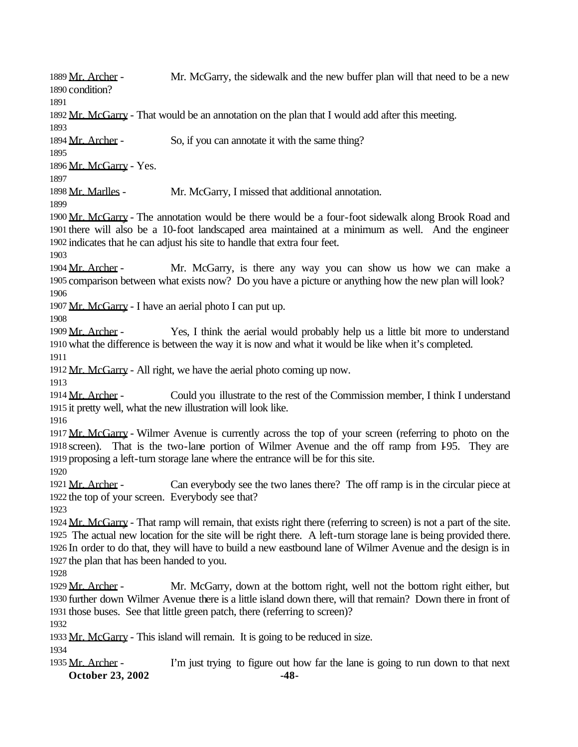1889 Mr. Archer - Mr. McGarry, the sidewalk and the new buffer plan will that need to be a new
1890 condition?
1891
1892 Mr. McGarry - That would be an annotation on the plan that I would add after this meeting.
1893
1894 Mr. Archer - So, if you can annotate it with the same thing?
1895
1896 Mr. McGarry - Yes.
1897
1898 Mr. Marlles - Mr. McGarry, I missed that additional annotation.
1899
1900 Mr. McGarry - The annotation would be there would be a four-foot sidewalk along Brook Road and
1901 there will also be a 10-foot landscaped area maintained at a minimum as well. And the engineer
1902 indicates that he can adjust his site to handle that extra four feet.
1903
1904 Mr. Archer - Mr. McGarry, is there any way you can show us how we can make a
1905 comparison between what exists now? Do you have a picture or anything how the new plan will look?
1906
1907 Mr. McGarry - I have an aerial photo I can put up.
1908
1909 Mr. Archer - Yes, I think the aerial would probably help us a little bit more to understand
1910 what the difference is between the way it is now and what it would be like when it's completed.
1911
1912 Mr. McGarry - All right, we have the aerial photo coming up now.
1913
1914 Mr. Archer - Could you illustrate to the rest of the Commission member, I think I understand
1915 it pretty well, what the new illustration will look like.
1916
1917 Mr. McGarry - Wilmer Avenue is currently across the top of your screen (referring to photo on the
1918 screen). That is the two-lane portion of Wilmer Avenue and the off ramp from I-95. They are
1919 proposing a left-turn storage lane where the entrance will be for this site.
1920
1921 Mr. Archer - Can everybody see the two lanes there? The off ramp is in the circular piece at
1922 the top of your screen. Everybody see that?
1923
1924 Mr. McGarry - That ramp will remain, that exists right there (referring to screen) is not a part of the site.
1925 The actual new location for the site will be right there. A left-turn storage lane is being provided there.
1926 In order to do that, they will have to build a new eastbound lane of Wilmer Avenue and the design is in
1927 the plan that has been handed to you.
1928
1929 Mr. Archer - Mr. McGarry, down at the bottom right, well not the bottom right either, but
1930 further down Wilmer Avenue there is a little island down there, will that remain? Down there in front of
1931 those buses. See that little green patch, there (referring to screen)?
1932
1933 Mr. McGarry - This island will remain. It is going to be reduced in size.
1934
1935 Mr. Archer - I'm just trying to figure out how far the lane is going to run down to that next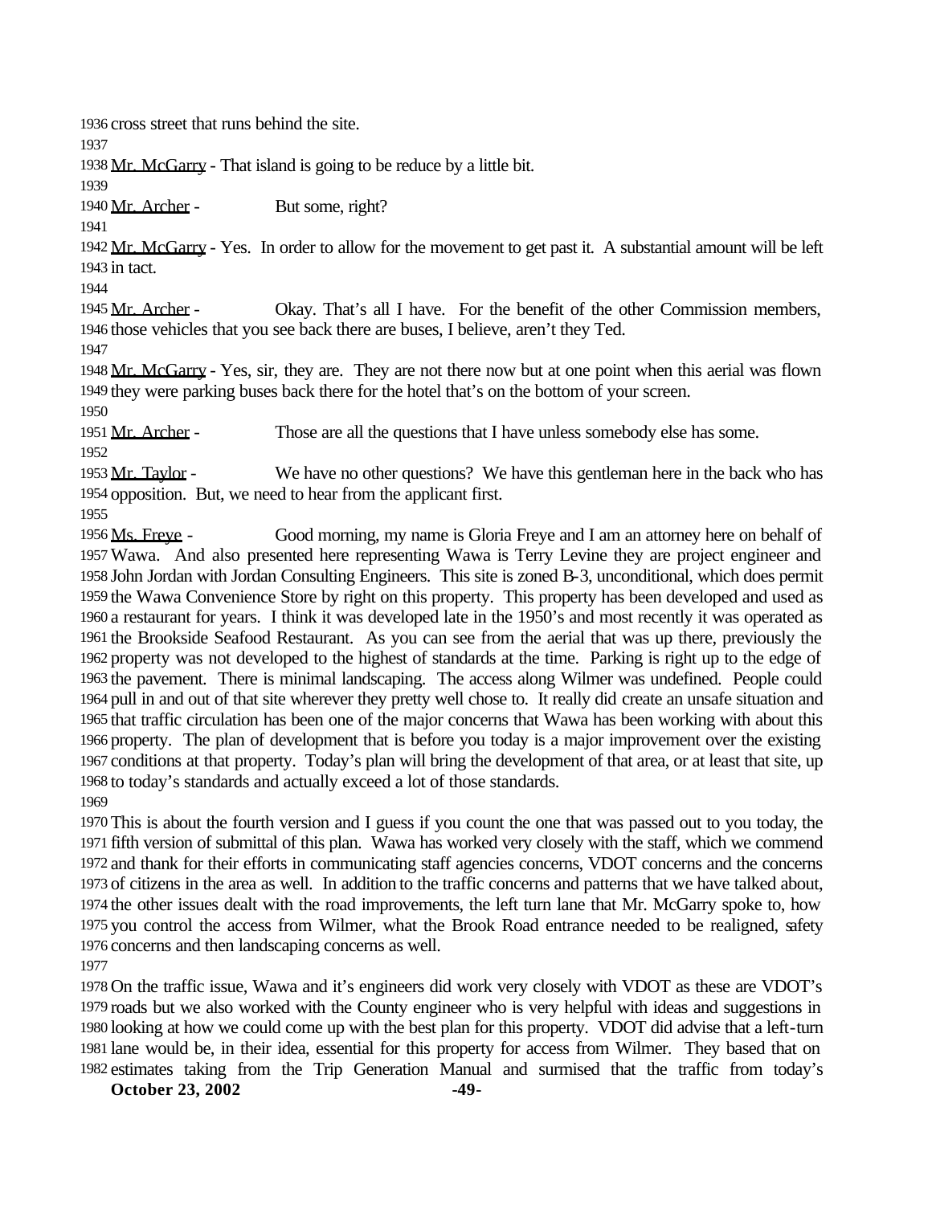cross street that runs behind the site.

Mr. McGarry - That island is going to be reduce by a little bit.

Mr. Archer - But some, right?

Mr. McGarry - Yes. In order to allow for the movement to get past it. A substantial amount will be left in tact.

Mr. Archer - Okay. That's all I have. For the benefit of the other Commission members, those vehicles that you see back there are buses, I believe, aren't they Ted.

Mr. McGarry - Yes, sir, they are. They are not there now but at one point when this aerial was flown they were parking buses back there for the hotel that's on the bottom of your screen.

Mr. Archer - Those are all the questions that I have unless somebody else has some.

Mr. Taylor - We have no other questions? We have this gentleman here in the back who has opposition. But, we need to hear from the applicant first.

Ms. Freye - Good morning, my name is Gloria Freye and I am an attorney here on behalf of Wawa. And also presented here representing Wawa is Terry Levine they are project engineer and John Jordan with Jordan Consulting Engineers. This site is zoned B-3, unconditional, which does permit the Wawa Convenience Store by right on this property. This property has been developed and used as a restaurant for years. I think it was developed late in the 1950's and most recently it was operated as the Brookside Seafood Restaurant. As you can see from the aerial that was up there, previously the property was not developed to the highest of standards at the time. Parking is right up to the edge of the pavement. There is minimal landscaping. The access along Wilmer was undefined. People could pull in and out of that site wherever they pretty well chose to. It really did create an unsafe situation and that traffic circulation has been one of the major concerns that Wawa has been working with about this property. The plan of development that is before you today is a major improvement over the existing conditions at that property. Today's plan will bring the development of that area, or at least that site, up to today's standards and actually exceed a lot of those standards.

This is about the fourth version and I guess if you count the one that was passed out to you today, the fifth version of submittal of this plan. Wawa has worked very closely with the staff, which we commend and thank for their efforts in communicating staff agencies concerns, VDOT concerns and the concerns of citizens in the area as well. In addition to the traffic concerns and patterns that we have talked about, the other issues dealt with the road improvements, the left turn lane that Mr. McGarry spoke to, how you control the access from Wilmer, what the Brook Road entrance needed to be realigned, safety concerns and then landscaping concerns as well.

On the traffic issue, Wawa and it's engineers did work very closely with VDOT as these are VDOT's roads but we also worked with the County engineer who is very helpful with ideas and suggestions in looking at how we could come up with the best plan for this property. VDOT did advise that a left-turn lane would be, in their idea, essential for this property for access from Wilmer. They based that on estimates taking from the Trip Generation Manual and surmised that the traffic from today's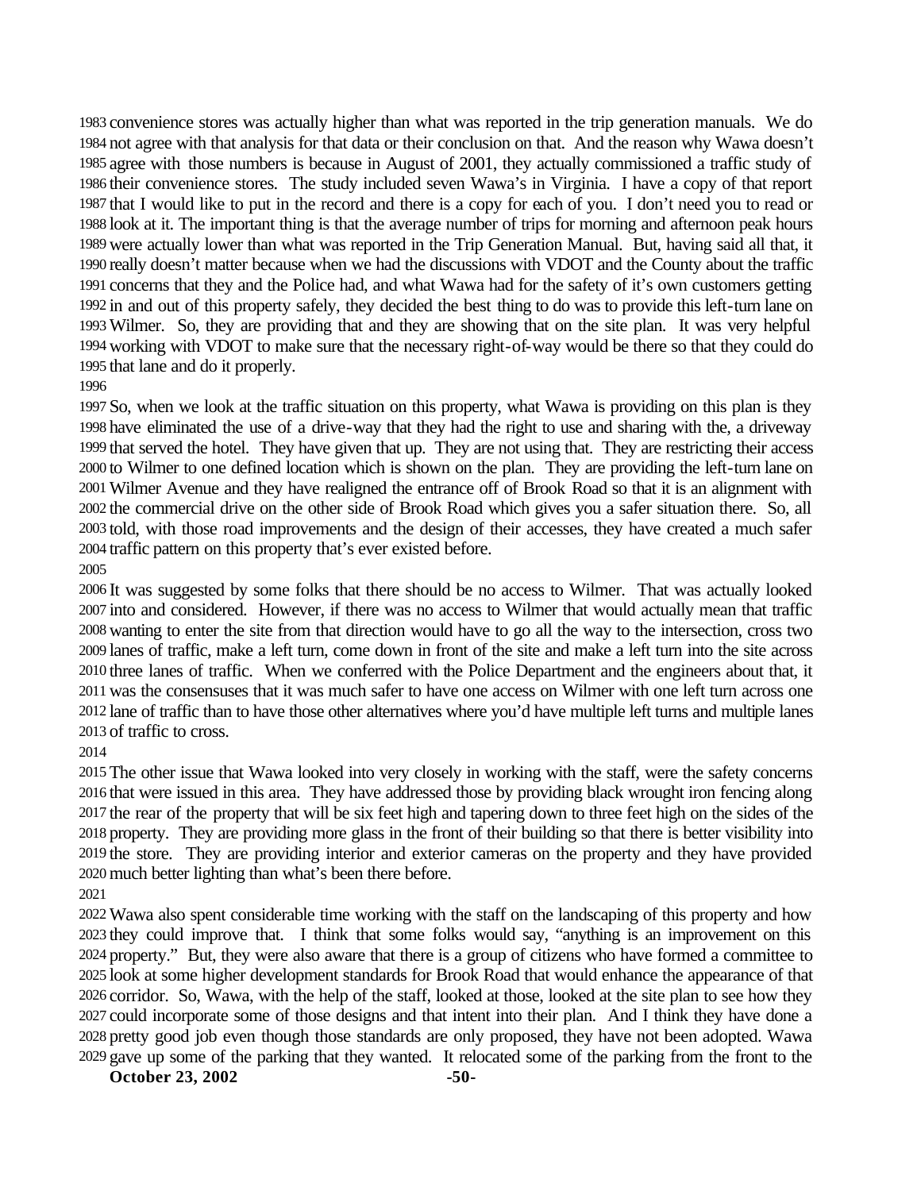convenience stores was actually higher than what was reported in the trip generation manuals. We do not agree with that analysis for that data or their conclusion on that. And the reason why Wawa doesn't agree with those numbers is because in August of 2001, they actually commissioned a traffic study of their convenience stores. The study included seven Wawa's in Virginia. I have a copy of that report that I would like to put in the record and there is a copy for each of you. I don't need you to read or look at it. The important thing is that the average number of trips for morning and afternoon peak hours were actually lower than what was reported in the Trip Generation Manual. But, having said all that, it really doesn't matter because when we had the discussions with VDOT and the County about the traffic concerns that they and the Police had, and what Wawa had for the safety of it's own customers getting in and out of this property safely, they decided the best thing to do was to provide this left-turn lane on Wilmer. So, they are providing that and they are showing that on the site plan. It was very helpful working with VDOT to make sure that the necessary right-of-way would be there so that they could do that lane and do it properly.

So, when we look at the traffic situation on this property, what Wawa is providing on this plan is they have eliminated the use of a drive-way that they had the right to use and sharing with the, a driveway that served the hotel. They have given that up. They are not using that. They are restricting their access to Wilmer to one defined location which is shown on the plan. They are providing the left-turn lane on Wilmer Avenue and they have realigned the entrance off of Brook Road so that it is an alignment with the commercial drive on the other side of Brook Road which gives you a safer situation there. So, all told, with those road improvements and the design of their accesses, they have created a much safer traffic pattern on this property that's ever existed before.

It was suggested by some folks that there should be no access to Wilmer. That was actually looked into and considered. However, if there was no access to Wilmer that would actually mean that traffic wanting to enter the site from that direction would have to go all the way to the intersection, cross two lanes of traffic, make a left turn, come down in front of the site and make a left turn into the site across three lanes of traffic. When we conferred with the Police Department and the engineers about that, it was the consensuses that it was much safer to have one access on Wilmer with one left turn across one lane of traffic than to have those other alternatives where you'd have multiple left turns and multiple lanes of traffic to cross.

The other issue that Wawa looked into very closely in working with the staff, were the safety concerns that were issued in this area. They have addressed those by providing black wrought iron fencing along the rear of the property that will be six feet high and tapering down to three feet high on the sides of the property. They are providing more glass in the front of their building so that there is better visibility into the store. They are providing interior and exterior cameras on the property and they have provided much better lighting than what's been there before.

Wawa also spent considerable time working with the staff on the landscaping of this property and how they could improve that. I think that some folks would say, "anything is an improvement on this property." But, they were also aware that there is a group of citizens who have formed a committee to look at some higher development standards for Brook Road that would enhance the appearance of that corridor. So, Wawa, with the help of the staff, looked at those, looked at the site plan to see how they could incorporate some of those designs and that intent into their plan. And I think they have done a pretty good job even though those standards are only proposed, they have not been adopted. Wawa gave up some of the parking that they wanted. It relocated some of the parking from the front to the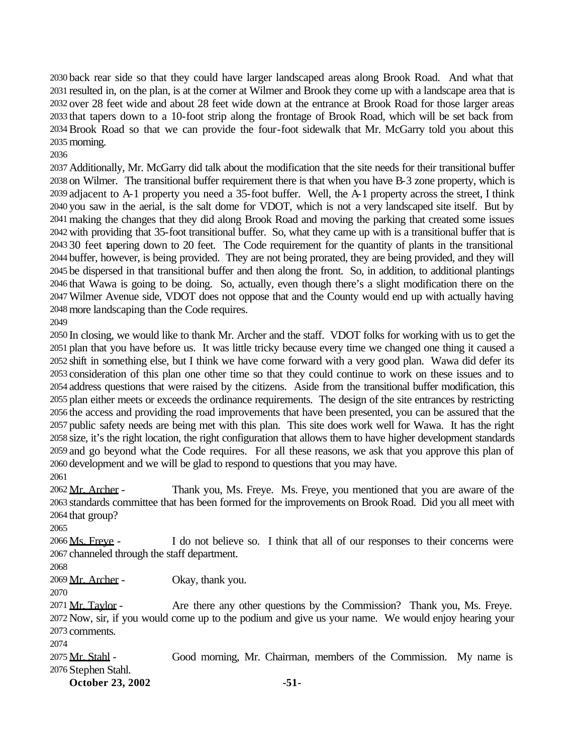back rear side so that they could have larger landscaped areas along Brook Road. And what that resulted in, on the plan, is at the corner at Wilmer and Brook they come up with a landscape area that is over 28 feet wide and about 28 feet wide down at the entrance at Brook Road for those larger areas that tapers down to a 10-foot strip along the frontage of Brook Road, which will be set back from Brook Road so that we can provide the four-foot sidewalk that Mr. McGarry told you about this morning.

Additionally, Mr. McGarry did talk about the modification that the site needs for their transitional buffer on Wilmer. The transitional buffer requirement there is that when you have B-3 zone property, which is adjacent to A-1 property you need a 35-foot buffer. Well, the A-1 property across the street, I think you saw in the aerial, is the salt dome for VDOT, which is not a very landscaped site itself. But by making the changes that they did along Brook Road and moving the parking that created some issues with providing that 35-foot transitional buffer. So, what they came up with is a transitional buffer that is 30 feet tapering down to 20 feet. The Code requirement for the quantity of plants in the transitional buffer, however, is being provided. They are not being prorated, they are being provided, and they will be dispersed in that transitional buffer and then along the front. So, in addition, to additional plantings that Wawa is going to be doing. So, actually, even though there's a slight modification there on the Wilmer Avenue side, VDOT does not oppose that and the County would end up with actually having more landscaping than the Code requires.

In closing, we would like to thank Mr. Archer and the staff. VDOT folks for working with us to get the plan that you have before us. It was little tricky because every time we changed one thing it caused a shift in something else, but I think we have come forward with a very good plan. Wawa did defer its consideration of this plan one other time so that they could continue to work on these issues and to address questions that were raised by the citizens. Aside from the transitional buffer modification, this plan either meets or exceeds the ordinance requirements. The design of the site entrances by restricting the access and providing the road improvements that have been presented, you can be assured that the public safety needs are being met with this plan. This site does work well for Wawa. It has the right size, it's the right location, the right configuration that allows them to have higher development standards and go beyond what the Code requires. For all these reasons, we ask that you approve this plan of development and we will be glad to respond to questions that you may have.

Mr. Archer - Thank you, Ms. Freye. Ms. Freye, you mentioned that you are aware of the standards committee that has been formed for the improvements on Brook Road. Did you all meet with that group?

Ms. Freye - I do not believe so. I think that all of our responses to their concerns were channeled through the staff department.

Mr. Archer - Okay, thank you.

Mr. Taylor - Are there any other questions by the Commission? Thank you, Ms. Freye. Now, sir, if you would come up to the podium and give us your name. We would enjoy hearing your comments.

Mr. Stahl - Good morning, Mr. Chairman, members of the Commission. My name is Stephen Stahl.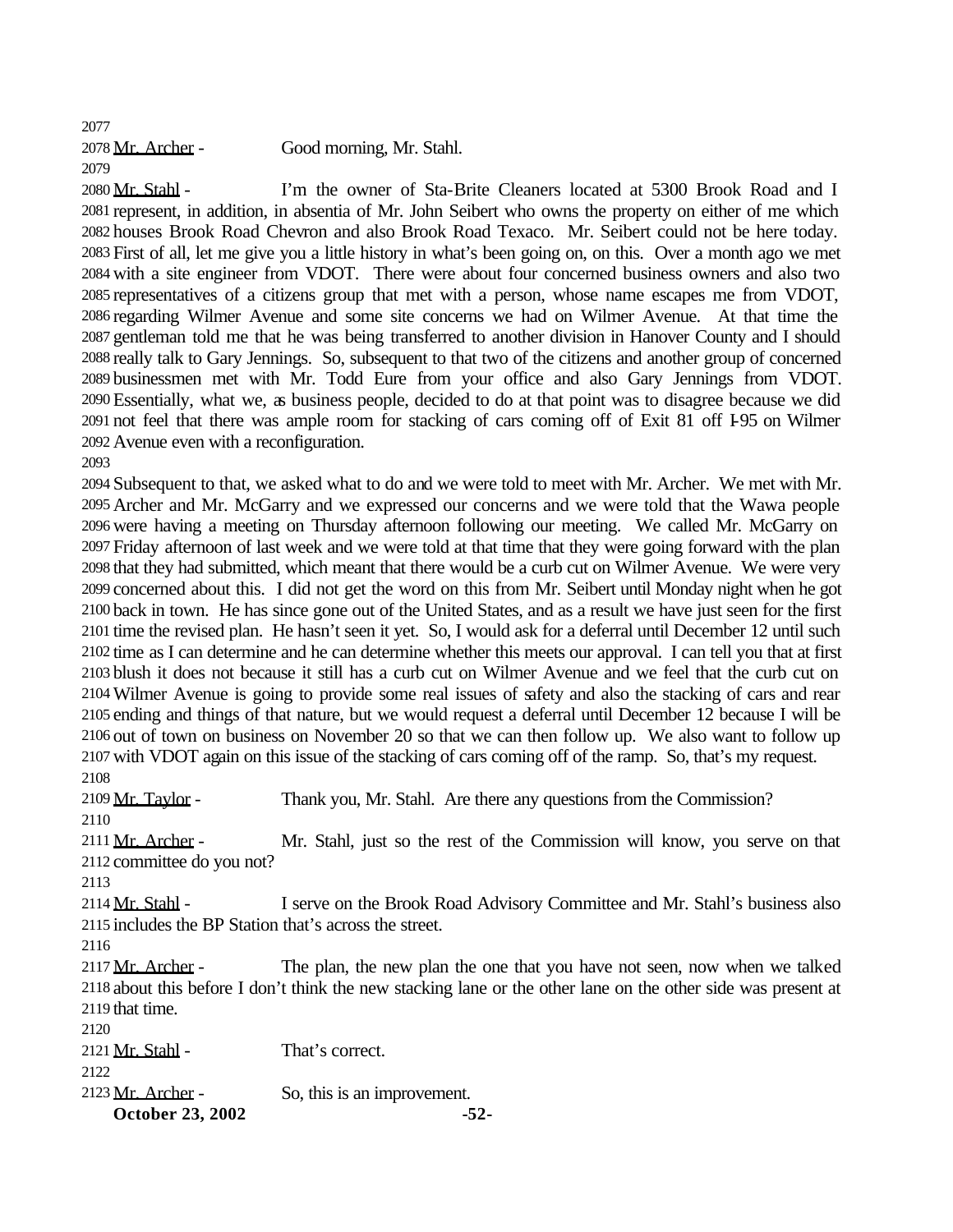Mr. Archer - Good morning, Mr. Stahl.

Mr. Stahl - I'm the owner of Sta-Brite Cleaners located at 5300 Brook Road and I represent, in addition, in absentia of Mr. John Seibert who owns the property on either of me which houses Brook Road Chevron and also Brook Road Texaco. Mr. Seibert could not be here today. First of all, let me give you a little history in what's been going on, on this. Over a month ago we met with a site engineer from VDOT. There were about four concerned business owners and also two representatives of a citizens group that met with a person, whose name escapes me from VDOT, regarding Wilmer Avenue and some site concerns we had on Wilmer Avenue. At that time the gentleman told me that he was being transferred to another division in Hanover County and I should really talk to Gary Jennings. So, subsequent to that two of the citizens and another group of concerned businessmen met with Mr. Todd Eure from your office and also Gary Jennings from VDOT. Essentially, what we, as business people, decided to do at that point was to disagree because we did not feel that there was ample room for stacking of cars coming off of Exit 81 off I-95 on Wilmer Avenue even with a reconfiguration.

Subsequent to that, we asked what to do and we were told to meet with Mr. Archer. We met with Mr. Archer and Mr. McGarry and we expressed our concerns and we were told that the Wawa people were having a meeting on Thursday afternoon following our meeting. We called Mr. McGarry on Friday afternoon of last week and we were told at that time that they were going forward with the plan that they had submitted, which meant that there would be a curb cut on Wilmer Avenue. We were very concerned about this. I did not get the word on this from Mr. Seibert until Monday night when he got back in town. He has since gone out of the United States, and as a result we have just seen for the first time the revised plan. He hasn't seen it yet. So, I would ask for a deferral until December 12 until such time as I can determine and he can determine whether this meets our approval. I can tell you that at first blush it does not because it still has a curb cut on Wilmer Avenue and we feel that the curb cut on Wilmer Avenue is going to provide some real issues of safety and also the stacking of cars and rear ending and things of that nature, but we would request a deferral until December 12 because I will be out of town on business on November 20 so that we can then follow up. We also want to follow up with VDOT again on this issue of the stacking of cars coming off of the ramp. So, that's my request.

Mr. Taylor - Thank you, Mr. Stahl. Are there any questions from the Commission?

Mr. Archer - Mr. Stahl, just so the rest of the Commission will know, you serve on that committee do you not?

Mr. Stahl - I serve on the Brook Road Advisory Committee and Mr. Stahl's business also includes the BP Station that's across the street.

Mr. Archer - The plan, the new plan the one that you have not seen, now when we talked about this before I don't think the new stacking lane or the other lane on the other side was present at that time.

Mr. Stahl - That's correct.

Mr. Archer - So, this is an improvement.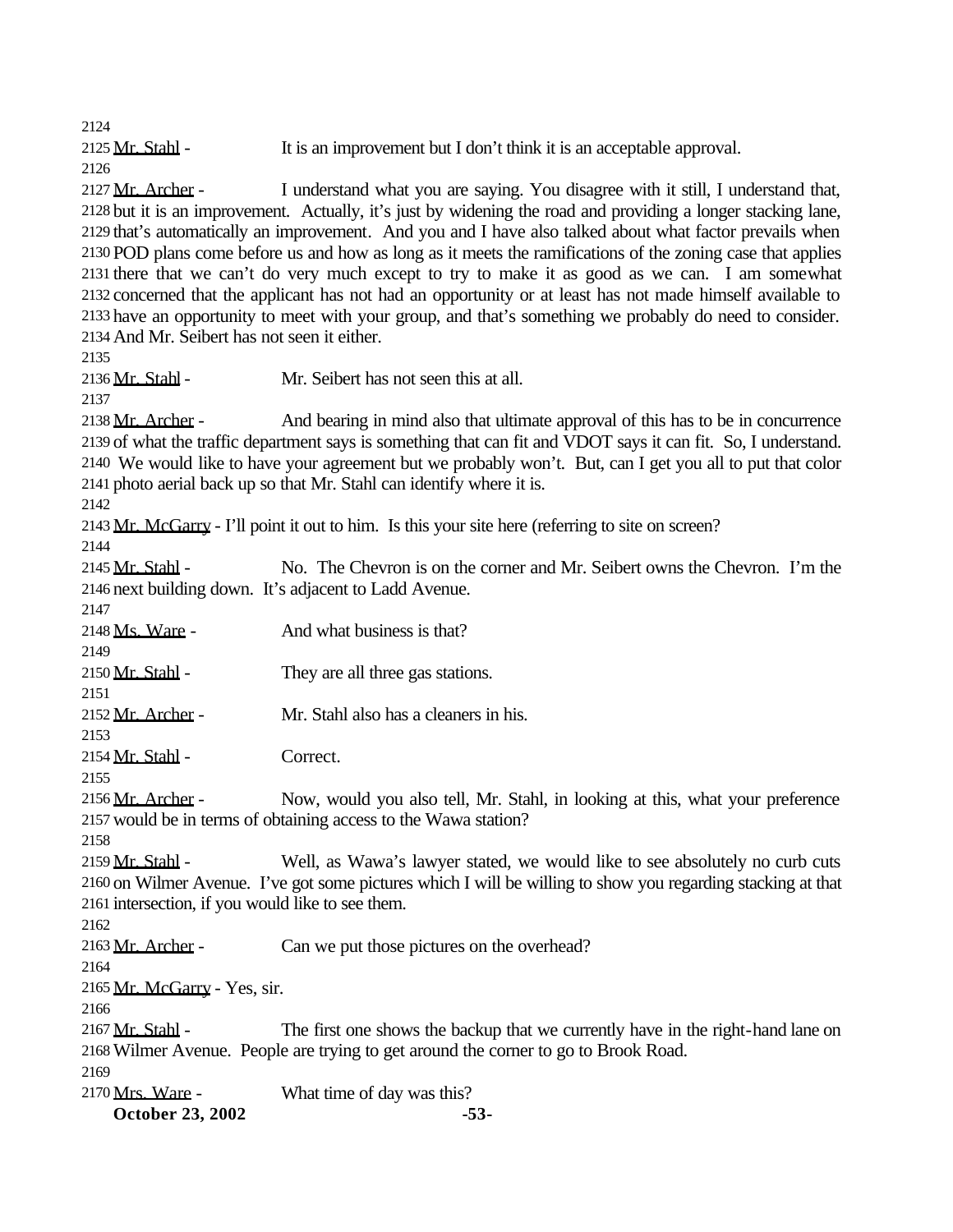Mr. Stahl - It is an improvement but I don't think it is an acceptable approval.

Mr. Archer - I understand what you are saying. You disagree with it still, I understand that, but it is an improvement. Actually, it's just by widening the road and providing a longer stacking lane, that's automatically an improvement. And you and I have also talked about what factor prevails when POD plans come before us and how as long as it meets the ramifications of the zoning case that applies there that we can't do very much except to try to make it as good as we can. I am somewhat concerned that the applicant has not had an opportunity or at least has not made himself available to have an opportunity to meet with your group, and that's something we probably do need to consider. And Mr. Seibert has not seen it either.

Mr. Stahl - Mr. Seibert has not seen this at all.

Mr. Archer - And bearing in mind also that ultimate approval of this has to be in concurrence of what the traffic department says is something that can fit and VDOT says it can fit. So, I understand. We would like to have your agreement but we probably won't. But, can I get you all to put that color photo aerial back up so that Mr. Stahl can identify where it is.

Mr. McGarry - I'll point it out to him. Is this your site here (referring to site on screen?

Mr. Stahl - No. The Chevron is on the corner and Mr. Seibert owns the Chevron. I'm the next building down. It's adjacent to Ladd Avenue.

Ms. Ware - And what business is that?

Mr. Stahl - They are all three gas stations.

Mr. Archer - Mr. Stahl also has a cleaners in his.

Mr. Stahl - Correct.

Mr. Archer - Now, would you also tell, Mr. Stahl, in looking at this, what your preference would be in terms of obtaining access to the Wawa station?

Mr. Stahl - Well, as Wawa's lawyer stated, we would like to see absolutely no curb cuts on Wilmer Avenue. I've got some pictures which I will be willing to show you regarding stacking at that intersection, if you would like to see them.

Mr. Archer - Can we put those pictures on the overhead?

Mr. McGarry - Yes, sir.

Mr. Stahl - The first one shows the backup that we currently have in the right-hand lane on Wilmer Avenue. People are trying to get around the corner to go to Brook Road.

Mrs. Ware - What time of day was this?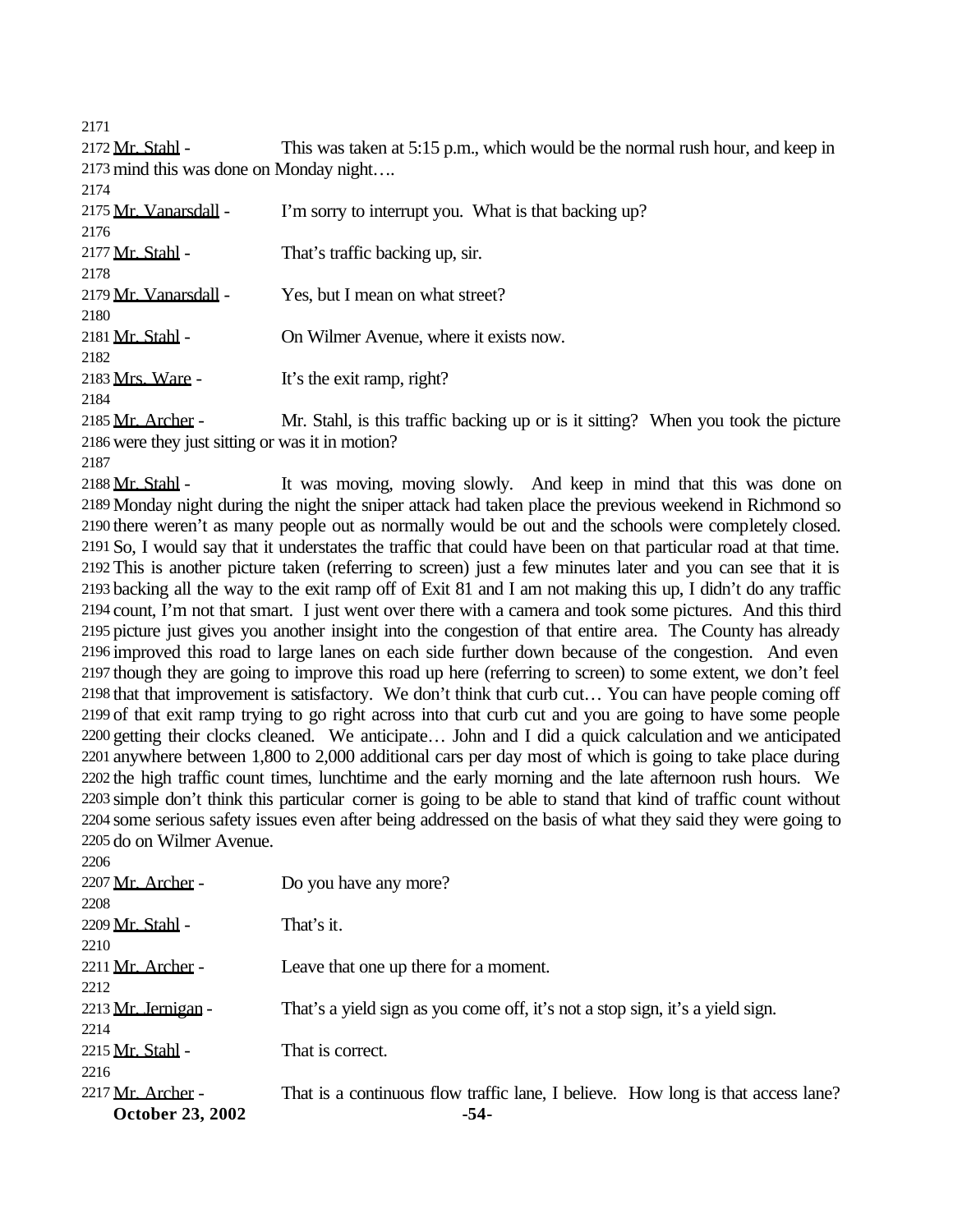2171

2172 Mr. Stahl - This was taken at 5:15 p.m., which would be the normal rush hour, and keep in 2173 mind this was done on Monday night….

2174

2175 Mr. Vanarsdall - I'm sorry to interrupt you. What is that backing up?

2176

2177 Mr. Stahl - That's traffic backing up, sir.

2178

2179 Mr. Vanarsdall - Yes, but I mean on what street?

2180

2181 Mr. Stahl - On Wilmer Avenue, where it exists now.

2182

2183 Mrs. Ware - It's the exit ramp, right?

2184

2185 Mr. Archer - Mr. Stahl, is this traffic backing up or is it sitting? When you took the picture 2186 were they just sitting or was it in motion?

2187

2188 Mr. Stahl - It was moving, moving slowly. And keep in mind that this was done on 2189 Monday night during the night the sniper attack had taken place the previous weekend in Richmond so 2190 there weren't as many people out as normally would be out and the schools were completely closed. 2191 So, I would say that it understates the traffic that could have been on that particular road at that time. 2192 This is another picture taken (referring to screen) just a few minutes later and you can see that it is 2193 backing all the way to the exit ramp off of Exit 81 and I am not making this up, I didn't do any traffic 2194 count, I'm not that smart. I just went over there with a camera and took some pictures. And this third 2195 picture just gives you another insight into the congestion of that entire area. The County has already 2196 improved this road to large lanes on each side further down because of the congestion. And even 2197 though they are going to improve this road up here (referring to screen) to some extent, we don't feel 2198 that that improvement is satisfactory. We don't think that curb cut… You can have people coming off 2199 of that exit ramp trying to go right across into that curb cut and you are going to have some people 2200 getting their clocks cleaned. We anticipate… John and I did a quick calculation and we anticipated 2201 anywhere between 1,800 to 2,000 additional cars per day most of which is going to take place during 2202 the high traffic count times, lunchtime and the early morning and the late afternoon rush hours. We 2203 simple don't think this particular corner is going to be able to stand that kind of traffic count without 2204 some serious safety issues even after being addressed on the basis of what they said they were going to 2205 do on Wilmer Avenue.

2206

2207 Mr. Archer - Do you have any more?

2208

2209 Mr. Stahl - That's it.

2210

2211 Mr. Archer - Leave that one up there for a moment.

2212

2213 Mr. Jernigan - That's a yield sign as you come off, it's not a stop sign, it's a yield sign.

2214

2215 Mr. Stahl - That is correct.

2216

2217 Mr. Archer - That is a continuous flow traffic lane, I believe. How long is that access lane?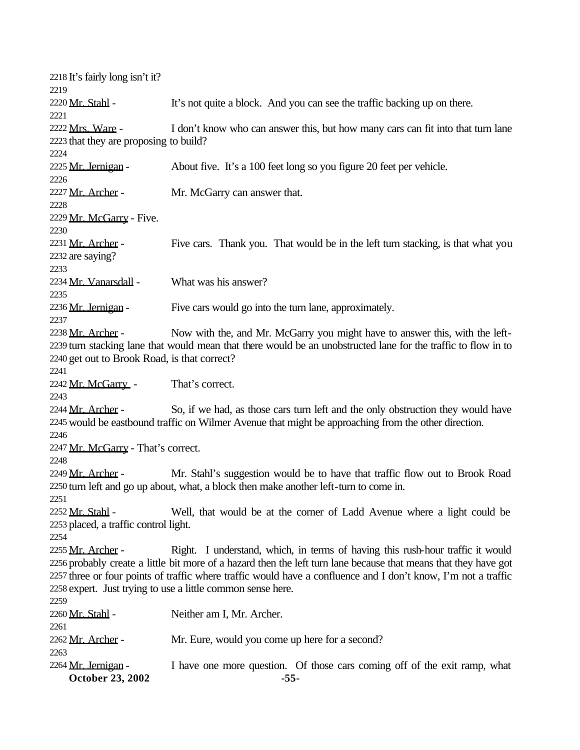2218 It's fairly long isn't it?

2219

2220 Mr. Stahl - It's not quite a block. And you can see the traffic backing up on there.

2221

2222 Mrs. Ware - I don't know who can answer this, but how many cars can fit into that turn lane
2223 that they are proposing to build?

2224

2225 Mr. Jernigan - About five. It's a 100 feet long so you figure 20 feet per vehicle.

2226

2227 Mr. Archer - Mr. McGarry can answer that.

2228

2229 Mr. McGarry - Five.

2230

2231 Mr. Archer - Five cars. Thank you. That would be in the left turn stacking, is that what you
2232 are saying?

2233

2234 Mr. Vanarsdall - What was his answer?

2235

2236 Mr. Jernigan - Five cars would go into the turn lane, approximately.

2237

2238 Mr. Archer - Now with the, and Mr. McGarry you might have to answer this, with the left-
2239 turn stacking lane that would mean that there would be an unobstructed lane for the traffic to flow in to
2240 get out to Brook Road, is that correct?

2241

2242 Mr. McGarry - That's correct.

2243

2244 Mr. Archer - So, if we had, as those cars turn left and the only obstruction they would have
2245 would be eastbound traffic on Wilmer Avenue that might be approaching from the other direction.

2246

2247 Mr. McGarry - That's correct.

2248

2249 Mr. Archer - Mr. Stahl's suggestion would be to have that traffic flow out to Brook Road
2250 turn left and go up about, what, a block then make another left-turn to come in.

2251

2252 Mr. Stahl - Well, that would be at the corner of Ladd Avenue where a light could be
2253 placed, a traffic control light.

2254

2255 Mr. Archer - Right. I understand, which, in terms of having this rush-hour traffic it would
2256 probably create a little bit more of a hazard then the left turn lane because that means that they have got
2257 three or four points of traffic where traffic would have a confluence and I don't know, I'm not a traffic
2258 expert. Just trying to use a little common sense here.

2259

2260 Mr. Stahl - Neither am I, Mr. Archer.

2261

2262 Mr. Archer - Mr. Eure, would you come up here for a second?

2263

2264 Mr. Jernigan - I have one more question. Of those cars coming off of the exit ramp, what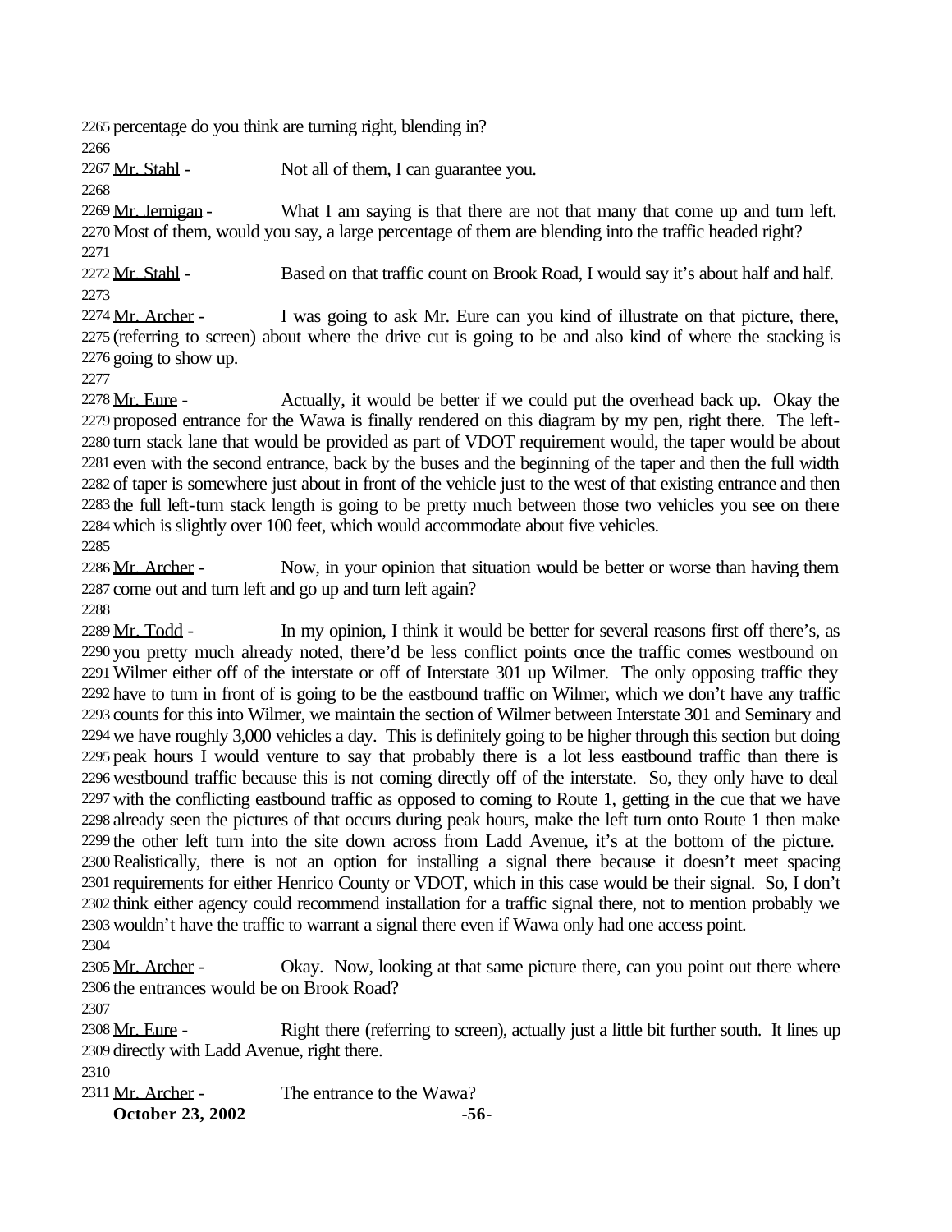percentage do you think are turning right, blending in?

Mr. Stahl - Not all of them, I can guarantee you.

Mr. Jernigan - What I am saying is that there are not that many that come up and turn left. Most of them, would you say, a large percentage of them are blending into the traffic headed right?

Mr. Stahl - Based on that traffic count on Brook Road, I would say it's about half and half.

Mr. Archer - I was going to ask Mr. Eure can you kind of illustrate on that picture, there, (referring to screen) about where the drive cut is going to be and also kind of where the stacking is going to show up.

Mr. Eure - Actually, it would be better if we could put the overhead back up. Okay the proposed entrance for the Wawa is finally rendered on this diagram by my pen, right there. The left-turn stack lane that would be provided as part of VDOT requirement would, the taper would be about even with the second entrance, back by the buses and the beginning of the taper and then the full width of taper is somewhere just about in front of the vehicle just to the west of that existing entrance and then the full left-turn stack length is going to be pretty much between those two vehicles you see on there which is slightly over 100 feet, which would accommodate about five vehicles.

Mr. Archer - Now, in your opinion that situation would be better or worse than having them come out and turn left and go up and turn left again?

Mr. Todd - In my opinion, I think it would be better for several reasons first off there's, as you pretty much already noted, there'd be less conflict points once the traffic comes westbound on Wilmer either off of the interstate or off of Interstate 301 up Wilmer. The only opposing traffic they have to turn in front of is going to be the eastbound traffic on Wilmer, which we don't have any traffic counts for this into Wilmer, we maintain the section of Wilmer between Interstate 301 and Seminary and we have roughly 3,000 vehicles a day. This is definitely going to be higher through this section but doing peak hours I would venture to say that probably there is a lot less eastbound traffic than there is westbound traffic because this is not coming directly off of the interstate. So, they only have to deal with the conflicting eastbound traffic as opposed to coming to Route 1, getting in the cue that we have already seen the pictures of that occurs during peak hours, make the left turn onto Route 1 then make the other left turn into the site down across from Ladd Avenue, it's at the bottom of the picture. Realistically, there is not an option for installing a signal there because it doesn't meet spacing requirements for either Henrico County or VDOT, which in this case would be their signal. So, I don't think either agency could recommend installation for a traffic signal there, not to mention probably we wouldn't have the traffic to warrant a signal there even if Wawa only had one access point.

Mr. Archer - Okay. Now, looking at that same picture there, can you point out there where the entrances would be on Brook Road?

Mr. Eure - Right there (referring to screen), actually just a little bit further south. It lines up directly with Ladd Avenue, right there.

Mr. Archer - The entrance to the Wawa?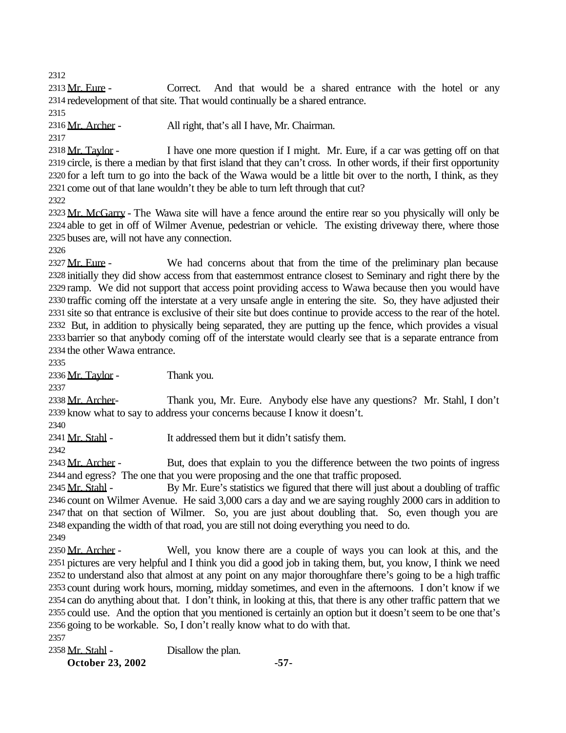2312

2313 Mr. Eure - Correct. And that would be a shared entrance with the hotel or any
2314 redevelopment of that site. That would continually be a shared entrance.
2315
2316 Mr. Archer - All right, that's all I have, Mr. Chairman.
2317
2318 Mr. Taylor - I have one more question if I might. Mr. Eure, if a car was getting off on that
2319 circle, is there a median by that first island that they can't cross. In other words, if their first opportunity
2320 for a left turn to go into the back of the Wawa would be a little bit over to the north, I think, as they
2321 come out of that lane wouldn't they be able to turn left through that cut?
2322
2323 Mr. McGarry - The Wawa site will have a fence around the entire rear so you physically will only be
2324 able to get in off of Wilmer Avenue, pedestrian or vehicle. The existing driveway there, where those
2325 buses are, will not have any connection.
2326
2327 Mr. Eure - We had concerns about that from the time of the preliminary plan because
2328 initially they did show access from that easternmost entrance closest to Seminary and right there by the
2329 ramp. We did not support that access point providing access to Wawa because then you would have
2330 traffic coming off the interstate at a very unsafe angle in entering the site. So, they have adjusted their
2331 site so that entrance is exclusive of their site but does continue to provide access to the rear of the hotel.
2332 But, in addition to physically being separated, they are putting up the fence, which provides a visual
2333 barrier so that anybody coming off of the interstate would clearly see that is a separate entrance from
2334 the other Wawa entrance.
2335
2336 Mr. Taylor - Thank you.
2337
2338 Mr. Archer- Thank you, Mr. Eure. Anybody else have any questions? Mr. Stahl, I don't
2339 know what to say to address your concerns because I know it doesn't.
2340
2341 Mr. Stahl - It addressed them but it didn't satisfy them.
2342
2343 Mr. Archer - But, does that explain to you the difference between the two points of ingress
2344 and egress? The one that you were proposing and the one that traffic proposed.
2345 Mr. Stahl - By Mr. Eure's statistics we figured that there will just about a doubling of traffic
2346 count on Wilmer Avenue. He said 3,000 cars a day and we are saying roughly 2000 cars in addition to
2347 that on that section of Wilmer. So, you are just about doubling that. So, even though you are
2348 expanding the width of that road, you are still not doing everything you need to do.
2349
2350 Mr. Archer - Well, you know there are a couple of ways you can look at this, and the
2351 pictures are very helpful and I think you did a good job in taking them, but, you know, I think we need
2352 to understand also that almost at any point on any major thoroughfare there's going to be a high traffic
2353 count during work hours, morning, midday sometimes, and even in the afternoons. I don't know if we
2354 can do anything about that. I don't think, in looking at this, that there is any other traffic pattern that we
2355 could use. And the option that you mentioned is certainly an option but it doesn't seem to be one that's
2356 going to be workable. So, I don't really know what to do with that.
2357
2358 Mr. Stahl - Disallow the plan.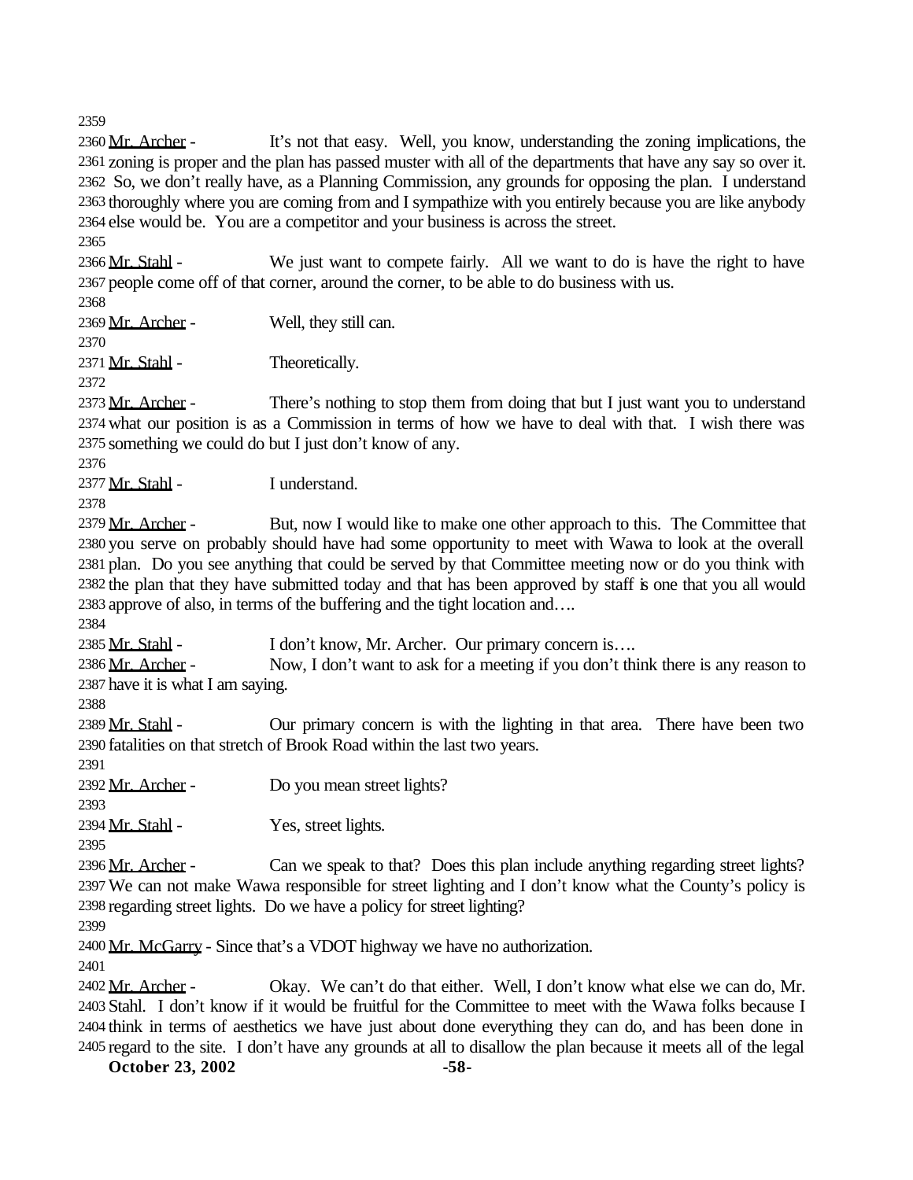Mr. Archer - It's not that easy. Well, you know, understanding the zoning implications, the zoning is proper and the plan has passed muster with all of the departments that have any say so over it. So, we don't really have, as a Planning Commission, any grounds for opposing the plan. I understand thoroughly where you are coming from and I sympathize with you entirely because you are like anybody else would be. You are a competitor and your business is across the street.

Mr. Stahl - We just want to compete fairly. All we want to do is have the right to have people come off of that corner, around the corner, to be able to do business with us.

Mr. Archer - Well, they still can.

Mr. Stahl - Theoretically.

Mr. Archer - There's nothing to stop them from doing that but I just want you to understand what our position is as a Commission in terms of how we have to deal with that. I wish there was something we could do but I just don't know of any.

Mr. Stahl - I understand.

Mr. Archer - But, now I would like to make one other approach to this. The Committee that you serve on probably should have had some opportunity to meet with Wawa to look at the overall plan. Do you see anything that could be served by that Committee meeting now or do you think with the plan that they have submitted today and that has been approved by staff is one that you all would approve of also, in terms of the buffering and the tight location and….

Mr. Stahl - I don't know, Mr. Archer. Our primary concern is….

Mr. Archer - Now, I don't want to ask for a meeting if you don't think there is any reason to have it is what I am saying.

Mr. Stahl - Our primary concern is with the lighting in that area. There have been two fatalities on that stretch of Brook Road within the last two years.

Mr. Archer - Do you mean street lights?

Mr. Stahl - Yes, street lights.

Mr. Archer - Can we speak to that? Does this plan include anything regarding street lights? We can not make Wawa responsible for street lighting and I don't know what the County's policy is regarding street lights. Do we have a policy for street lighting?

Mr. McGarry - Since that's a VDOT highway we have no authorization.

Mr. Archer - Okay. We can't do that either. Well, I don't know what else we can do, Mr. Stahl. I don't know if it would be fruitful for the Committee to meet with the Wawa folks because I think in terms of aesthetics we have just about done everything they can do, and has been done in regard to the site. I don't have any grounds at all to disallow the plan because it meets all of the legal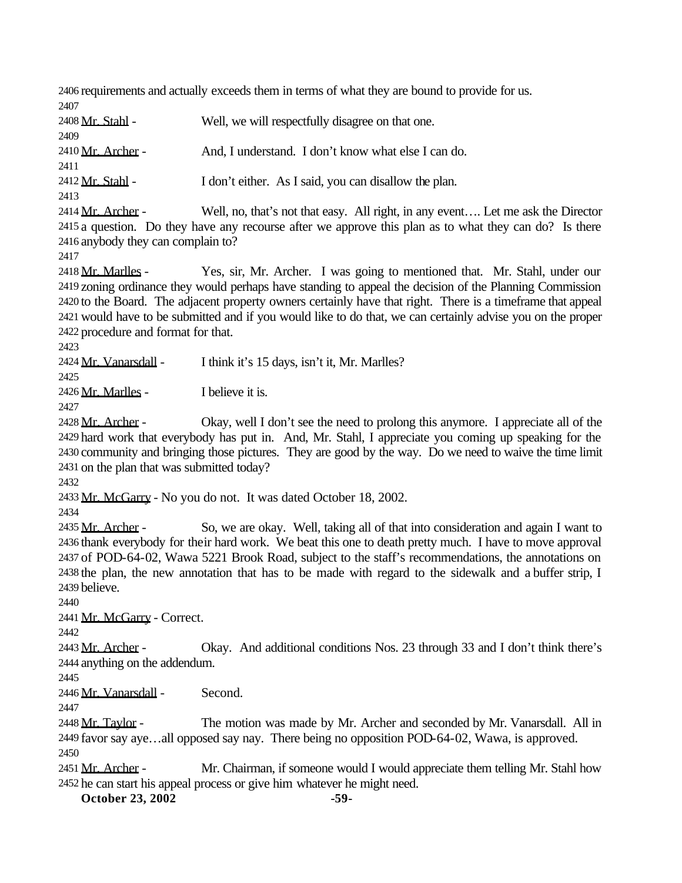requirements and actually exceeds them in terms of what they are bound to provide for us.

Mr. Stahl - Well, we will respectfully disagree on that one.

Mr. Archer - And, I understand. I don't know what else I can do.

Mr. Stahl - I don't either. As I said, you can disallow the plan.

Mr. Archer - Well, no, that's not that easy. All right, in any event…. Let me ask the Director a question. Do they have any recourse after we approve this plan as to what they can do? Is there anybody they can complain to?

Mr. Marlles - Yes, sir, Mr. Archer. I was going to mentioned that. Mr. Stahl, under our zoning ordinance they would perhaps have standing to appeal the decision of the Planning Commission to the Board. The adjacent property owners certainly have that right. There is a timeframe that appeal would have to be submitted and if you would like to do that, we can certainly advise you on the proper procedure and format for that.

Mr. Vanarsdall - I think it's 15 days, isn't it, Mr. Marlles?

Mr. Marlles - I believe it is.

Mr. Archer - Okay, well I don't see the need to prolong this anymore. I appreciate all of the hard work that everybody has put in. And, Mr. Stahl, I appreciate you coming up speaking for the community and bringing those pictures. They are good by the way. Do we need to waive the time limit on the plan that was submitted today?

Mr. McGarry - No you do not. It was dated October 18, 2002.

Mr. Archer - So, we are okay. Well, taking all of that into consideration and again I want to thank everybody for their hard work. We beat this one to death pretty much. I have to move approval of POD-64-02, Wawa 5221 Brook Road, subject to the staff's recommendations, the annotations on the plan, the new annotation that has to be made with regard to the sidewalk and a buffer strip, I believe.

Mr. McGarry - Correct.

Mr. Archer - Okay. And additional conditions Nos. 23 through 33 and I don't think there's anything on the addendum.

Mr. Vanarsdall - Second.

Mr. Taylor - The motion was made by Mr. Archer and seconded by Mr. Vanarsdall. All in favor say aye…all opposed say nay. There being no opposition POD-64-02, Wawa, is approved.

Mr. Archer - Mr. Chairman, if someone would I would appreciate them telling Mr. Stahl how he can start his appeal process or give him whatever he might need.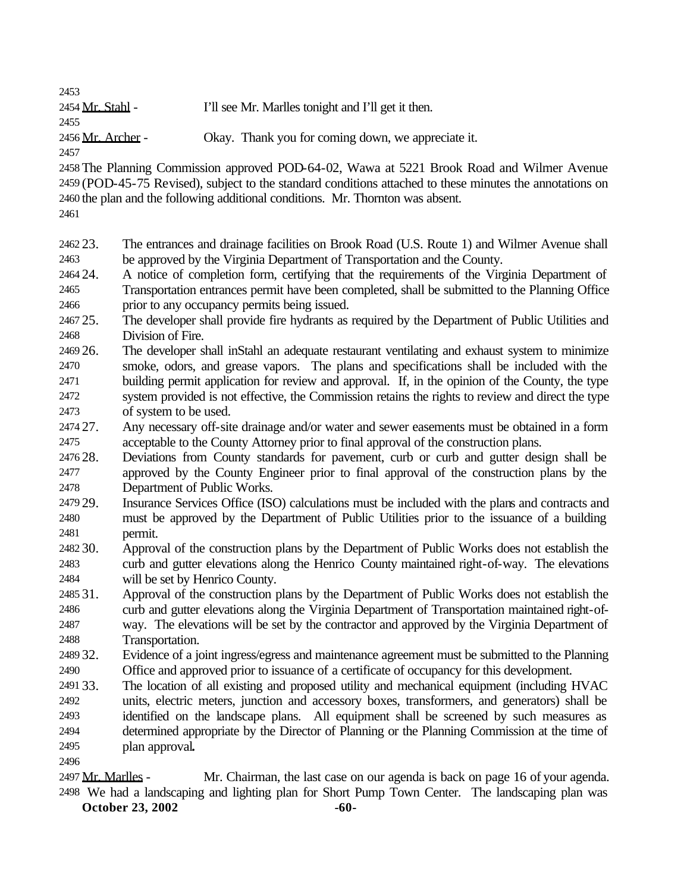Mr. Stahl - I'll see Mr. Marlles tonight and I'll get it then.

Mr. Archer - Okay. Thank you for coming down, we appreciate it.

The Planning Commission approved POD-64-02, Wawa at 5221 Brook Road and Wilmer Avenue (POD-45-75 Revised), subject to the standard conditions attached to these minutes the annotations on the plan and the following additional conditions. Mr. Thornton was absent.

23. The entrances and drainage facilities on Brook Road (U.S. Route 1) and Wilmer Avenue shall be approved by the Virginia Department of Transportation and the County.
24. A notice of completion form, certifying that the requirements of the Virginia Department of Transportation entrances permit have been completed, shall be submitted to the Planning Office prior to any occupancy permits being issued.
25. The developer shall provide fire hydrants as required by the Department of Public Utilities and Division of Fire.
26. The developer shall inStahl an adequate restaurant ventilating and exhaust system to minimize smoke, odors, and grease vapors. The plans and specifications shall be included with the building permit application for review and approval. If, in the opinion of the County, the type system provided is not effective, the Commission retains the rights to review and direct the type of system to be used.
27. Any necessary off-site drainage and/or water and sewer easements must be obtained in a form acceptable to the County Attorney prior to final approval of the construction plans.
28. Deviations from County standards for pavement, curb or curb and gutter design shall be approved by the County Engineer prior to final approval of the construction plans by the Department of Public Works.
29. Insurance Services Office (ISO) calculations must be included with the plans and contracts and must be approved by the Department of Public Utilities prior to the issuance of a building permit.
30. Approval of the construction plans by the Department of Public Works does not establish the curb and gutter elevations along the Henrico County maintained right-of-way. The elevations will be set by Henrico County.
31. Approval of the construction plans by the Department of Public Works does not establish the curb and gutter elevations along the Virginia Department of Transportation maintained right-of-way. The elevations will be set by the contractor and approved by the Virginia Department of Transportation.
32. Evidence of a joint ingress/egress and maintenance agreement must be submitted to the Planning Office and approved prior to issuance of a certificate of occupancy for this development.
33. The location of all existing and proposed utility and mechanical equipment (including HVAC units, electric meters, junction and accessory boxes, transformers, and generators) shall be identified on the landscape plans. All equipment shall be screened by such measures as determined appropriate by the Director of Planning or the Planning Commission at the time of plan approval**.**

Mr. Marlles - Mr. Chairman, the last case on our agenda is back on page 16 of your agenda. We had a landscaping and lighting plan for Short Pump Town Center. The landscaping plan was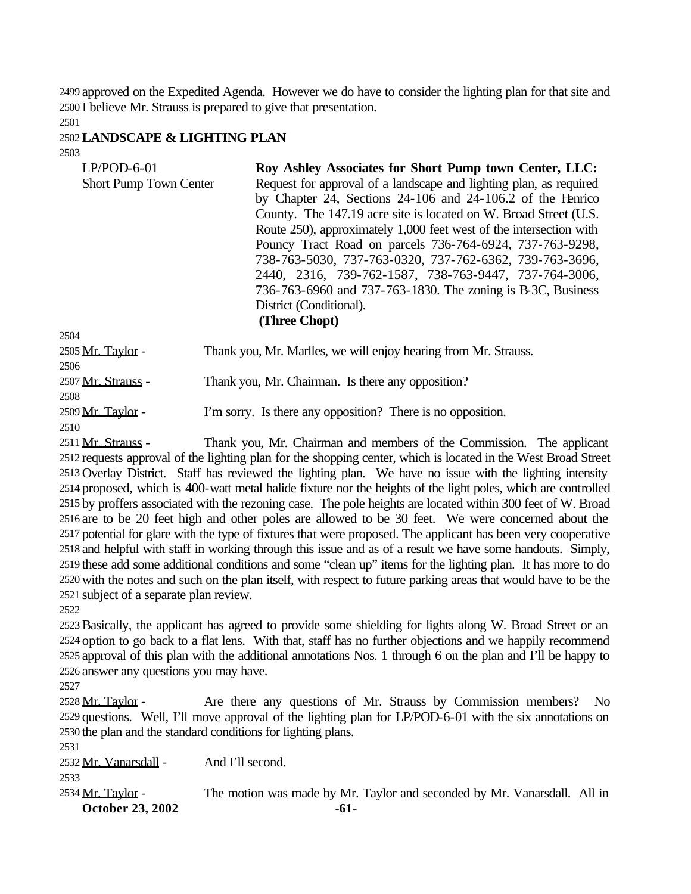approved on the Expedited Agenda. However we do have to consider the lighting plan for that site and I believe Mr. Strauss is prepared to give that presentation.

**LANDSCAPE & LIGHTING PLAN**

| | |
|---|---|
| LP/POD-6-01<br>Short Pump Town Center | **Roy Ashley Associates for Short Pump town Center, LLC:** Request for approval of a landscape and lighting plan, as required by Chapter 24, Sections 24-106 and 24-106.2 of the Henrico County. The 147.19 acre site is located on W. Broad Street (U.S. Route 250), approximately 1,000 feet west of the intersection with Pouncy Tract Road on parcels 736-764-6924, 737-763-9298, 738-763-5030, 737-763-0320, 737-762-6362, 739-763-3696, 2440, 2316, 739-762-1587, 738-763-9447, 737-764-3006, 736-763-6960 and 737-763-1830. The zoning is B-3C, Business District (Conditional). **(Three Chopt)** |

Mr. Taylor - Thank you, Mr. Marlles, we will enjoy hearing from Mr. Strauss.

Mr. Strauss - Thank you, Mr. Chairman. Is there any opposition?

Mr. Taylor - I'm sorry. Is there any opposition? There is no opposition.

Mr. Strauss - Thank you, Mr. Chairman and members of the Commission. The applicant requests approval of the lighting plan for the shopping center, which is located in the West Broad Street Overlay District. Staff has reviewed the lighting plan. We have no issue with the lighting intensity proposed, which is 400-watt metal halide fixture nor the heights of the light poles, which are controlled by proffers associated with the rezoning case. The pole heights are located within 300 feet of W. Broad are to be 20 feet high and other poles are allowed to be 30 feet. We were concerned about the potential for glare with the type of fixtures that were proposed. The applicant has been very cooperative and helpful with staff in working through this issue and as of a result we have some handouts. Simply, these add some additional conditions and some "clean up" items for the lighting plan. It has more to do with the notes and such on the plan itself, with respect to future parking areas that would have to be the subject of a separate plan review.

Basically, the applicant has agreed to provide some shielding for lights along W. Broad Street or an option to go back to a flat lens. With that, staff has no further objections and we happily recommend approval of this plan with the additional annotations Nos. 1 through 6 on the plan and I'll be happy to answer any questions you may have.

Mr. Taylor - Are there any questions of Mr. Strauss by Commission members? No questions. Well, I'll move approval of the lighting plan for LP/POD-6-01 with the six annotations on the plan and the standard conditions for lighting plans.

Mr. Vanarsdall - And I'll second.

Mr. Taylor - The motion was made by Mr. Taylor and seconded by Mr. Vanarsdall. All in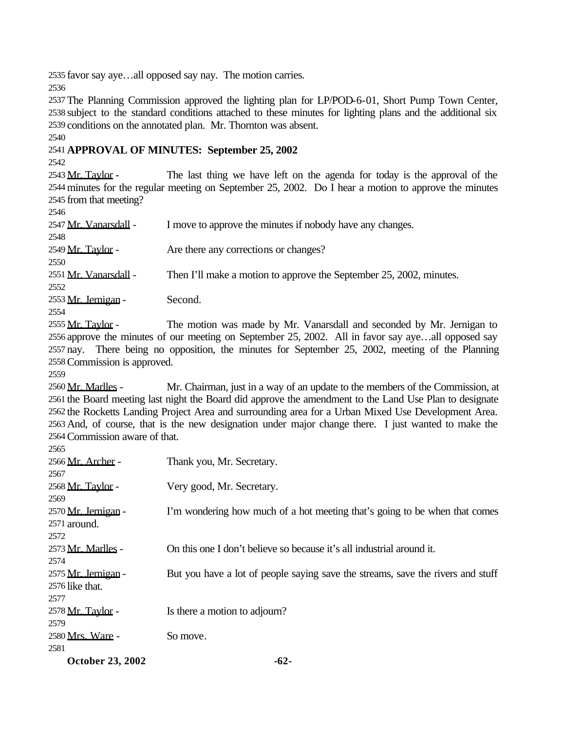favor say aye…all opposed say nay. The motion carries.

The Planning Commission approved the lighting plan for LP/POD-6-01, Short Pump Town Center, subject to the standard conditions attached to these minutes for lighting plans and the additional six conditions on the annotated plan. Mr. Thornton was absent.

**APPROVAL OF MINUTES: September 25, 2002**

Mr. Taylor - The last thing we have left on the agenda for today is the approval of the minutes for the regular meeting on September 25, 2002. Do I hear a motion to approve the minutes from that meeting?

Mr. Vanarsdall - I move to approve the minutes if nobody have any changes.

Mr. Taylor - Are there any corrections or changes?

Mr. Vanarsdall - Then I'll make a motion to approve the September 25, 2002, minutes.

Mr. Jernigan - Second.

Mr. Taylor - The motion was made by Mr. Vanarsdall and seconded by Mr. Jernigan to approve the minutes of our meeting on September 25, 2002. All in favor say aye…all opposed say nay. There being no opposition, the minutes for September 25, 2002, meeting of the Planning Commission is approved.

Mr. Marlles - Mr. Chairman, just in a way of an update to the members of the Commission, at the Board meeting last night the Board did approve the amendment to the Land Use Plan to designate the Rocketts Landing Project Area and surrounding area for a Urban Mixed Use Development Area. And, of course, that is the new designation under major change there. I just wanted to make the Commission aware of that.

Mr. Archer - Thank you, Mr. Secretary.

Mr. Taylor - Very good, Mr. Secretary.

Mr. Jernigan - I'm wondering how much of a hot meeting that's going to be when that comes around.

Mr. Marlles - On this one I don't believe so because it's all industrial around it.

Mr. Jernigan - But you have a lot of people saying save the streams, save the rivers and stuff like that.

Mr. Taylor - Is there a motion to adjourn?

Mrs. Ware - So move.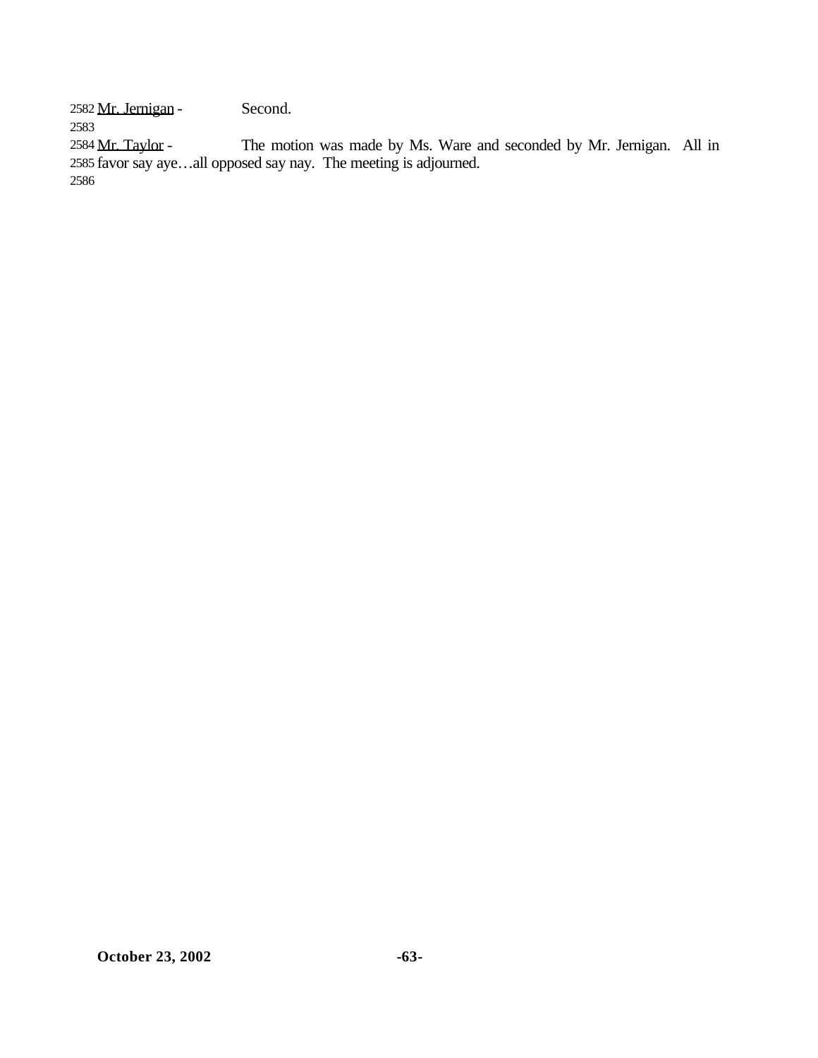2582 Mr. Jernigan - Second.

2583

2584 Mr. Taylor - The motion was made by Ms. Ware and seconded by Mr. Jernigan. All in 2585 favor say aye…all opposed say nay. The meeting is adjourned.

2586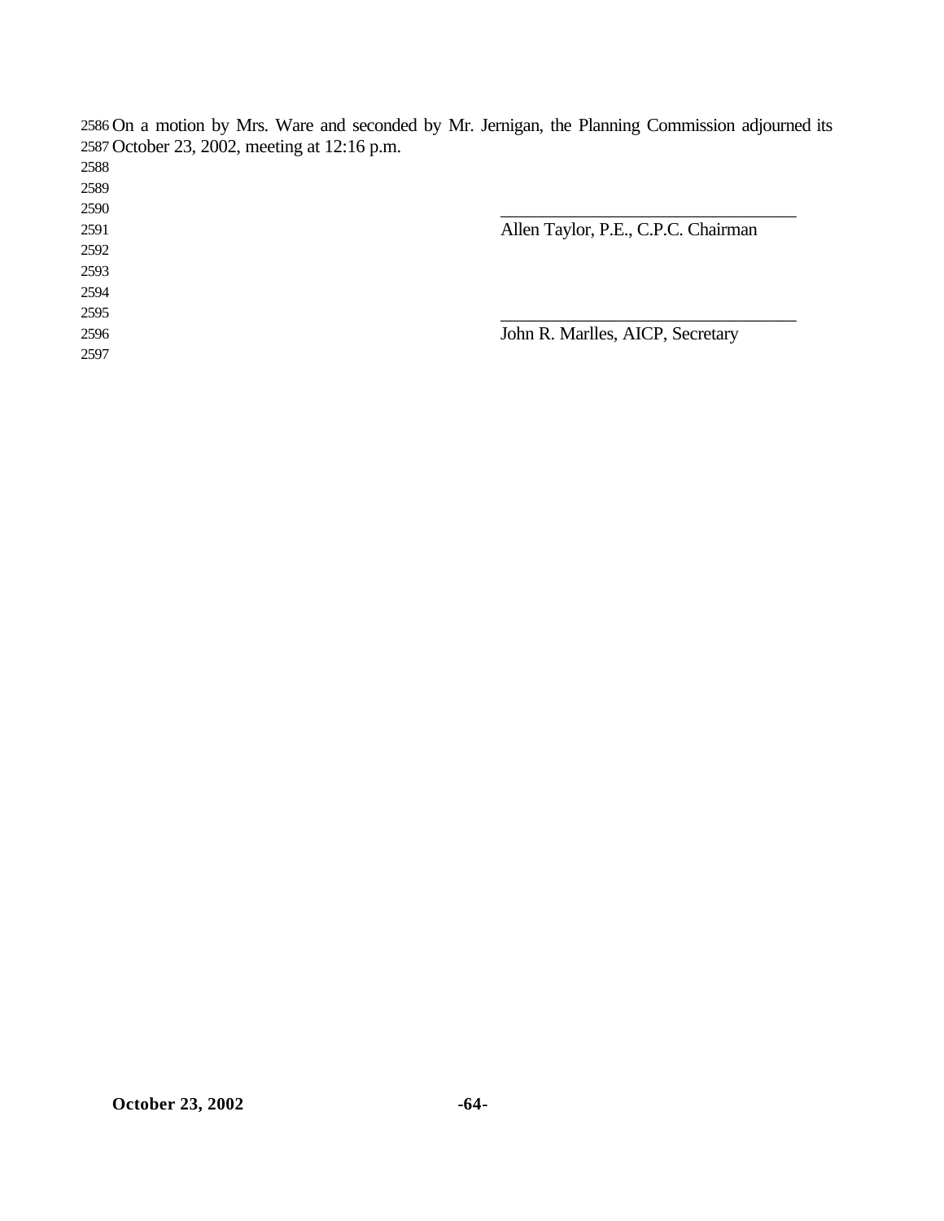On a motion by Mrs. Ware and seconded by Mr. Jernigan, the Planning Commission adjourned its October 23, 2002, meeting at 12:16 p.m.

\_\_\_\_\_\_\_\_\_\_\_\_\_\_\_\_\_\_\_\_\_\_\_\_\_\_\_\_\_\_\_\_\_\_

Allen Taylor, P.E., C.P.C. Chairman

\_\_\_\_\_\_\_\_\_\_\_\_\_\_\_\_\_\_\_\_\_\_\_\_\_\_\_\_\_\_\_\_\_\_

John R. Marlles, AICP, Secretary